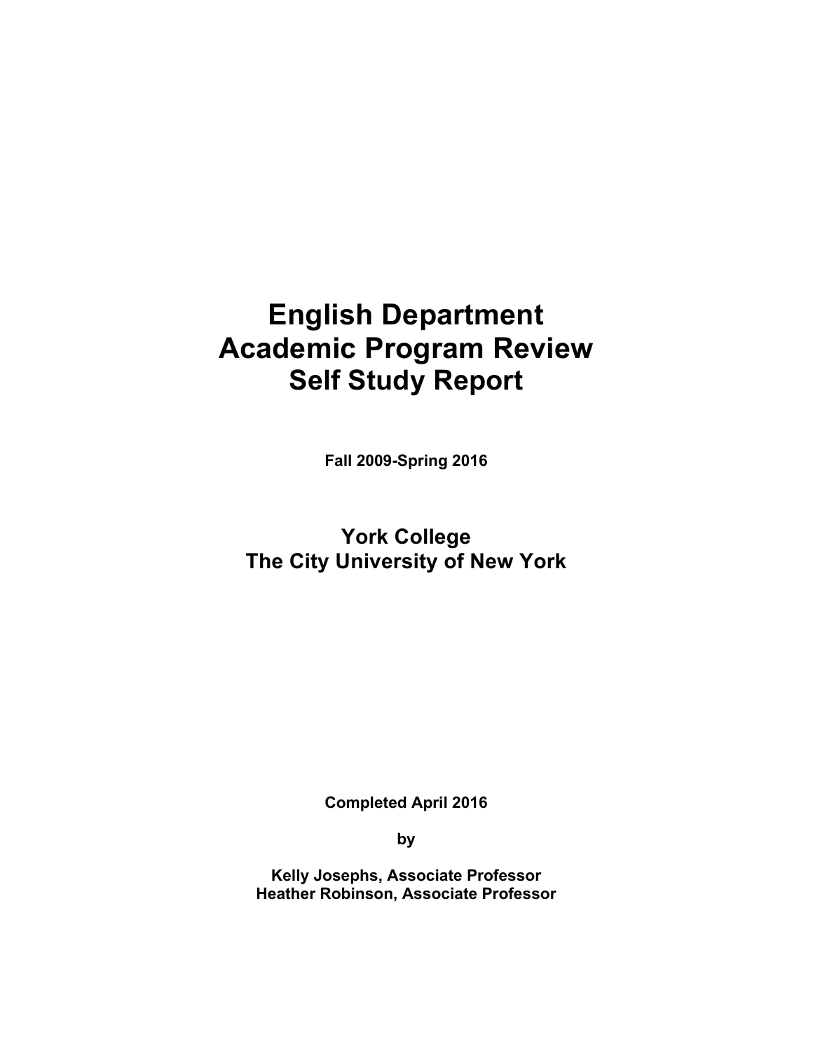# English Department Academic Program Review Self Study Report

**Fall 2009-Spring 2016**

## York College
## The City University of New York

**Completed April 2016**

**by**

**Kelly Josephs, Associate Professor**
**Heather Robinson, Associate Professor**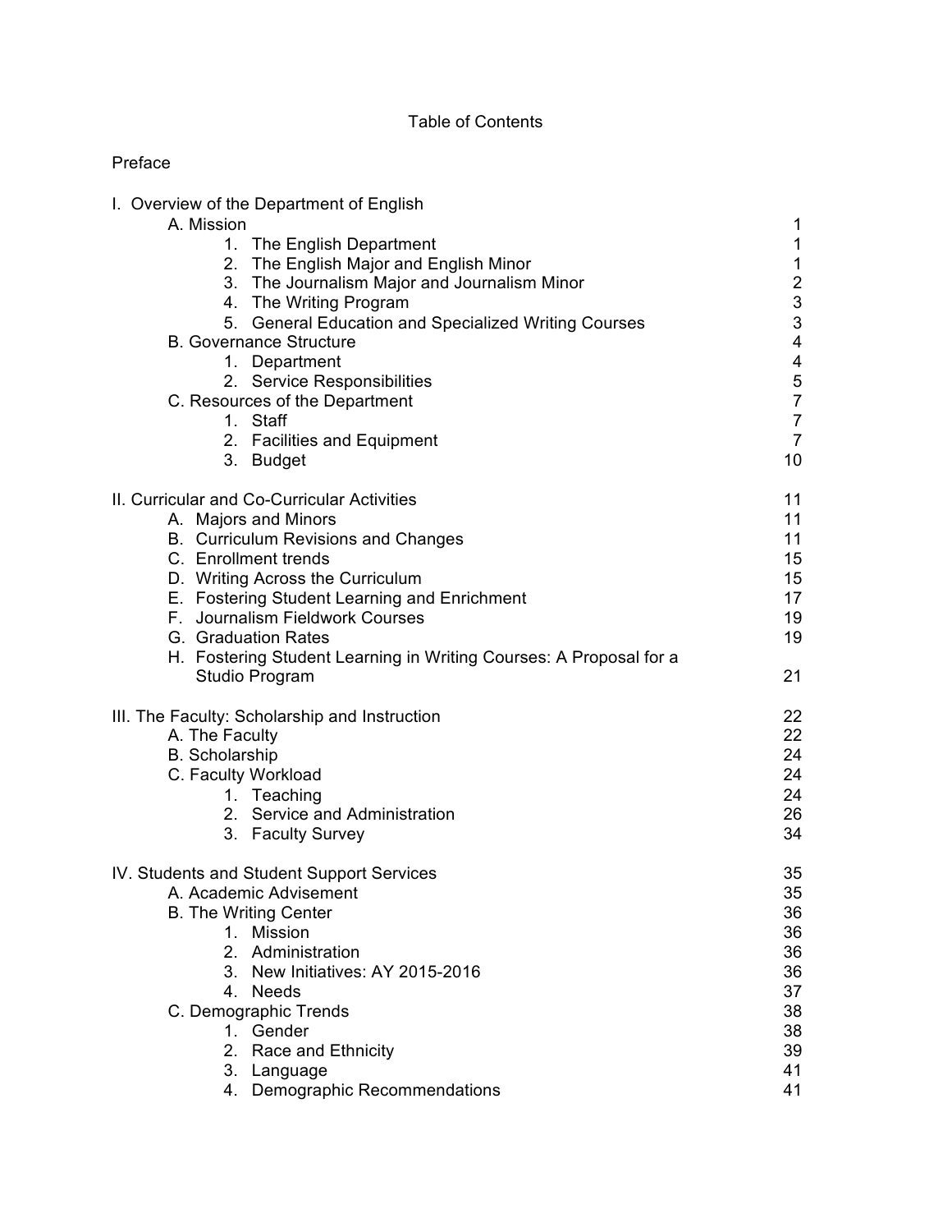# Table of Contents

Preface

| | |
|---|---|
| I. Overview of the Department of English | |
| &nbsp;&nbsp;&nbsp;&nbsp;A. Mission | 1 |
| &nbsp;&nbsp;&nbsp;&nbsp;&nbsp;&nbsp;&nbsp;&nbsp;1. The English Department | 1 |
| &nbsp;&nbsp;&nbsp;&nbsp;&nbsp;&nbsp;&nbsp;&nbsp;2. The English Major and English Minor | 1 |
| &nbsp;&nbsp;&nbsp;&nbsp;&nbsp;&nbsp;&nbsp;&nbsp;3. The Journalism Major and Journalism Minor | 2 |
| &nbsp;&nbsp;&nbsp;&nbsp;&nbsp;&nbsp;&nbsp;&nbsp;4. The Writing Program | 3 |
| &nbsp;&nbsp;&nbsp;&nbsp;&nbsp;&nbsp;&nbsp;&nbsp;5. General Education and Specialized Writing Courses | 3 |
| &nbsp;&nbsp;&nbsp;&nbsp;B. Governance Structure | 4 |
| &nbsp;&nbsp;&nbsp;&nbsp;&nbsp;&nbsp;&nbsp;&nbsp;1. Department | 4 |
| &nbsp;&nbsp;&nbsp;&nbsp;&nbsp;&nbsp;&nbsp;&nbsp;2. Service Responsibilities | 5 |
| &nbsp;&nbsp;&nbsp;&nbsp;C. Resources of the Department | 7 |
| &nbsp;&nbsp;&nbsp;&nbsp;&nbsp;&nbsp;&nbsp;&nbsp;1. Staff | 7 |
| &nbsp;&nbsp;&nbsp;&nbsp;&nbsp;&nbsp;&nbsp;&nbsp;2. Facilities and Equipment | 7 |
| &nbsp;&nbsp;&nbsp;&nbsp;&nbsp;&nbsp;&nbsp;&nbsp;3. Budget | 10 |
| II. Curricular and Co-Curricular Activities | 11 |
| &nbsp;&nbsp;&nbsp;&nbsp;A. Majors and Minors | 11 |
| &nbsp;&nbsp;&nbsp;&nbsp;B. Curriculum Revisions and Changes | 11 |
| &nbsp;&nbsp;&nbsp;&nbsp;C. Enrollment trends | 15 |
| &nbsp;&nbsp;&nbsp;&nbsp;D. Writing Across the Curriculum | 15 |
| &nbsp;&nbsp;&nbsp;&nbsp;E. Fostering Student Learning and Enrichment | 17 |
| &nbsp;&nbsp;&nbsp;&nbsp;F. Journalism Fieldwork Courses | 19 |
| &nbsp;&nbsp;&nbsp;&nbsp;G. Graduation Rates | 19 |
| &nbsp;&nbsp;&nbsp;&nbsp;H. Fostering Student Learning in Writing Courses: A Proposal for a Studio Program | 21 |
| III. The Faculty: Scholarship and Instruction | 22 |
| &nbsp;&nbsp;&nbsp;&nbsp;A. The Faculty | 22 |
| &nbsp;&nbsp;&nbsp;&nbsp;B. Scholarship | 24 |
| &nbsp;&nbsp;&nbsp;&nbsp;C. Faculty Workload | 24 |
| &nbsp;&nbsp;&nbsp;&nbsp;&nbsp;&nbsp;&nbsp;&nbsp;1. Teaching | 24 |
| &nbsp;&nbsp;&nbsp;&nbsp;&nbsp;&nbsp;&nbsp;&nbsp;2. Service and Administration | 26 |
| &nbsp;&nbsp;&nbsp;&nbsp;&nbsp;&nbsp;&nbsp;&nbsp;3. Faculty Survey | 34 |
| IV. Students and Student Support Services | 35 |
| &nbsp;&nbsp;&nbsp;&nbsp;A. Academic Advisement | 35 |
| &nbsp;&nbsp;&nbsp;&nbsp;B. The Writing Center | 36 |
| &nbsp;&nbsp;&nbsp;&nbsp;&nbsp;&nbsp;&nbsp;&nbsp;1. Mission | 36 |
| &nbsp;&nbsp;&nbsp;&nbsp;&nbsp;&nbsp;&nbsp;&nbsp;2. Administration | 36 |
| &nbsp;&nbsp;&nbsp;&nbsp;&nbsp;&nbsp;&nbsp;&nbsp;3. New Initiatives: AY 2015-2016 | 36 |
| &nbsp;&nbsp;&nbsp;&nbsp;&nbsp;&nbsp;&nbsp;&nbsp;4. Needs | 37 |
| &nbsp;&nbsp;&nbsp;&nbsp;C. Demographic Trends | 38 |
| &nbsp;&nbsp;&nbsp;&nbsp;&nbsp;&nbsp;&nbsp;&nbsp;1. Gender | 38 |
| &nbsp;&nbsp;&nbsp;&nbsp;&nbsp;&nbsp;&nbsp;&nbsp;2. Race and Ethnicity | 39 |
| &nbsp;&nbsp;&nbsp;&nbsp;&nbsp;&nbsp;&nbsp;&nbsp;3. Language | 41 |
| &nbsp;&nbsp;&nbsp;&nbsp;&nbsp;&nbsp;&nbsp;&nbsp;4. Demographic Recommendations | 41 |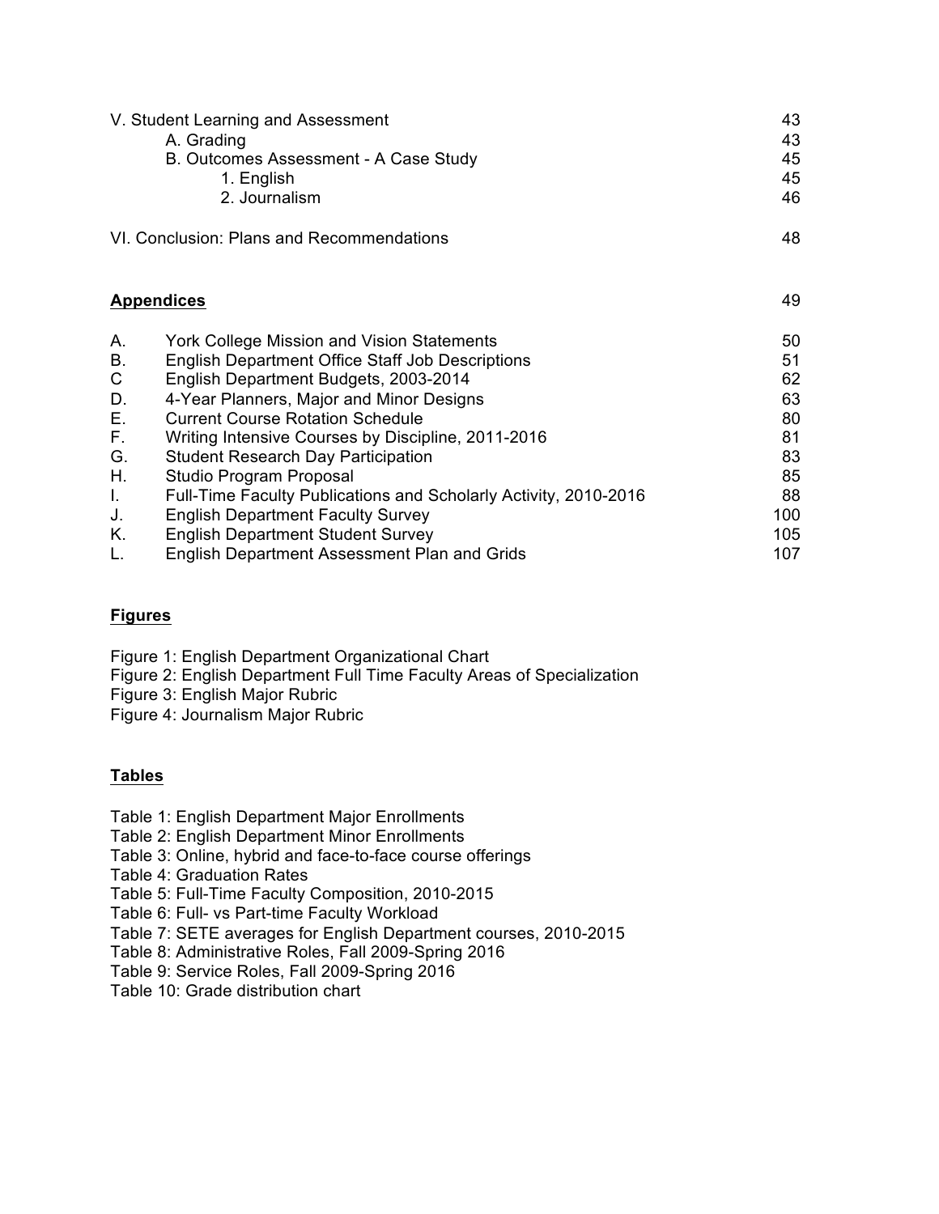| | |
|---|---|
| V. Student Learning and Assessment | 43 |
| &nbsp;&nbsp;&nbsp;&nbsp;A. Grading | 43 |
| &nbsp;&nbsp;&nbsp;&nbsp;B. Outcomes Assessment - A Case Study | 45 |
| &nbsp;&nbsp;&nbsp;&nbsp;&nbsp;&nbsp;&nbsp;&nbsp;1. English | 45 |
| &nbsp;&nbsp;&nbsp;&nbsp;&nbsp;&nbsp;&nbsp;&nbsp;2. Journalism | 46 |
| VI. Conclusion: Plans and Recommendations | 48 |

## Appendices 49

| | | |
|---|---|---|
| A. | York College Mission and Vision Statements | 50 |
| B. | English Department Office Staff Job Descriptions | 51 |
| C | English Department Budgets, 2003-2014 | 62 |
| D. | 4-Year Planners, Major and Minor Designs | 63 |
| E. | Current Course Rotation Schedule | 80 |
| F. | Writing Intensive Courses by Discipline, 2011-2016 | 81 |
| G. | Student Research Day Participation | 83 |
| H. | Studio Program Proposal | 85 |
| I. | Full-Time Faculty Publications and Scholarly Activity, 2010-2016 | 88 |
| J. | English Department Faculty Survey | 100 |
| K. | English Department Student Survey | 105 |
| L. | English Department Assessment Plan and Grids | 107 |

## Figures

Figure 1: English Department Organizational Chart
Figure 2: English Department Full Time Faculty Areas of Specialization
Figure 3: English Major Rubric
Figure 4: Journalism Major Rubric

## Tables

Table 1: English Department Major Enrollments
Table 2: English Department Minor Enrollments
Table 3: Online, hybrid and face-to-face course offerings
Table 4: Graduation Rates
Table 5: Full-Time Faculty Composition, 2010-2015
Table 6: Full- vs Part-time Faculty Workload
Table 7: SETE averages for English Department courses, 2010-2015
Table 8: Administrative Roles, Fall 2009-Spring 2016
Table 9: Service Roles, Fall 2009-Spring 2016
Table 10: Grade distribution chart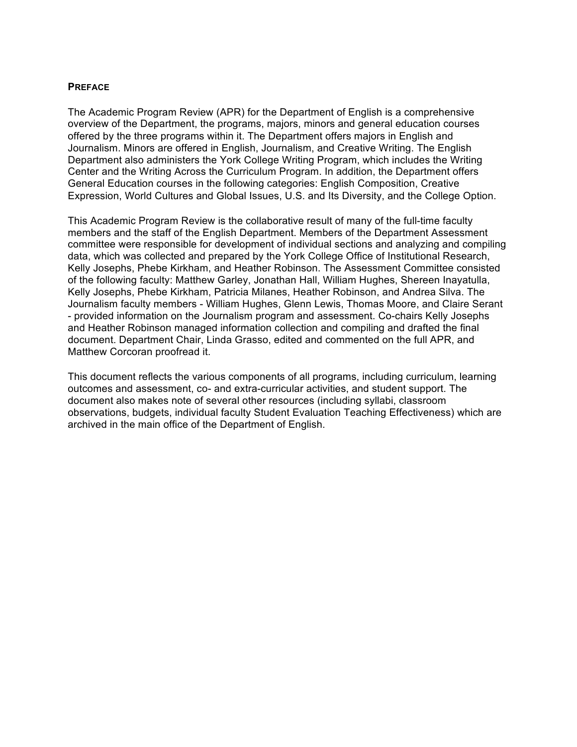## PREFACE

The Academic Program Review (APR) for the Department of English is a comprehensive overview of the Department, the programs, majors, minors and general education courses offered by the three programs within it. The Department offers majors in English and Journalism. Minors are offered in English, Journalism, and Creative Writing. The English Department also administers the York College Writing Program, which includes the Writing Center and the Writing Across the Curriculum Program. In addition, the Department offers General Education courses in the following categories: English Composition, Creative Expression, World Cultures and Global Issues, U.S. and Its Diversity, and the College Option.

This Academic Program Review is the collaborative result of many of the full-time faculty members and the staff of the English Department. Members of the Department Assessment committee were responsible for development of individual sections and analyzing and compiling data, which was collected and prepared by the York College Office of Institutional Research, Kelly Josephs, Phebe Kirkham, and Heather Robinson. The Assessment Committee consisted of the following faculty: Matthew Garley, Jonathan Hall, William Hughes, Shereen Inayatulla, Kelly Josephs, Phebe Kirkham, Patricia Milanes, Heather Robinson, and Andrea Silva. The Journalism faculty members - William Hughes, Glenn Lewis, Thomas Moore, and Claire Serant - provided information on the Journalism program and assessment. Co-chairs Kelly Josephs and Heather Robinson managed information collection and compiling and drafted the final document. Department Chair, Linda Grasso, edited and commented on the full APR, and Matthew Corcoran proofread it.

This document reflects the various components of all programs, including curriculum, learning outcomes and assessment, co- and extra-curricular activities, and student support. The document also makes note of several other resources (including syllabi, classroom observations, budgets, individual faculty Student Evaluation Teaching Effectiveness) which are archived in the main office of the Department of English.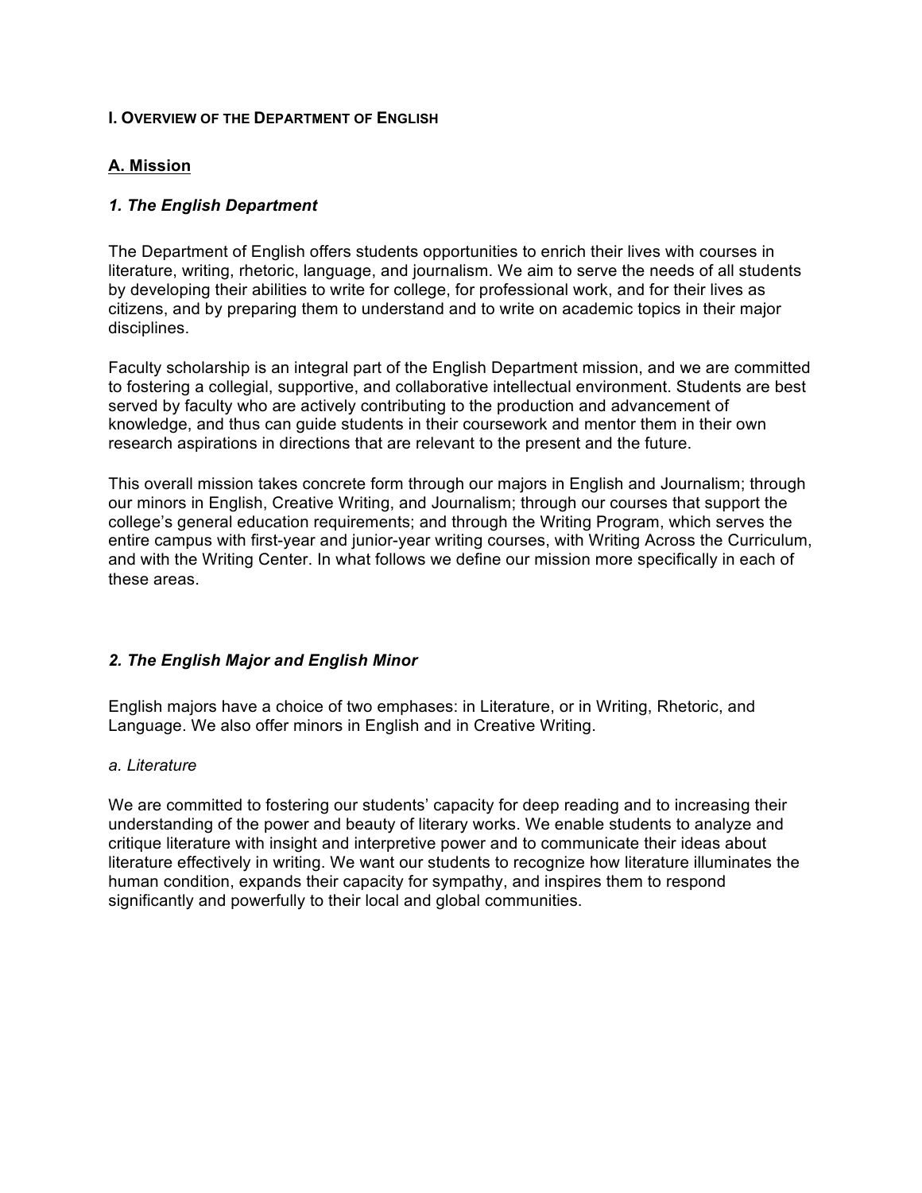# I. Overview of the Department of English

## A. Mission

### *1. The English Department*

The Department of English offers students opportunities to enrich their lives with courses in literature, writing, rhetoric, language, and journalism. We aim to serve the needs of all students by developing their abilities to write for college, for professional work, and for their lives as citizens, and by preparing them to understand and to write on academic topics in their major disciplines.

Faculty scholarship is an integral part of the English Department mission, and we are committed to fostering a collegial, supportive, and collaborative intellectual environment. Students are best served by faculty who are actively contributing to the production and advancement of knowledge, and thus can guide students in their coursework and mentor them in their own research aspirations in directions that are relevant to the present and the future.

This overall mission takes concrete form through our majors in English and Journalism; through our minors in English, Creative Writing, and Journalism; through our courses that support the college's general education requirements; and through the Writing Program, which serves the entire campus with first-year and junior-year writing courses, with Writing Across the Curriculum, and with the Writing Center. In what follows we define our mission more specifically in each of these areas.

### *2. The English Major and English Minor*

English majors have a choice of two emphases: in Literature, or in Writing, Rhetoric, and Language. We also offer minors in English and in Creative Writing.

*a. Literature*

We are committed to fostering our students' capacity for deep reading and to increasing their understanding of the power and beauty of literary works. We enable students to analyze and critique literature with insight and interpretive power and to communicate their ideas about literature effectively in writing. We want our students to recognize how literature illuminates the human condition, expands their capacity for sympathy, and inspires them to respond significantly and powerfully to their local and global communities.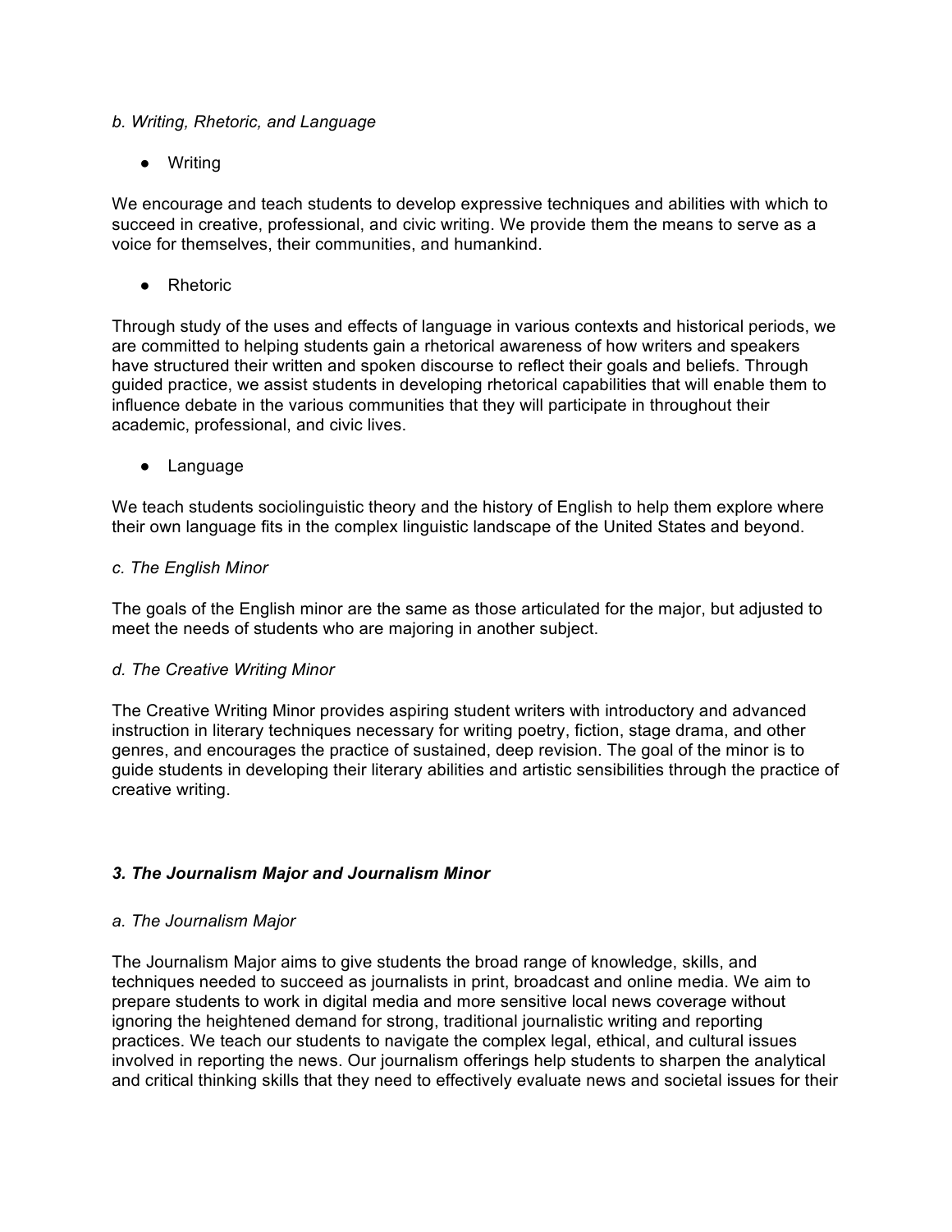*b. Writing, Rhetoric, and Language*

- Writing

We encourage and teach students to develop expressive techniques and abilities with which to succeed in creative, professional, and civic writing. We provide them the means to serve as a voice for themselves, their communities, and humankind.

- Rhetoric

Through study of the uses and effects of language in various contexts and historical periods, we are committed to helping students gain a rhetorical awareness of how writers and speakers have structured their written and spoken discourse to reflect their goals and beliefs. Through guided practice, we assist students in developing rhetorical capabilities that will enable them to influence debate in the various communities that they will participate in throughout their academic, professional, and civic lives.

- Language

We teach students sociolinguistic theory and the history of English to help them explore where their own language fits in the complex linguistic landscape of the United States and beyond.

*c. The English Minor*

The goals of the English minor are the same as those articulated for the major, but adjusted to meet the needs of students who are majoring in another subject.

*d. The Creative Writing Minor*

The Creative Writing Minor provides aspiring student writers with introductory and advanced instruction in literary techniques necessary for writing poetry, fiction, stage drama, and other genres, and encourages the practice of sustained, deep revision. The goal of the minor is to guide students in developing their literary abilities and artistic sensibilities through the practice of creative writing.

### ***3. The Journalism Major and Journalism Minor***

*a. The Journalism Major*

The Journalism Major aims to give students the broad range of knowledge, skills, and techniques needed to succeed as journalists in print, broadcast and online media. We aim to prepare students to work in digital media and more sensitive local news coverage without ignoring the heightened demand for strong, traditional journalistic writing and reporting practices. We teach our students to navigate the complex legal, ethical, and cultural issues involved in reporting the news. Our journalism offerings help students to sharpen the analytical and critical thinking skills that they need to effectively evaluate news and societal issues for their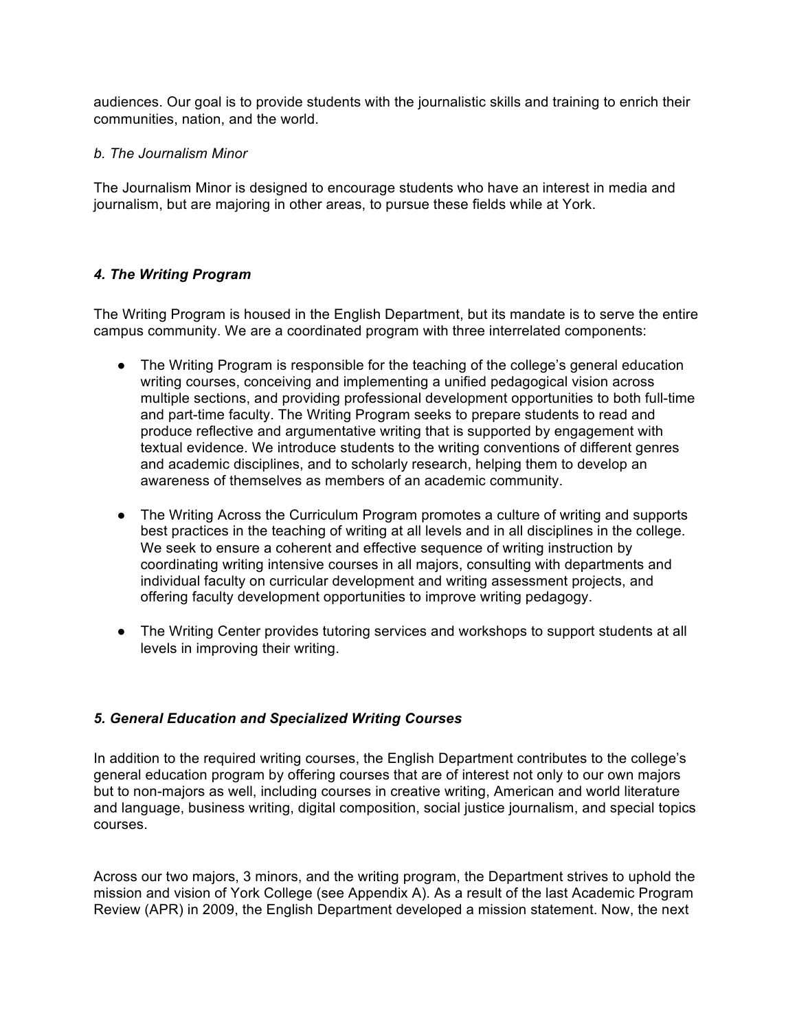audiences. Our goal is to provide students with the journalistic skills and training to enrich their communities, nation, and the world.

*b. The Journalism Minor*

The Journalism Minor is designed to encourage students who have an interest in media and journalism, but are majoring in other areas, to pursue these fields while at York.

### *4. The Writing Program*

The Writing Program is housed in the English Department, but its mandate is to serve the entire campus community. We are a coordinated program with three interrelated components:

- The Writing Program is responsible for the teaching of the college's general education writing courses, conceiving and implementing a unified pedagogical vision across multiple sections, and providing professional development opportunities to both full-time and part-time faculty. The Writing Program seeks to prepare students to read and produce reflective and argumentative writing that is supported by engagement with textual evidence. We introduce students to the writing conventions of different genres and academic disciplines, and to scholarly research, helping them to develop an awareness of themselves as members of an academic community.

- The Writing Across the Curriculum Program promotes a culture of writing and supports best practices in the teaching of writing at all levels and in all disciplines in the college. We seek to ensure a coherent and effective sequence of writing instruction by coordinating writing intensive courses in all majors, consulting with departments and individual faculty on curricular development and writing assessment projects, and offering faculty development opportunities to improve writing pedagogy.

- The Writing Center provides tutoring services and workshops to support students at all levels in improving their writing.

### *5. General Education and Specialized Writing Courses*

In addition to the required writing courses, the English Department contributes to the college's general education program by offering courses that are of interest not only to our own majors but to non-majors as well, including courses in creative writing, American and world literature and language, business writing, digital composition, social justice journalism, and special topics courses.

Across our two majors, 3 minors, and the writing program, the Department strives to uphold the mission and vision of York College (see Appendix A). As a result of the last Academic Program Review (APR) in 2009, the English Department developed a mission statement. Now, the next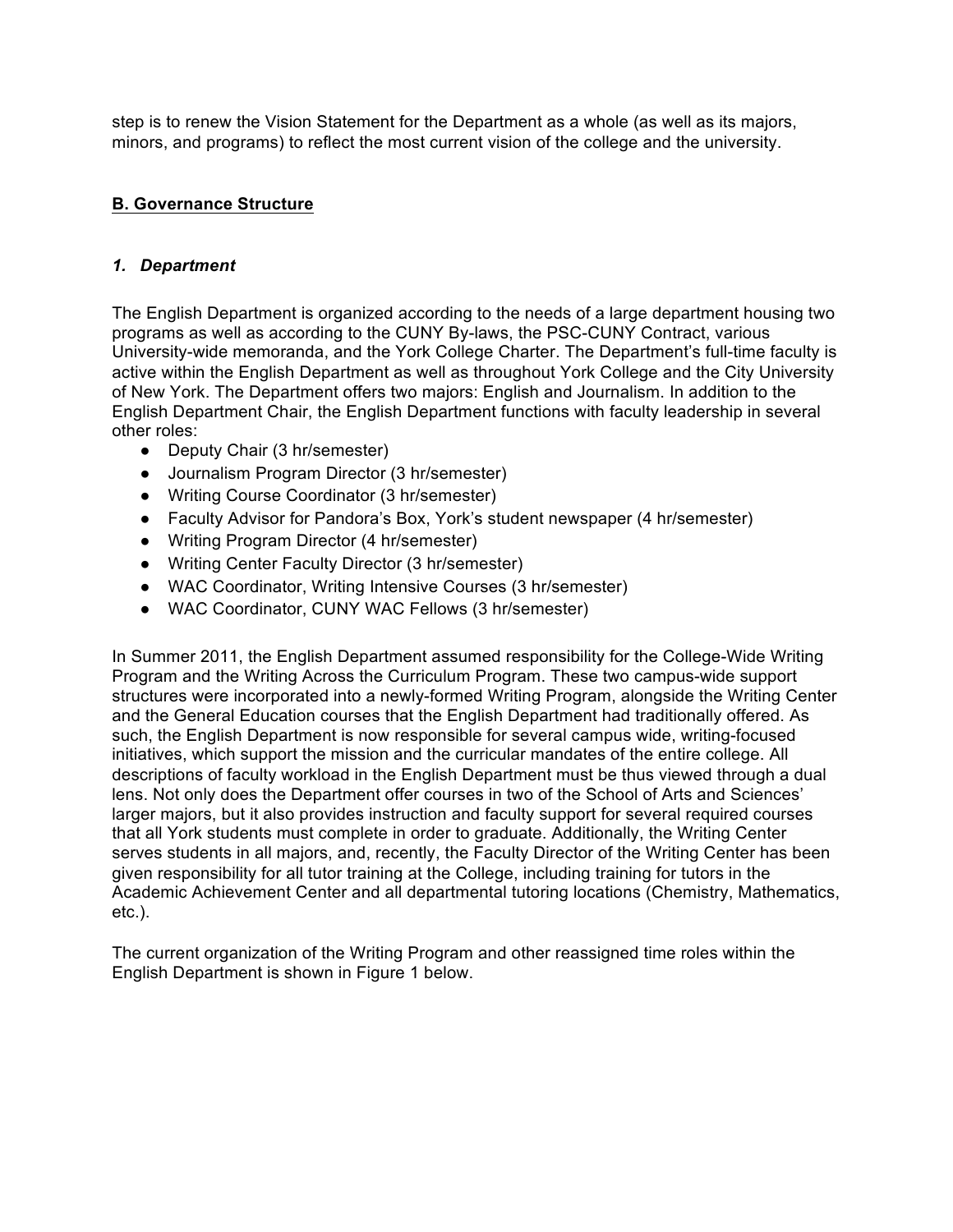step is to renew the Vision Statement for the Department as a whole (as well as its majors, minors, and programs) to reflect the most current vision of the college and the university.

## B. Governance Structure

### *1. Department*

The English Department is organized according to the needs of a large department housing two programs as well as according to the CUNY By-laws, the PSC-CUNY Contract, various University-wide memoranda, and the York College Charter. The Department's full-time faculty is active within the English Department as well as throughout York College and the City University of New York. The Department offers two majors: English and Journalism. In addition to the English Department Chair, the English Department functions with faculty leadership in several other roles:

- Deputy Chair (3 hr/semester)
- Journalism Program Director (3 hr/semester)
- Writing Course Coordinator (3 hr/semester)
- Faculty Advisor for Pandora's Box, York's student newspaper (4 hr/semester)
- Writing Program Director (4 hr/semester)
- Writing Center Faculty Director (3 hr/semester)
- WAC Coordinator, Writing Intensive Courses (3 hr/semester)
- WAC Coordinator, CUNY WAC Fellows (3 hr/semester)

In Summer 2011, the English Department assumed responsibility for the College-Wide Writing Program and the Writing Across the Curriculum Program. These two campus-wide support structures were incorporated into a newly-formed Writing Program, alongside the Writing Center and the General Education courses that the English Department had traditionally offered. As such, the English Department is now responsible for several campus wide, writing-focused initiatives, which support the mission and the curricular mandates of the entire college. All descriptions of faculty workload in the English Department must be thus viewed through a dual lens. Not only does the Department offer courses in two of the School of Arts and Sciences' larger majors, but it also provides instruction and faculty support for several required courses that all York students must complete in order to graduate. Additionally, the Writing Center serves students in all majors, and, recently, the Faculty Director of the Writing Center has been given responsibility for all tutor training at the College, including training for tutors in the Academic Achievement Center and all departmental tutoring locations (Chemistry, Mathematics, etc.).

The current organization of the Writing Program and other reassigned time roles within the English Department is shown in Figure 1 below.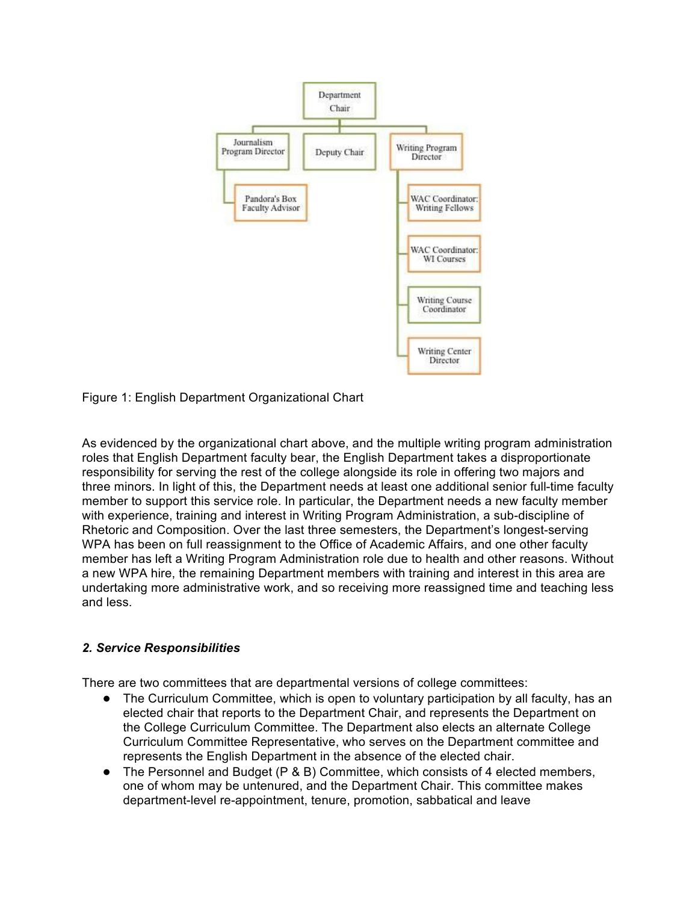Department Chair

Journalism Program Director

Deputy Chair

Writing Program Director

Pandora's Box Faculty Advisor

WAC Coordinator: Writing Fellows

WAC Coordinator: WI Courses

Writing Course Coordinator

Writing Center Director

Figure 1: English Department Organizational Chart

As evidenced by the organizational chart above, and the multiple writing program administration roles that English Department faculty bear, the English Department takes a disproportionate responsibility for serving the rest of the college alongside its role in offering two majors and three minors. In light of this, the Department needs at least one additional senior full-time faculty member to support this service role. In particular, the Department needs a new faculty member with experience, training and interest in Writing Program Administration, a sub-discipline of Rhetoric and Composition. Over the last three semesters, the Department's longest-serving WPA has been on full reassignment to the Office of Academic Affairs, and one other faculty member has left a Writing Program Administration role due to health and other reasons. Without a new WPA hire, the remaining Department members with training and interest in this area are undertaking more administrative work, and so receiving more reassigned time and teaching less and less.

### *2. Service Responsibilities*

There are two committees that are departmental versions of college committees:

- The Curriculum Committee, which is open to voluntary participation by all faculty, has an elected chair that reports to the Department Chair, and represents the Department on the College Curriculum Committee. The Department also elects an alternate College Curriculum Committee Representative, who serves on the Department committee and represents the English Department in the absence of the elected chair.
- The Personnel and Budget (P & B) Committee, which consists of 4 elected members, one of whom may be untenured, and the Department Chair. This committee makes department-level re-appointment, tenure, promotion, sabbatical and leave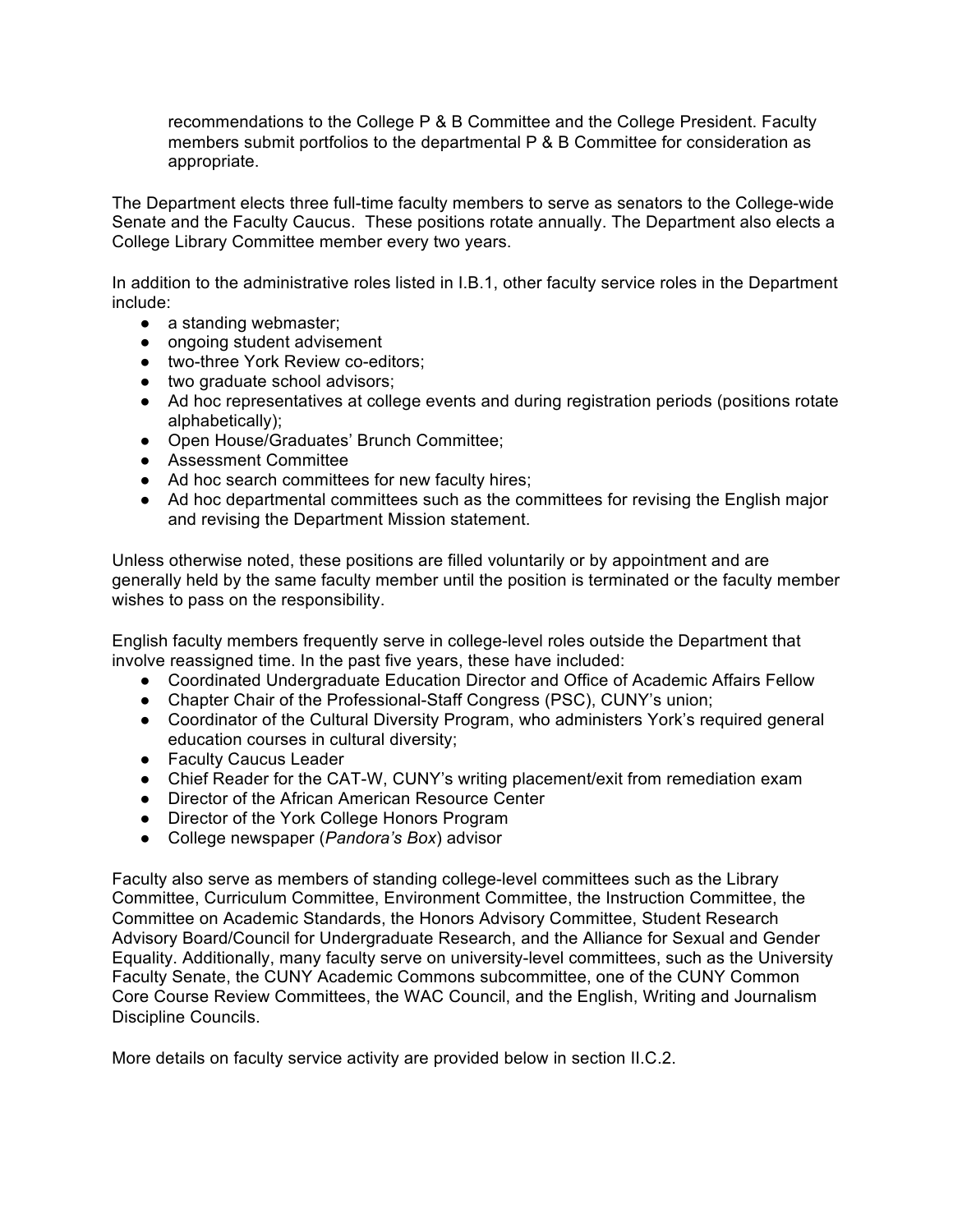recommendations to the College P & B Committee and the College President. Faculty members submit portfolios to the departmental P & B Committee for consideration as appropriate.

The Department elects three full-time faculty members to serve as senators to the College-wide Senate and the Faculty Caucus. These positions rotate annually. The Department also elects a College Library Committee member every two years.

In addition to the administrative roles listed in I.B.1, other faculty service roles in the Department include:

- a standing webmaster;
- ongoing student advisement
- two-three York Review co-editors;
- two graduate school advisors;
- Ad hoc representatives at college events and during registration periods (positions rotate alphabetically);
- Open House/Graduates' Brunch Committee;
- Assessment Committee
- Ad hoc search committees for new faculty hires;
- Ad hoc departmental committees such as the committees for revising the English major and revising the Department Mission statement.

Unless otherwise noted, these positions are filled voluntarily or by appointment and are generally held by the same faculty member until the position is terminated or the faculty member wishes to pass on the responsibility.

English faculty members frequently serve in college-level roles outside the Department that involve reassigned time. In the past five years, these have included:

- Coordinated Undergraduate Education Director and Office of Academic Affairs Fellow
- Chapter Chair of the Professional-Staff Congress (PSC), CUNY's union;
- Coordinator of the Cultural Diversity Program, who administers York's required general education courses in cultural diversity;
- Faculty Caucus Leader
- Chief Reader for the CAT-W, CUNY's writing placement/exit from remediation exam
- Director of the African American Resource Center
- Director of the York College Honors Program
- College newspaper (*Pandora's Box*) advisor

Faculty also serve as members of standing college-level committees such as the Library Committee, Curriculum Committee, Environment Committee, the Instruction Committee, the Committee on Academic Standards, the Honors Advisory Committee, Student Research Advisory Board/Council for Undergraduate Research, and the Alliance for Sexual and Gender Equality. Additionally, many faculty serve on university-level committees, such as the University Faculty Senate, the CUNY Academic Commons subcommittee, one of the CUNY Common Core Course Review Committees, the WAC Council, and the English, Writing and Journalism Discipline Councils.

More details on faculty service activity are provided below in section II.C.2.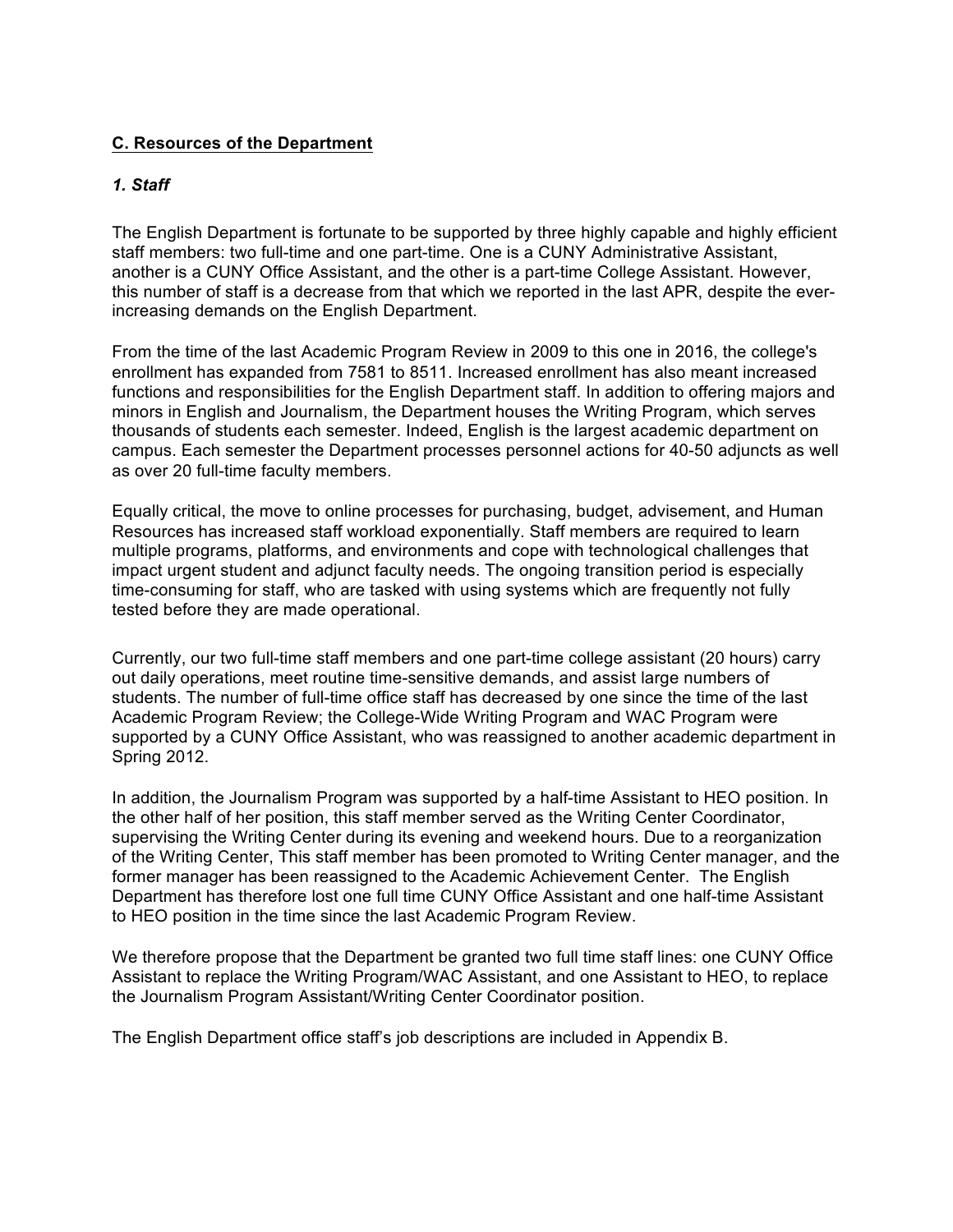## C. Resources of the Department

### *1. Staff*

The English Department is fortunate to be supported by three highly capable and highly efficient staff members: two full-time and one part-time. One is a CUNY Administrative Assistant, another is a CUNY Office Assistant, and the other is a part-time College Assistant. However, this number of staff is a decrease from that which we reported in the last APR, despite the ever-increasing demands on the English Department.

From the time of the last Academic Program Review in 2009 to this one in 2016, the college's enrollment has expanded from 7581 to 8511. Increased enrollment has also meant increased functions and responsibilities for the English Department staff. In addition to offering majors and minors in English and Journalism, the Department houses the Writing Program, which serves thousands of students each semester. Indeed, English is the largest academic department on campus. Each semester the Department processes personnel actions for 40-50 adjuncts as well as over 20 full-time faculty members.

Equally critical, the move to online processes for purchasing, budget, advisement, and Human Resources has increased staff workload exponentially. Staff members are required to learn multiple programs, platforms, and environments and cope with technological challenges that impact urgent student and adjunct faculty needs. The ongoing transition period is especially time-consuming for staff, who are tasked with using systems which are frequently not fully tested before they are made operational.

Currently, our two full-time staff members and one part-time college assistant (20 hours) carry out daily operations, meet routine time-sensitive demands, and assist large numbers of students. The number of full-time office staff has decreased by one since the time of the last Academic Program Review; the College-Wide Writing Program and WAC Program were supported by a CUNY Office Assistant, who was reassigned to another academic department in Spring 2012.

In addition, the Journalism Program was supported by a half-time Assistant to HEO position. In the other half of her position, this staff member served as the Writing Center Coordinator, supervising the Writing Center during its evening and weekend hours. Due to a reorganization of the Writing Center, This staff member has been promoted to Writing Center manager, and the former manager has been reassigned to the Academic Achievement Center. The English Department has therefore lost one full time CUNY Office Assistant and one half-time Assistant to HEO position in the time since the last Academic Program Review.

We therefore propose that the Department be granted two full time staff lines: one CUNY Office Assistant to replace the Writing Program/WAC Assistant, and one Assistant to HEO, to replace the Journalism Program Assistant/Writing Center Coordinator position.

The English Department office staff's job descriptions are included in Appendix B.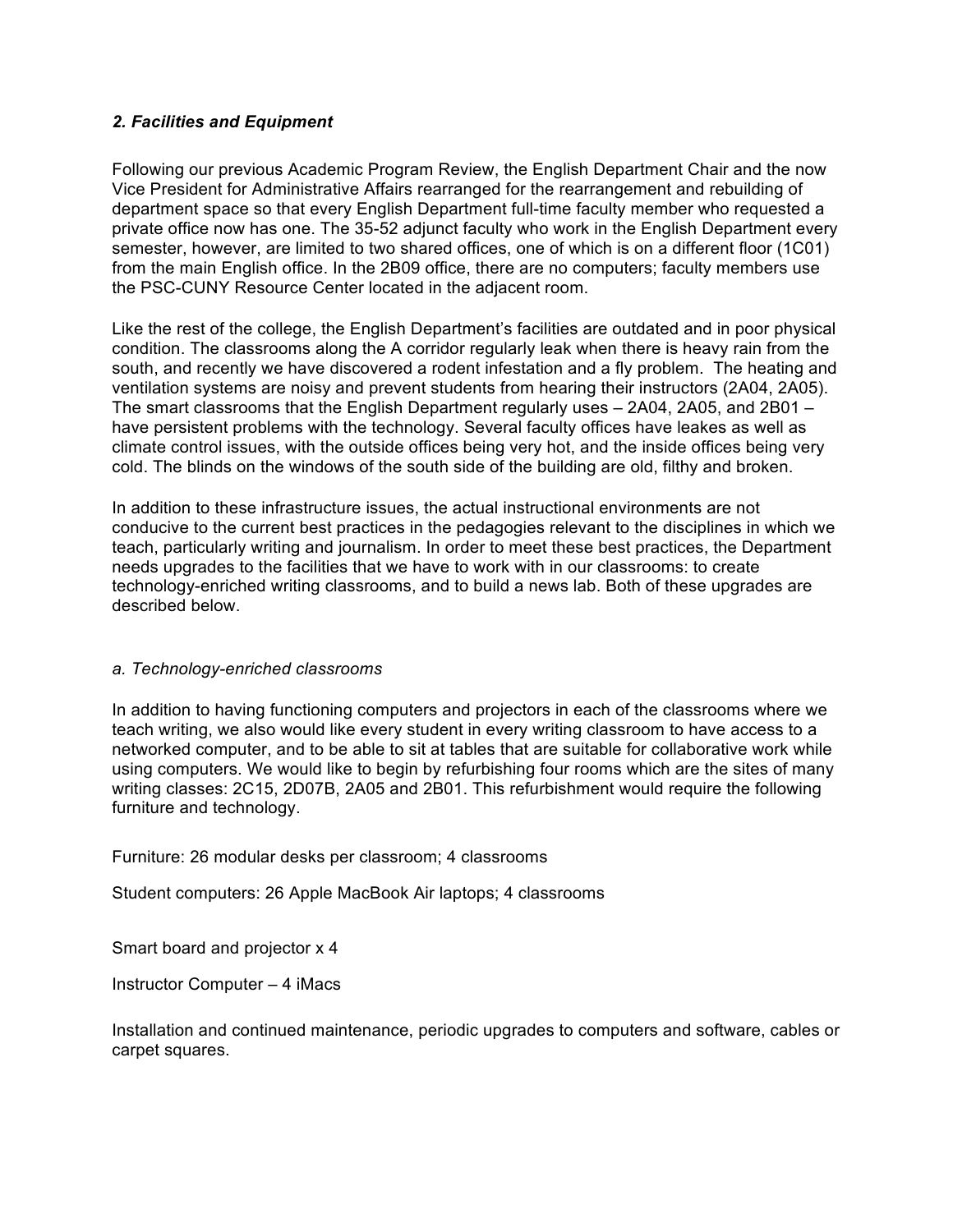### *2. Facilities and Equipment*

Following our previous Academic Program Review, the English Department Chair and the now Vice President for Administrative Affairs rearranged for the rearrangement and rebuilding of department space so that every English Department full-time faculty member who requested a private office now has one. The 35-52 adjunct faculty who work in the English Department every semester, however, are limited to two shared offices, one of which is on a different floor (1C01) from the main English office. In the 2B09 office, there are no computers; faculty members use the PSC-CUNY Resource Center located in the adjacent room.

Like the rest of the college, the English Department's facilities are outdated and in poor physical condition. The classrooms along the A corridor regularly leak when there is heavy rain from the south, and recently we have discovered a rodent infestation and a fly problem. The heating and ventilation systems are noisy and prevent students from hearing their instructors (2A04, 2A05). The smart classrooms that the English Department regularly uses – 2A04, 2A05, and 2B01 – have persistent problems with the technology. Several faculty offices have leakes as well as climate control issues, with the outside offices being very hot, and the inside offices being very cold. The blinds on the windows of the south side of the building are old, filthy and broken.

In addition to these infrastructure issues, the actual instructional environments are not conducive to the current best practices in the pedagogies relevant to the disciplines in which we teach, particularly writing and journalism. In order to meet these best practices, the Department needs upgrades to the facilities that we have to work with in our classrooms: to create technology-enriched writing classrooms, and to build a news lab. Both of these upgrades are described below.

#### *a. Technology-enriched classrooms*

In addition to having functioning computers and projectors in each of the classrooms where we teach writing, we also would like every student in every writing classroom to have access to a networked computer, and to be able to sit at tables that are suitable for collaborative work while using computers. We would like to begin by refurbishing four rooms which are the sites of many writing classes: 2C15, 2D07B, 2A05 and 2B01. This refurbishment would require the following furniture and technology.

Furniture: 26 modular desks per classroom; 4 classrooms

Student computers: 26 Apple MacBook Air laptops; 4 classrooms

Smart board and projector x 4

Instructor Computer – 4 iMacs

Installation and continued maintenance, periodic upgrades to computers and software, cables or carpet squares.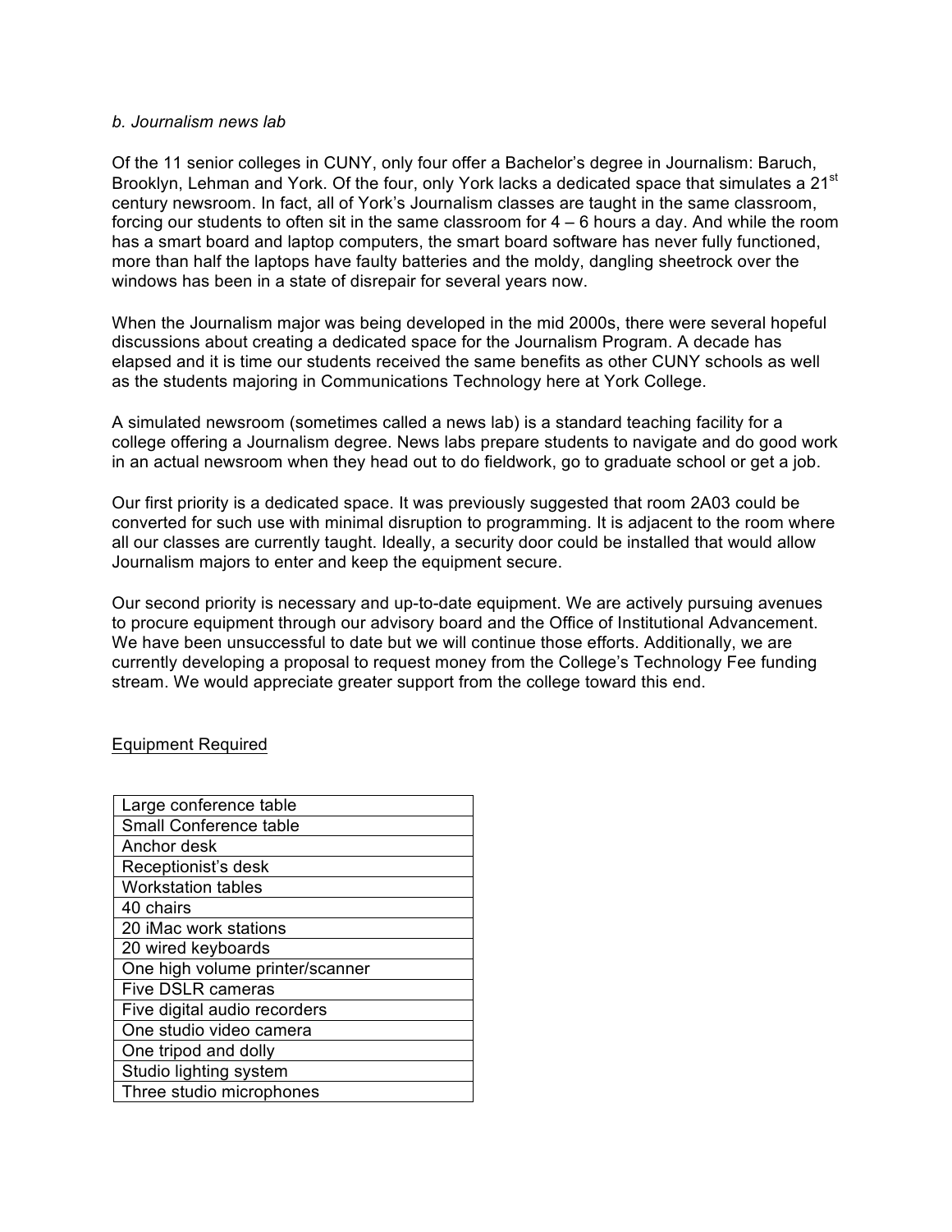*b. Journalism news lab*

Of the 11 senior colleges in CUNY, only four offer a Bachelor's degree in Journalism: Baruch, Brooklyn, Lehman and York. Of the four, only York lacks a dedicated space that simulates a 21st century newsroom. In fact, all of York's Journalism classes are taught in the same classroom, forcing our students to often sit in the same classroom for 4 – 6 hours a day. And while the room has a smart board and laptop computers, the smart board software has never fully functioned, more than half the laptops have faulty batteries and the moldy, dangling sheetrock over the windows has been in a state of disrepair for several years now.

When the Journalism major was being developed in the mid 2000s, there were several hopeful discussions about creating a dedicated space for the Journalism Program. A decade has elapsed and it is time our students received the same benefits as other CUNY schools as well as the students majoring in Communications Technology here at York College.

A simulated newsroom (sometimes called a news lab) is a standard teaching facility for a college offering a Journalism degree. News labs prepare students to navigate and do good work in an actual newsroom when they head out to do fieldwork, go to graduate school or get a job.

Our first priority is a dedicated space. It was previously suggested that room 2A03 could be converted for such use with minimal disruption to programming. It is adjacent to the room where all our classes are currently taught. Ideally, a security door could be installed that would allow Journalism majors to enter and keep the equipment secure.

Our second priority is necessary and up-to-date equipment. We are actively pursuing avenues to procure equipment through our advisory board and the Office of Institutional Advancement. We have been unsuccessful to date but we will continue those efforts. Additionally, we are currently developing a proposal to request money from the College's Technology Fee funding stream. We would appreciate greater support from the college toward this end.

<u>Equipment Required</u>

| |
|---|
| Large conference table |
| Small Conference table |
| Anchor desk |
| Receptionist's desk |
| Workstation tables |
| 40 chairs |
| 20 iMac work stations |
| 20 wired keyboards |
| One high volume printer/scanner |
| Five DSLR cameras |
| Five digital audio recorders |
| One studio video camera |
| One tripod and dolly |
| Studio lighting system |
| Three studio microphones |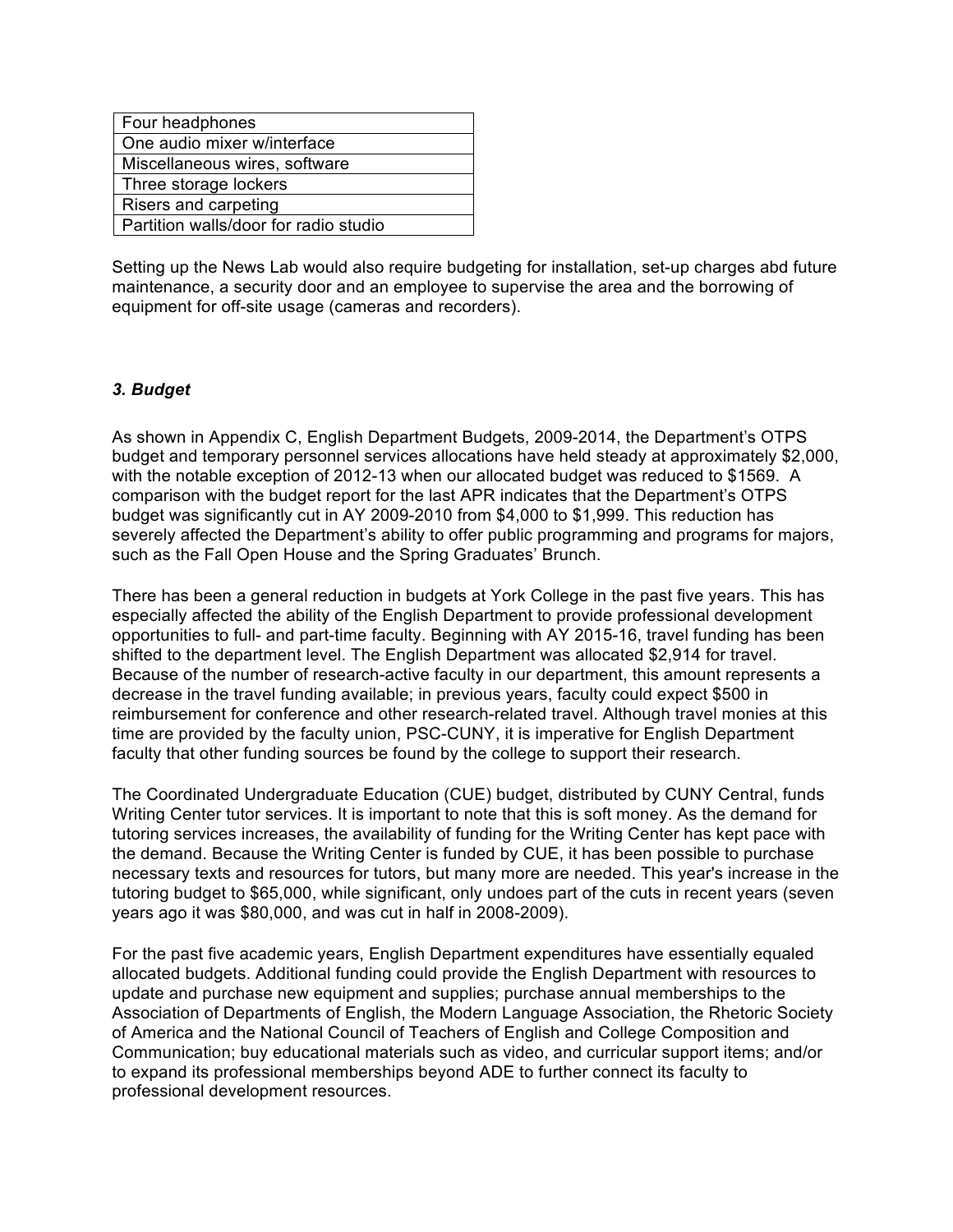| |
|---|
| Four headphones |
| One audio mixer w/interface |
| Miscellaneous wires, software |
| Three storage lockers |
| Risers and carpeting |
| Partition walls/door for radio studio |

Setting up the News Lab would also require budgeting for installation, set-up charges abd future maintenance, a security door and an employee to supervise the area and the borrowing of equipment for off-site usage (cameras and recorders).

### ***3. Budget***

As shown in Appendix C, English Department Budgets, 2009-2014, the Department's OTPS budget and temporary personnel services allocations have held steady at approximately $2,000, with the notable exception of 2012-13 when our allocated budget was reduced to $1569. A comparison with the budget report for the last APR indicates that the Department's OTPS budget was significantly cut in AY 2009-2010 from $4,000 to $1,999. This reduction has severely affected the Department's ability to offer public programming and programs for majors, such as the Fall Open House and the Spring Graduates' Brunch.

There has been a general reduction in budgets at York College in the past five years. This has especially affected the ability of the English Department to provide professional development opportunities to full- and part-time faculty. Beginning with AY 2015-16, travel funding has been shifted to the department level. The English Department was allocated $2,914 for travel. Because of the number of research-active faculty in our department, this amount represents a decrease in the travel funding available; in previous years, faculty could expect $500 in reimbursement for conference and other research-related travel. Although travel monies at this time are provided by the faculty union, PSC-CUNY, it is imperative for English Department faculty that other funding sources be found by the college to support their research.

The Coordinated Undergraduate Education (CUE) budget, distributed by CUNY Central, funds Writing Center tutor services. It is important to note that this is soft money. As the demand for tutoring services increases, the availability of funding for the Writing Center has kept pace with the demand. Because the Writing Center is funded by CUE, it has been possible to purchase necessary texts and resources for tutors, but many more are needed. This year's increase in the tutoring budget to $65,000, while significant, only undoes part of the cuts in recent years (seven years ago it was $80,000, and was cut in half in 2008-2009).

For the past five academic years, English Department expenditures have essentially equaled allocated budgets. Additional funding could provide the English Department with resources to update and purchase new equipment and supplies; purchase annual memberships to the Association of Departments of English, the Modern Language Association, the Rhetoric Society of America and the National Council of Teachers of English and College Composition and Communication; buy educational materials such as video, and curricular support items; and/or to expand its professional memberships beyond ADE to further connect its faculty to professional development resources.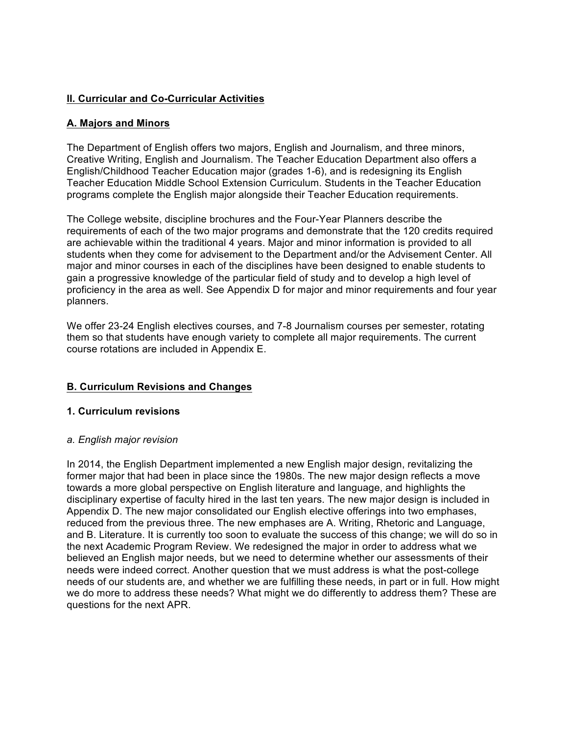## II. Curricular and Co-Curricular Activities

### A. Majors and Minors

The Department of English offers two majors, English and Journalism, and three minors, Creative Writing, English and Journalism. The Teacher Education Department also offers a English/Childhood Teacher Education major (grades 1-6), and is redesigning its English Teacher Education Middle School Extension Curriculum. Students in the Teacher Education programs complete the English major alongside their Teacher Education requirements.

The College website, discipline brochures and the Four-Year Planners describe the requirements of each of the two major programs and demonstrate that the 120 credits required are achievable within the traditional 4 years. Major and minor information is provided to all students when they come for advisement to the Department and/or the Advisement Center. All major and minor courses in each of the disciplines have been designed to enable students to gain a progressive knowledge of the particular field of study and to develop a high level of proficiency in the area as well. See Appendix D for major and minor requirements and four year planners.

We offer 23-24 English electives courses, and 7-8 Journalism courses per semester, rotating them so that students have enough variety to complete all major requirements. The current course rotations are included in Appendix E.

### B. Curriculum Revisions and Changes

#### 1. Curriculum revisions

*a. English major revision*

In 2014, the English Department implemented a new English major design, revitalizing the former major that had been in place since the 1980s. The new major design reflects a move towards a more global perspective on English literature and language, and highlights the disciplinary expertise of faculty hired in the last ten years. The new major design is included in Appendix D. The new major consolidated our English elective offerings into two emphases, reduced from the previous three. The new emphases are A. Writing, Rhetoric and Language, and B. Literature. It is currently too soon to evaluate the success of this change; we will do so in the next Academic Program Review. We redesigned the major in order to address what we believed an English major needs, but we need to determine whether our assessments of their needs were indeed correct. Another question that we must address is what the post-college needs of our students are, and whether we are fulfilling these needs, in part or in full. How might we do more to address these needs? What might we do differently to address them? These are questions for the next APR.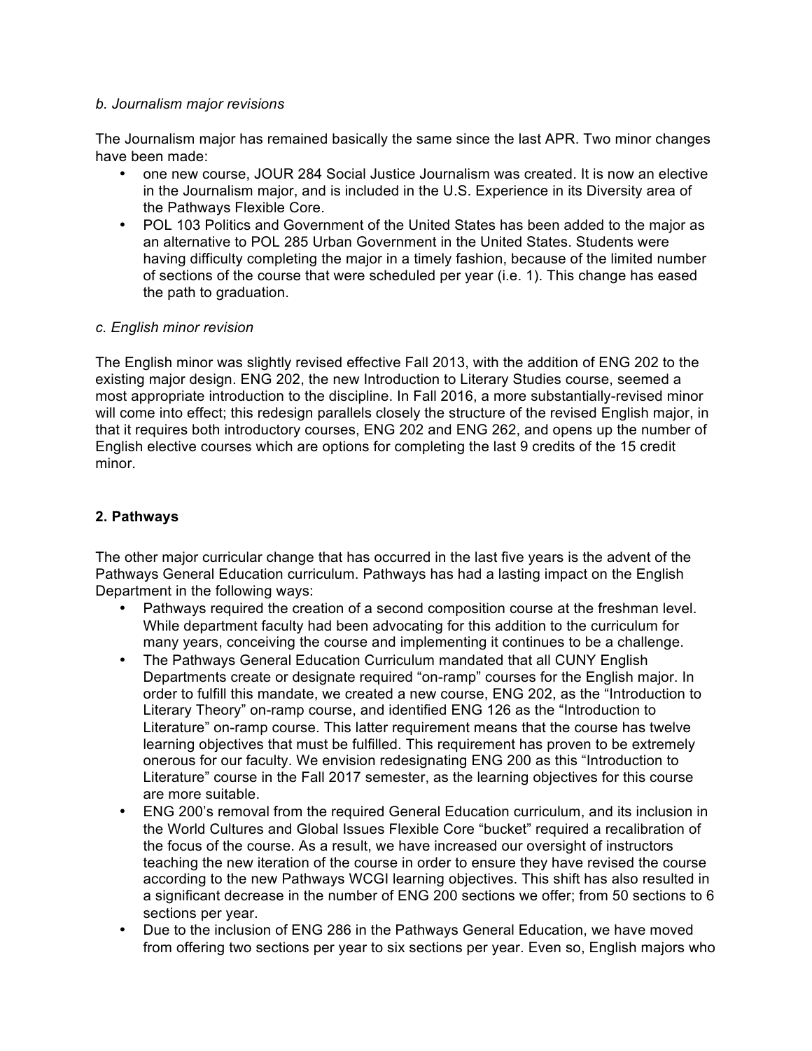*b. Journalism major revisions*

The Journalism major has remained basically the same since the last APR. Two minor changes have been made:

- one new course, JOUR 284 Social Justice Journalism was created. It is now an elective in the Journalism major, and is included in the U.S. Experience in its Diversity area of the Pathways Flexible Core.
- POL 103 Politics and Government of the United States has been added to the major as an alternative to POL 285 Urban Government in the United States. Students were having difficulty completing the major in a timely fashion, because of the limited number of sections of the course that were scheduled per year (i.e. 1). This change has eased the path to graduation.

*c. English minor revision*

The English minor was slightly revised effective Fall 2013, with the addition of ENG 202 to the existing major design. ENG 202, the new Introduction to Literary Studies course, seemed a most appropriate introduction to the discipline. In Fall 2016, a more substantially-revised minor will come into effect; this redesign parallels closely the structure of the revised English major, in that it requires both introductory courses, ENG 202 and ENG 262, and opens up the number of English elective courses which are options for completing the last 9 credits of the 15 credit minor.

**2. Pathways**

The other major curricular change that has occurred in the last five years is the advent of the Pathways General Education curriculum. Pathways has had a lasting impact on the English Department in the following ways:

- Pathways required the creation of a second composition course at the freshman level. While department faculty had been advocating for this addition to the curriculum for many years, conceiving the course and implementing it continues to be a challenge.
- The Pathways General Education Curriculum mandated that all CUNY English Departments create or designate required "on-ramp" courses for the English major. In order to fulfill this mandate, we created a new course, ENG 202, as the "Introduction to Literary Theory" on-ramp course, and identified ENG 126 as the "Introduction to Literature" on-ramp course. This latter requirement means that the course has twelve learning objectives that must be fulfilled. This requirement has proven to be extremely onerous for our faculty. We envision redesignating ENG 200 as this "Introduction to Literature" course in the Fall 2017 semester, as the learning objectives for this course are more suitable.
- ENG 200's removal from the required General Education curriculum, and its inclusion in the World Cultures and Global Issues Flexible Core "bucket" required a recalibration of the focus of the course. As a result, we have increased our oversight of instructors teaching the new iteration of the course in order to ensure they have revised the course according to the new Pathways WCGI learning objectives. This shift has also resulted in a significant decrease in the number of ENG 200 sections we offer; from 50 sections to 6 sections per year.
- Due to the inclusion of ENG 286 in the Pathways General Education, we have moved from offering two sections per year to six sections per year. Even so, English majors who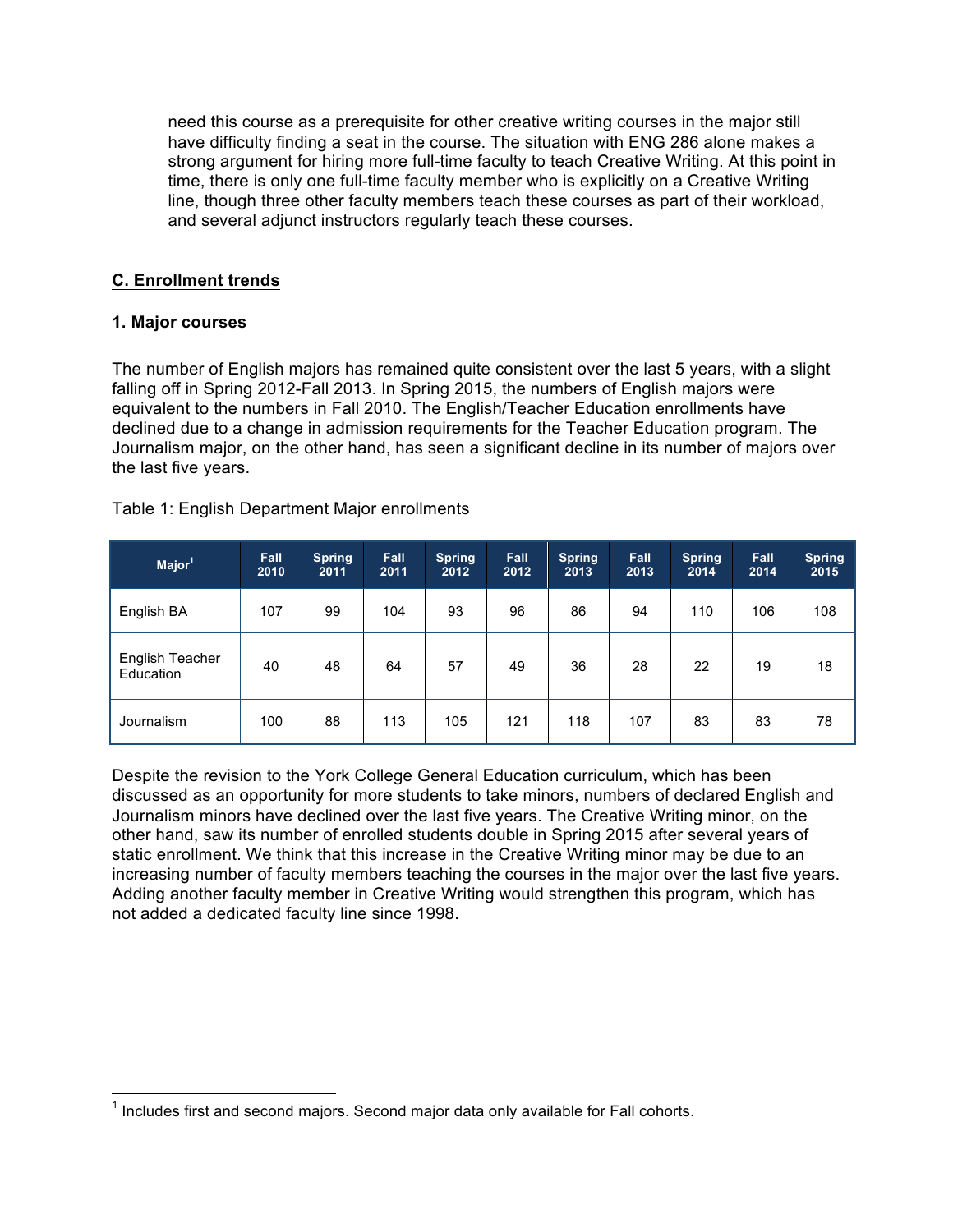need this course as a prerequisite for other creative writing courses in the major still have difficulty finding a seat in the course. The situation with ENG 286 alone makes a strong argument for hiring more full-time faculty to teach Creative Writing. At this point in time, there is only one full-time faculty member who is explicitly on a Creative Writing line, though three other faculty members teach these courses as part of their workload, and several adjunct instructors regularly teach these courses.

## C. Enrollment trends

### 1. Major courses

The number of English majors has remained quite consistent over the last 5 years, with a slight falling off in Spring 2012-Fall 2013. In Spring 2015, the numbers of English majors were equivalent to the numbers in Fall 2010. The English/Teacher Education enrollments have declined due to a change in admission requirements for the Teacher Education program. The Journalism major, on the other hand, has seen a significant decline in its number of majors over the last five years.

Table 1: English Department Major enrollments

| Major[1] | Fall 2010 | Spring 2011 | Fall 2011 | Spring 2012 | Fall 2012 | Spring 2013 | Fall 2013 | Spring 2014 | Fall 2014 | Spring 2015 |
|---|---|---|---|---|---|---|---|---|---|---|
| English BA | 107 | 99 | 104 | 93 | 96 | 86 | 94 | 110 | 106 | 108 |
| English Teacher Education | 40 | 48 | 64 | 57 | 49 | 36 | 28 | 22 | 19 | 18 |
| Journalism | 100 | 88 | 113 | 105 | 121 | 118 | 107 | 83 | 83 | 78 |

Despite the revision to the York College General Education curriculum, which has been discussed as an opportunity for more students to take minors, numbers of declared English and Journalism minors have declined over the last five years. The Creative Writing minor, on the other hand, saw its number of enrolled students double in Spring 2015 after several years of static enrollment. We think that this increase in the Creative Writing minor may be due to an increasing number of faculty members teaching the courses in the major over the last five years. Adding another faculty member in Creative Writing would strengthen this program, which has not added a dedicated faculty line since 1998.

[1] Includes first and second majors. Second major data only available for Fall cohorts.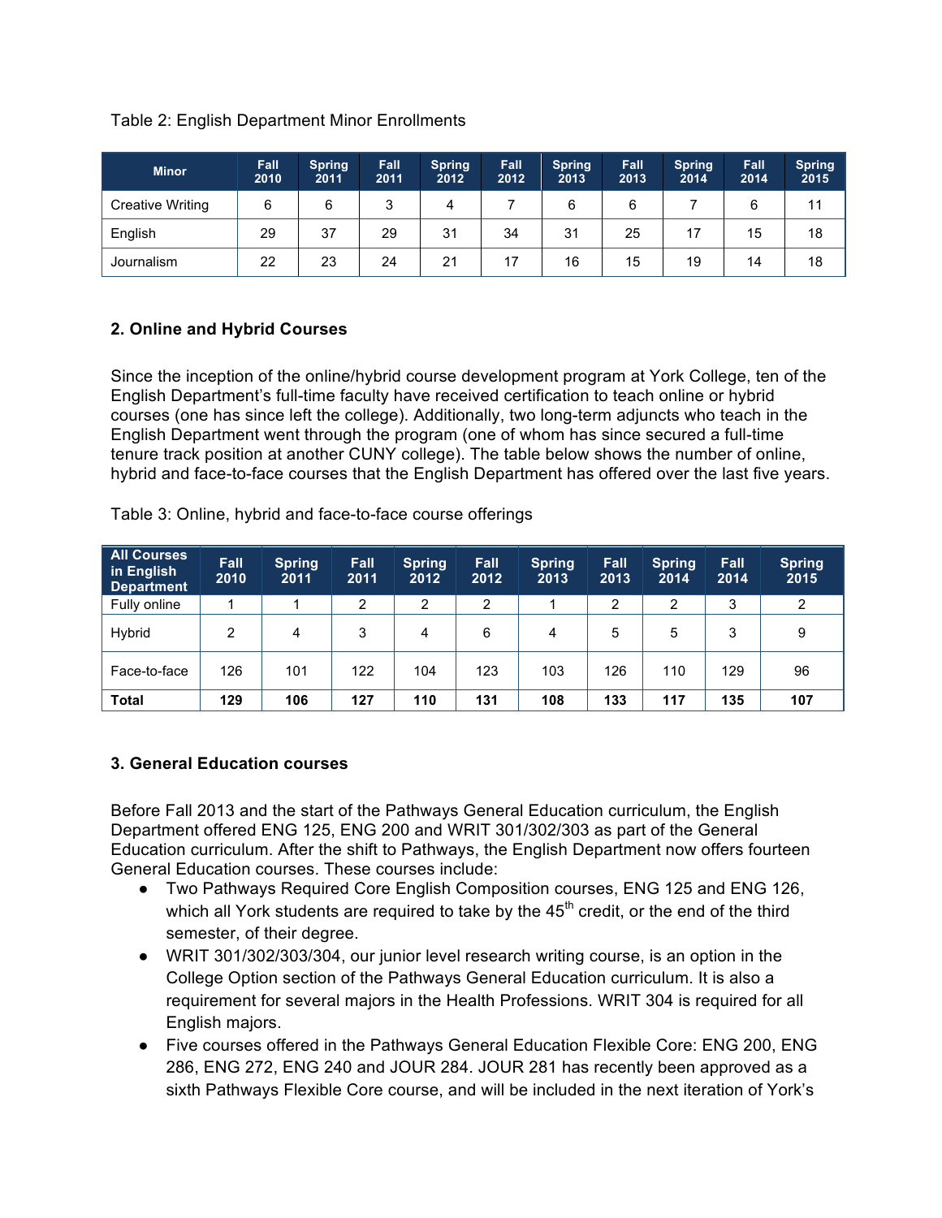Table 2: English Department Minor Enrollments

| Minor | Fall 2010 | Spring 2011 | Fall 2011 | Spring 2012 | Fall 2012 | Spring 2013 | Fall 2013 | Spring 2014 | Fall 2014 | Spring 2015 |
|---|---|---|---|---|---|---|---|---|---|---|
| Creative Writing | 6 | 6 | 3 | 4 | 7 | 6 | 6 | 7 | 6 | 11 |
| English | 29 | 37 | 29 | 31 | 34 | 31 | 25 | 17 | 15 | 18 |
| Journalism | 22 | 23 | 24 | 21 | 17 | 16 | 15 | 19 | 14 | 18 |

### 2. Online and Hybrid Courses

Since the inception of the online/hybrid course development program at York College, ten of the English Department's full-time faculty have received certification to teach online or hybrid courses (one has since left the college). Additionally, two long-term adjuncts who teach in the English Department went through the program (one of whom has since secured a full-time tenure track position at another CUNY college). The table below shows the number of online, hybrid and face-to-face courses that the English Department has offered over the last five years.

Table 3: Online, hybrid and face-to-face course offerings

| All Courses in English Department | Fall 2010 | Spring 2011 | Fall 2011 | Spring 2012 | Fall 2012 | Spring 2013 | Fall 2013 | Spring 2014 | Fall 2014 | Spring 2015 |
|---|---|---|---|---|---|---|---|---|---|---|
| Fully online | 1 | 1 | 2 | 2 | 2 | 1 | 2 | 2 | 3 | 2 |
| Hybrid | 2 | 4 | 3 | 4 | 6 | 4 | 5 | 5 | 3 | 9 |
| Face-to-face | 126 | 101 | 122 | 104 | 123 | 103 | 126 | 110 | 129 | 96 |
| **Total** | **129** | **106** | **127** | **110** | **131** | **108** | **133** | **117** | **135** | **107** |

### 3. General Education courses

Before Fall 2013 and the start of the Pathways General Education curriculum, the English Department offered ENG 125, ENG 200 and WRIT 301/302/303 as part of the General Education curriculum. After the shift to Pathways, the English Department now offers fourteen General Education courses. These courses include:

- Two Pathways Required Core English Composition courses, ENG 125 and ENG 126, which all York students are required to take by the 45th credit, or the end of the third semester, of their degree.
- WRIT 301/302/303/304, our junior level research writing course, is an option in the College Option section of the Pathways General Education curriculum. It is also a requirement for several majors in the Health Professions. WRIT 304 is required for all English majors.
- Five courses offered in the Pathways General Education Flexible Core: ENG 200, ENG 286, ENG 272, ENG 240 and JOUR 284. JOUR 281 has recently been approved as a sixth Pathways Flexible Core course, and will be included in the next iteration of York's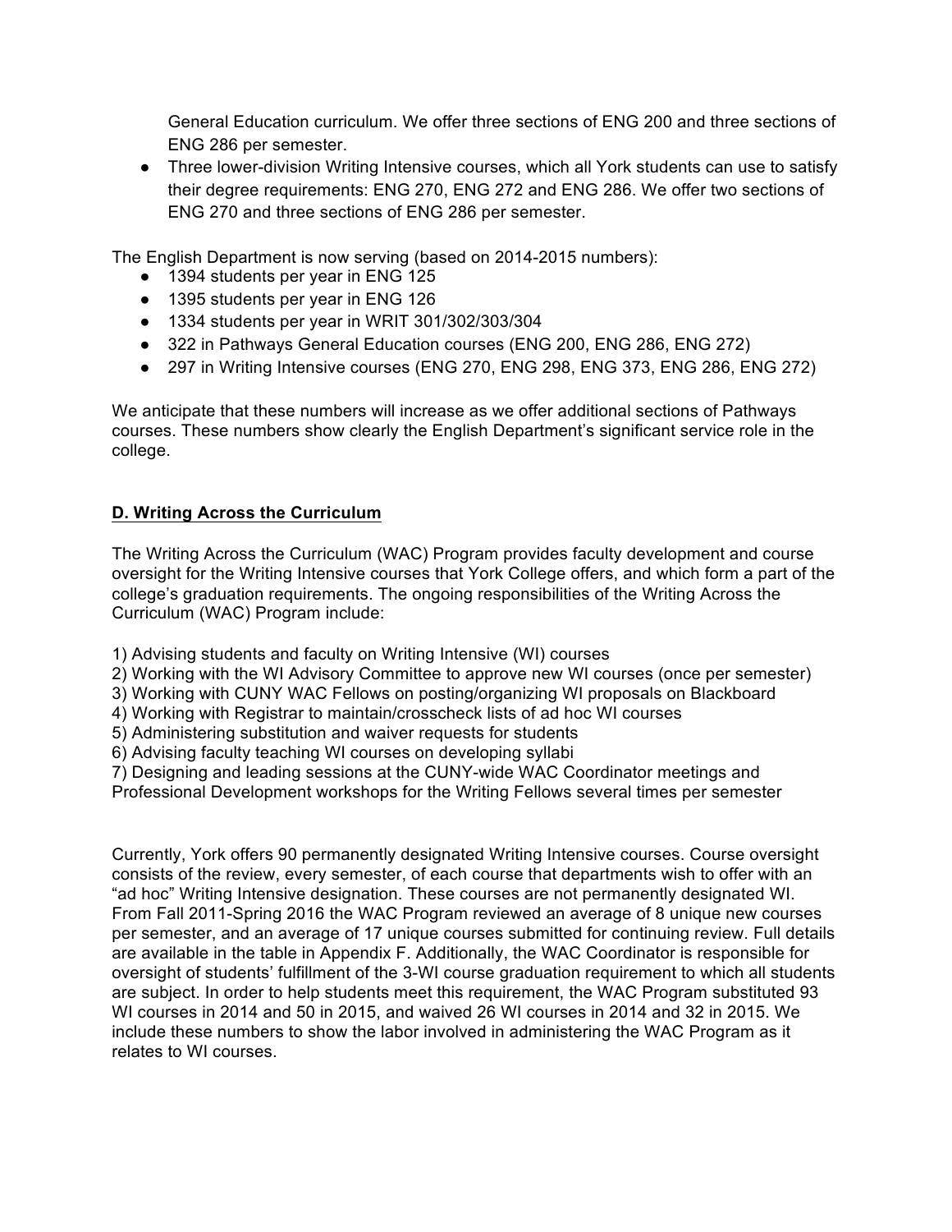General Education curriculum. We offer three sections of ENG 200 and three sections of ENG 286 per semester.

- Three lower-division Writing Intensive courses, which all York students can use to satisfy their degree requirements: ENG 270, ENG 272 and ENG 286. We offer two sections of ENG 270 and three sections of ENG 286 per semester.

The English Department is now serving (based on 2014-2015 numbers):

- 1394 students per year in ENG 125
- 1395 students per year in ENG 126
- 1334 students per year in WRIT 301/302/303/304
- 322 in Pathways General Education courses (ENG 200, ENG 286, ENG 272)
- 297 in Writing Intensive courses (ENG 270, ENG 298, ENG 373, ENG 286, ENG 272)

We anticipate that these numbers will increase as we offer additional sections of Pathways courses. These numbers show clearly the English Department's significant service role in the college.

## D. Writing Across the Curriculum

The Writing Across the Curriculum (WAC) Program provides faculty development and course oversight for the Writing Intensive courses that York College offers, and which form a part of the college's graduation requirements. The ongoing responsibilities of the Writing Across the Curriculum (WAC) Program include:

1) Advising students and faculty on Writing Intensive (WI) courses
2) Working with the WI Advisory Committee to approve new WI courses (once per semester)
3) Working with CUNY WAC Fellows on posting/organizing WI proposals on Blackboard
4) Working with Registrar to maintain/crosscheck lists of ad hoc WI courses
5) Administering substitution and waiver requests for students
6) Advising faculty teaching WI courses on developing syllabi
7) Designing and leading sessions at the CUNY-wide WAC Coordinator meetings and Professional Development workshops for the Writing Fellows several times per semester

Currently, York offers 90 permanently designated Writing Intensive courses. Course oversight consists of the review, every semester, of each course that departments wish to offer with an "ad hoc" Writing Intensive designation. These courses are not permanently designated WI. From Fall 2011-Spring 2016 the WAC Program reviewed an average of 8 unique new courses per semester, and an average of 17 unique courses submitted for continuing review. Full details are available in the table in Appendix F. Additionally, the WAC Coordinator is responsible for oversight of students' fulfillment of the 3-WI course graduation requirement to which all students are subject. In order to help students meet this requirement, the WAC Program substituted 93 WI courses in 2014 and 50 in 2015, and waived 26 WI courses in 2014 and 32 in 2015. We include these numbers to show the labor involved in administering the WAC Program as it relates to WI courses.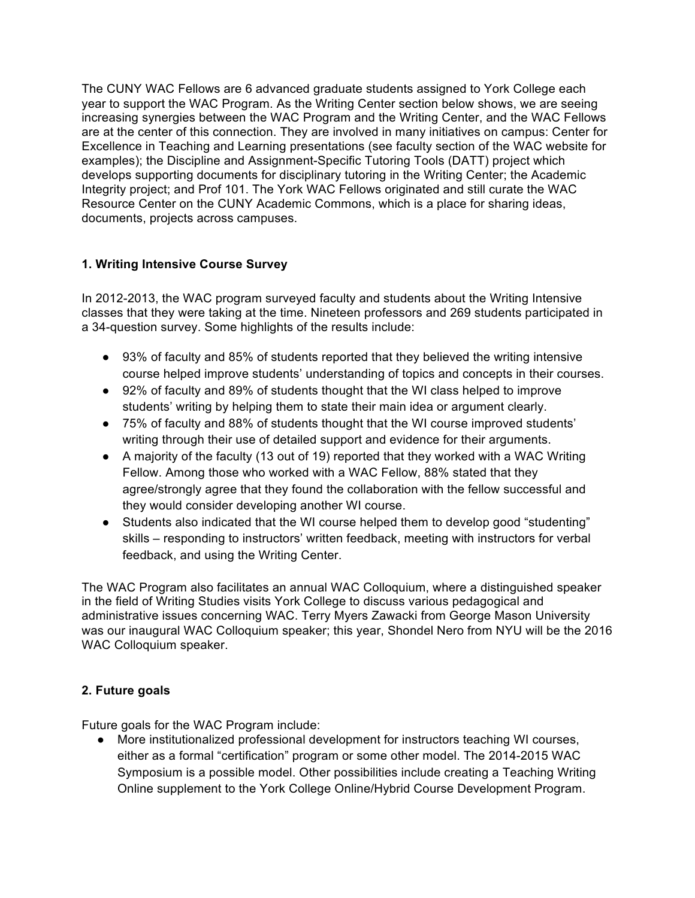The CUNY WAC Fellows are 6 advanced graduate students assigned to York College each year to support the WAC Program. As the Writing Center section below shows, we are seeing increasing synergies between the WAC Program and the Writing Center, and the WAC Fellows are at the center of this connection. They are involved in many initiatives on campus: Center for Excellence in Teaching and Learning presentations (see faculty section of the WAC website for examples); the Discipline and Assignment-Specific Tutoring Tools (DATT) project which develops supporting documents for disciplinary tutoring in the Writing Center; the Academic Integrity project; and Prof 101. The York WAC Fellows originated and still curate the WAC Resource Center on the CUNY Academic Commons, which is a place for sharing ideas, documents, projects across campuses.

### 1. Writing Intensive Course Survey

In 2012-2013, the WAC program surveyed faculty and students about the Writing Intensive classes that they were taking at the time. Nineteen professors and 269 students participated in a 34-question survey. Some highlights of the results include:

- 93% of faculty and 85% of students reported that they believed the writing intensive course helped improve students' understanding of topics and concepts in their courses.
- 92% of faculty and 89% of students thought that the WI class helped to improve students' writing by helping them to state their main idea or argument clearly.
- 75% of faculty and 88% of students thought that the WI course improved students' writing through their use of detailed support and evidence for their arguments.
- A majority of the faculty (13 out of 19) reported that they worked with a WAC Writing Fellow. Among those who worked with a WAC Fellow, 88% stated that they agree/strongly agree that they found the collaboration with the fellow successful and they would consider developing another WI course.
- Students also indicated that the WI course helped them to develop good "studenting" skills – responding to instructors' written feedback, meeting with instructors for verbal feedback, and using the Writing Center.

The WAC Program also facilitates an annual WAC Colloquium, where a distinguished speaker in the field of Writing Studies visits York College to discuss various pedagogical and administrative issues concerning WAC. Terry Myers Zawacki from George Mason University was our inaugural WAC Colloquium speaker; this year, Shondel Nero from NYU will be the 2016 WAC Colloquium speaker.

### 2. Future goals

Future goals for the WAC Program include:

- More institutionalized professional development for instructors teaching WI courses, either as a formal "certification" program or some other model. The 2014-2015 WAC Symposium is a possible model. Other possibilities include creating a Teaching Writing Online supplement to the York College Online/Hybrid Course Development Program.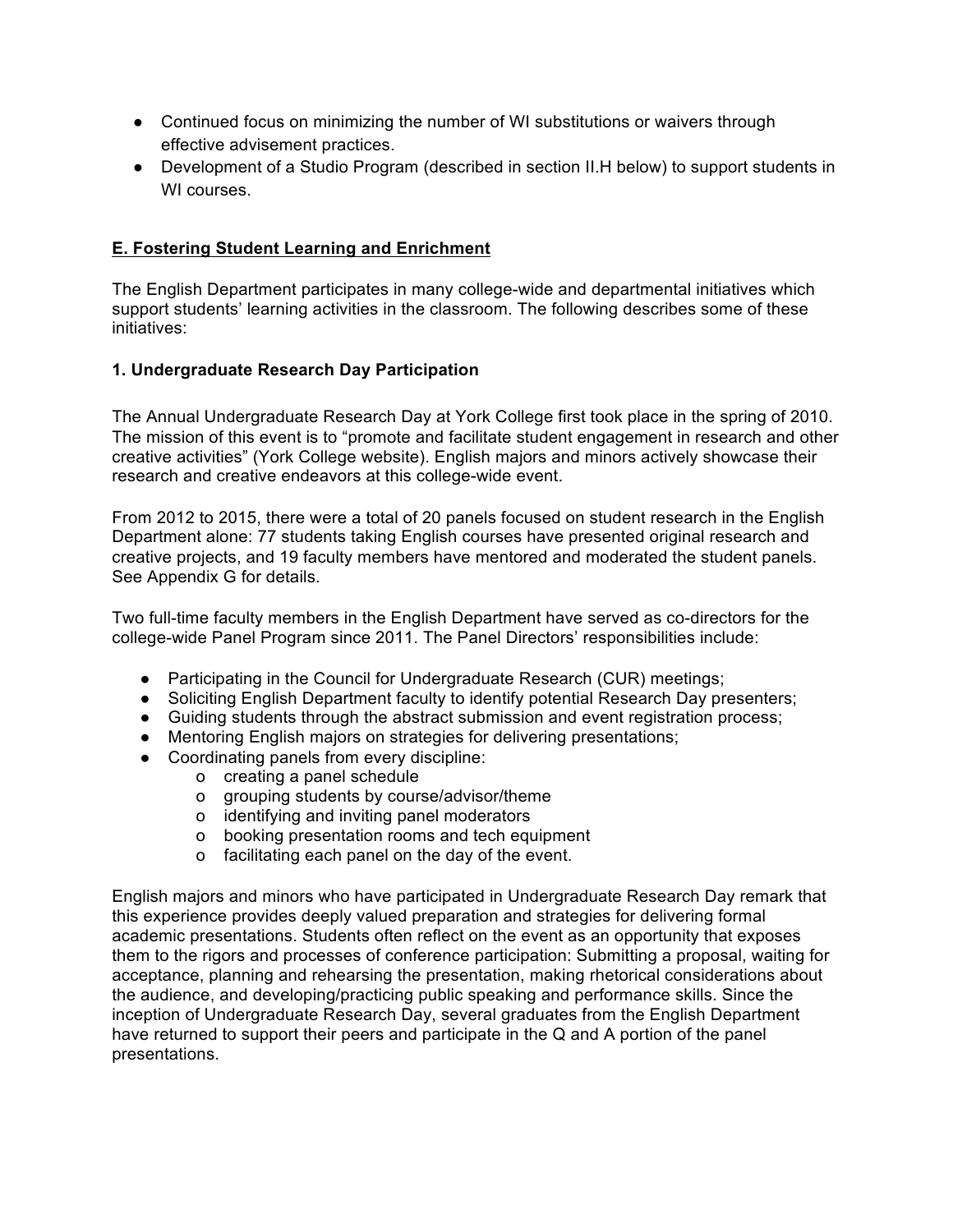- Continued focus on minimizing the number of WI substitutions or waivers through effective advisement practices.
- Development of a Studio Program (described in section II.H below) to support students in WI courses.

## E. Fostering Student Learning and Enrichment

The English Department participates in many college-wide and departmental initiatives which support students' learning activities in the classroom. The following describes some of these initiatives:

### 1. Undergraduate Research Day Participation

The Annual Undergraduate Research Day at York College first took place in the spring of 2010. The mission of this event is to "promote and facilitate student engagement in research and other creative activities" (York College website). English majors and minors actively showcase their research and creative endeavors at this college-wide event.

From 2012 to 2015, there were a total of 20 panels focused on student research in the English Department alone: 77 students taking English courses have presented original research and creative projects, and 19 faculty members have mentored and moderated the student panels. See Appendix G for details.

Two full-time faculty members in the English Department have served as co-directors for the college-wide Panel Program since 2011. The Panel Directors' responsibilities include:

- Participating in the Council for Undergraduate Research (CUR) meetings;
- Soliciting English Department faculty to identify potential Research Day presenters;
- Guiding students through the abstract submission and event registration process;
- Mentoring English majors on strategies for delivering presentations;
- Coordinating panels from every discipline:
  - creating a panel schedule
  - grouping students by course/advisor/theme
  - identifying and inviting panel moderators
  - booking presentation rooms and tech equipment
  - facilitating each panel on the day of the event.

English majors and minors who have participated in Undergraduate Research Day remark that this experience provides deeply valued preparation and strategies for delivering formal academic presentations. Students often reflect on the event as an opportunity that exposes them to the rigors and processes of conference participation: Submitting a proposal, waiting for acceptance, planning and rehearsing the presentation, making rhetorical considerations about the audience, and developing/practicing public speaking and performance skills. Since the inception of Undergraduate Research Day, several graduates from the English Department have returned to support their peers and participate in the Q and A portion of the panel presentations.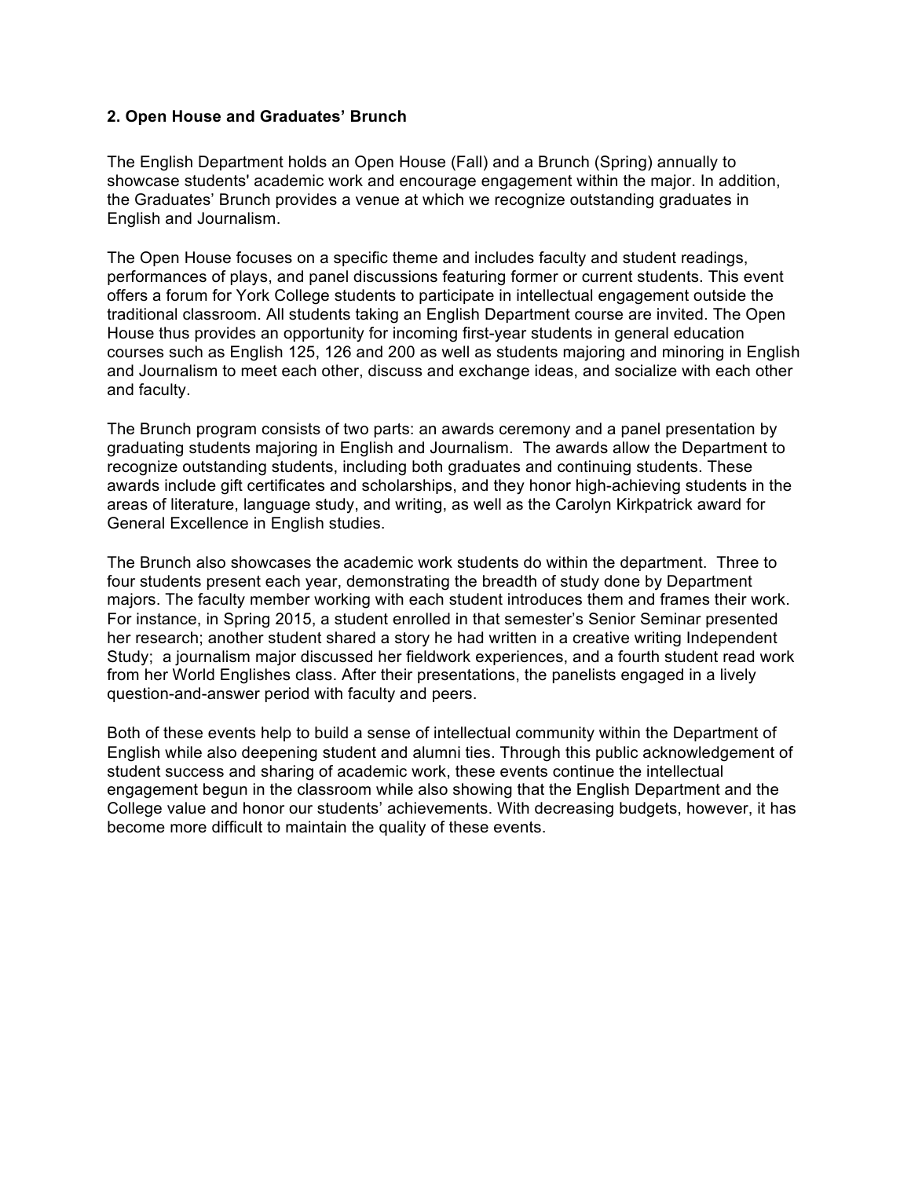**2. Open House and Graduates' Brunch**

The English Department holds an Open House (Fall) and a Brunch (Spring) annually to showcase students' academic work and encourage engagement within the major. In addition, the Graduates' Brunch provides a venue at which we recognize outstanding graduates in English and Journalism.

The Open House focuses on a specific theme and includes faculty and student readings, performances of plays, and panel discussions featuring former or current students. This event offers a forum for York College students to participate in intellectual engagement outside the traditional classroom. All students taking an English Department course are invited. The Open House thus provides an opportunity for incoming first-year students in general education courses such as English 125, 126 and 200 as well as students majoring and minoring in English and Journalism to meet each other, discuss and exchange ideas, and socialize with each other and faculty.

The Brunch program consists of two parts: an awards ceremony and a panel presentation by graduating students majoring in English and Journalism. The awards allow the Department to recognize outstanding students, including both graduates and continuing students. These awards include gift certificates and scholarships, and they honor high-achieving students in the areas of literature, language study, and writing, as well as the Carolyn Kirkpatrick award for General Excellence in English studies.

The Brunch also showcases the academic work students do within the department. Three to four students present each year, demonstrating the breadth of study done by Department majors. The faculty member working with each student introduces them and frames their work. For instance, in Spring 2015, a student enrolled in that semester's Senior Seminar presented her research; another student shared a story he had written in a creative writing Independent Study; a journalism major discussed her fieldwork experiences, and a fourth student read work from her World Englishes class. After their presentations, the panelists engaged in a lively question-and-answer period with faculty and peers.

Both of these events help to build a sense of intellectual community within the Department of English while also deepening student and alumni ties. Through this public acknowledgement of student success and sharing of academic work, these events continue the intellectual engagement begun in the classroom while also showing that the English Department and the College value and honor our students' achievements. With decreasing budgets, however, it has become more difficult to maintain the quality of these events.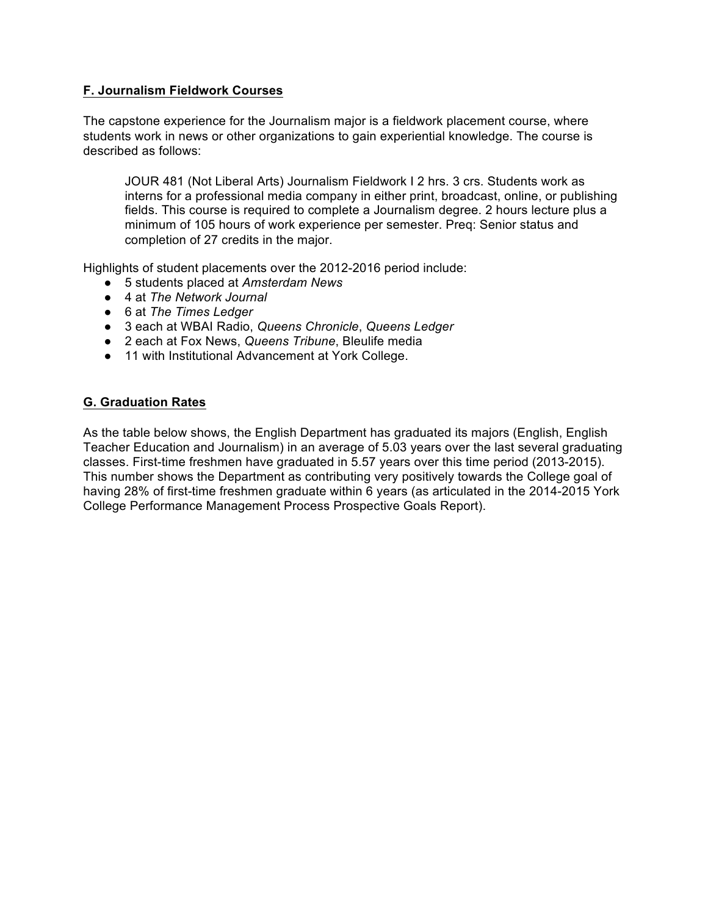## F. Journalism Fieldwork Courses

The capstone experience for the Journalism major is a fieldwork placement course, where students work in news or other organizations to gain experiential knowledge. The course is described as follows:

> JOUR 481 (Not Liberal Arts) Journalism Fieldwork I 2 hrs. 3 crs. Students work as interns for a professional media company in either print, broadcast, online, or publishing fields. This course is required to complete a Journalism degree. 2 hours lecture plus a minimum of 105 hours of work experience per semester. Preq: Senior status and completion of 27 credits in the major.

Highlights of student placements over the 2012-2016 period include:

- 5 students placed at *Amsterdam News*
- 4 at *The Network Journal*
- 6 at *The Times Ledger*
- 3 each at WBAI Radio, *Queens Chronicle*, *Queens Ledger*
- 2 each at Fox News, *Queens Tribune*, Bleulife media
- 11 with Institutional Advancement at York College.

## G. Graduation Rates

As the table below shows, the English Department has graduated its majors (English, English Teacher Education and Journalism) in an average of 5.03 years over the last several graduating classes. First-time freshmen have graduated in 5.57 years over this time period (2013-2015). This number shows the Department as contributing very positively towards the College goal of having 28% of first-time freshmen graduate within 6 years (as articulated in the 2014-2015 York College Performance Management Process Prospective Goals Report).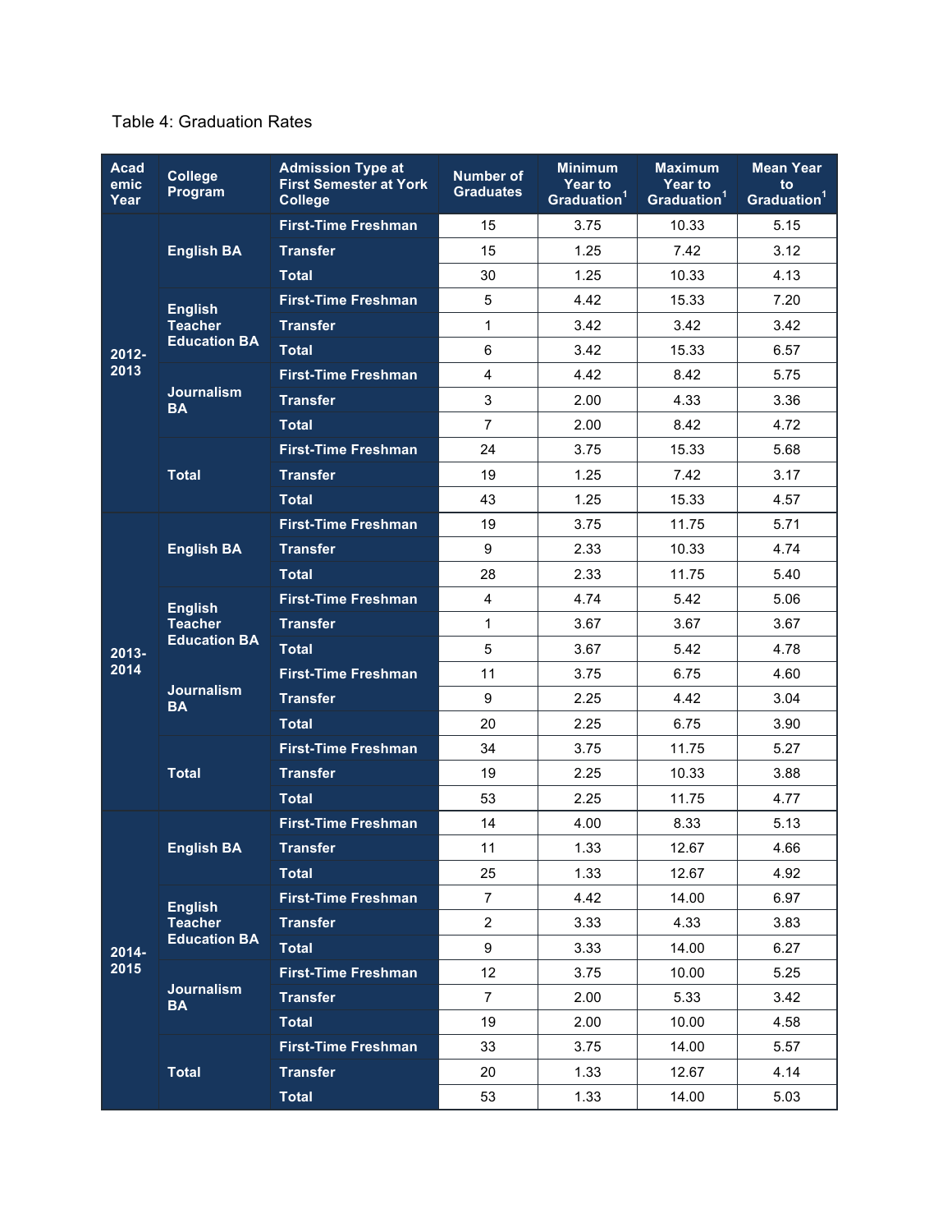Table 4: Graduation Rates

| Academic Year | College Program | Admission Type at First Semester at York College | Number of Graduates | Minimum Year to Graduation[1] | Maximum Year to Graduation[1] | Mean Year to Graduation[1] |
|---|---|---|---|---|---|---|
| 2012-2013 | English BA | First-Time Freshman | 15 | 3.75 | 10.33 | 5.15 |
| | | Transfer | 15 | 1.25 | 7.42 | 3.12 |
| | | Total | 30 | 1.25 | 10.33 | 4.13 |
| | English Teacher Education BA | First-Time Freshman | 5 | 4.42 | 15.33 | 7.20 |
| | | Transfer | 1 | 3.42 | 3.42 | 3.42 |
| | | Total | 6 | 3.42 | 15.33 | 6.57 |
| | Journalism BA | First-Time Freshman | 4 | 4.42 | 8.42 | 5.75 |
| | | Transfer | 3 | 2.00 | 4.33 | 3.36 |
| | | Total | 7 | 2.00 | 8.42 | 4.72 |
| | Total | First-Time Freshman | 24 | 3.75 | 15.33 | 5.68 |
| | | Transfer | 19 | 1.25 | 7.42 | 3.17 |
| | | Total | 43 | 1.25 | 15.33 | 4.57 |
| 2013-2014 | English BA | First-Time Freshman | 19 | 3.75 | 11.75 | 5.71 |
| | | Transfer | 9 | 2.33 | 10.33 | 4.74 |
| | | Total | 28 | 2.33 | 11.75 | 5.40 |
| | English Teacher Education BA | First-Time Freshman | 4 | 4.74 | 5.42 | 5.06 |
| | | Transfer | 1 | 3.67 | 3.67 | 3.67 |
| | | Total | 5 | 3.67 | 5.42 | 4.78 |
| | Journalism BA | First-Time Freshman | 11 | 3.75 | 6.75 | 4.60 |
| | | Transfer | 9 | 2.25 | 4.42 | 3.04 |
| | | Total | 20 | 2.25 | 6.75 | 3.90 |
| | Total | First-Time Freshman | 34 | 3.75 | 11.75 | 5.27 |
| | | Transfer | 19 | 2.25 | 10.33 | 3.88 |
| | | Total | 53 | 2.25 | 11.75 | 4.77 |
| 2014-2015 | English BA | First-Time Freshman | 14 | 4.00 | 8.33 | 5.13 |
| | | Transfer | 11 | 1.33 | 12.67 | 4.66 |
| | | Total | 25 | 1.33 | 12.67 | 4.92 |
| | English Teacher Education BA | First-Time Freshman | 7 | 4.42 | 14.00 | 6.97 |
| | | Transfer | 2 | 3.33 | 4.33 | 3.83 |
| | | Total | 9 | 3.33 | 14.00 | 6.27 |
| | Journalism BA | First-Time Freshman | 12 | 3.75 | 10.00 | 5.25 |
| | | Transfer | 7 | 2.00 | 5.33 | 3.42 |
| | | Total | 19 | 2.00 | 10.00 | 4.58 |
| | Total | First-Time Freshman | 33 | 3.75 | 14.00 | 5.57 |
| | | Transfer | 20 | 1.33 | 12.67 | 4.14 |
| | | Total | 53 | 1.33 | 14.00 | 5.03 |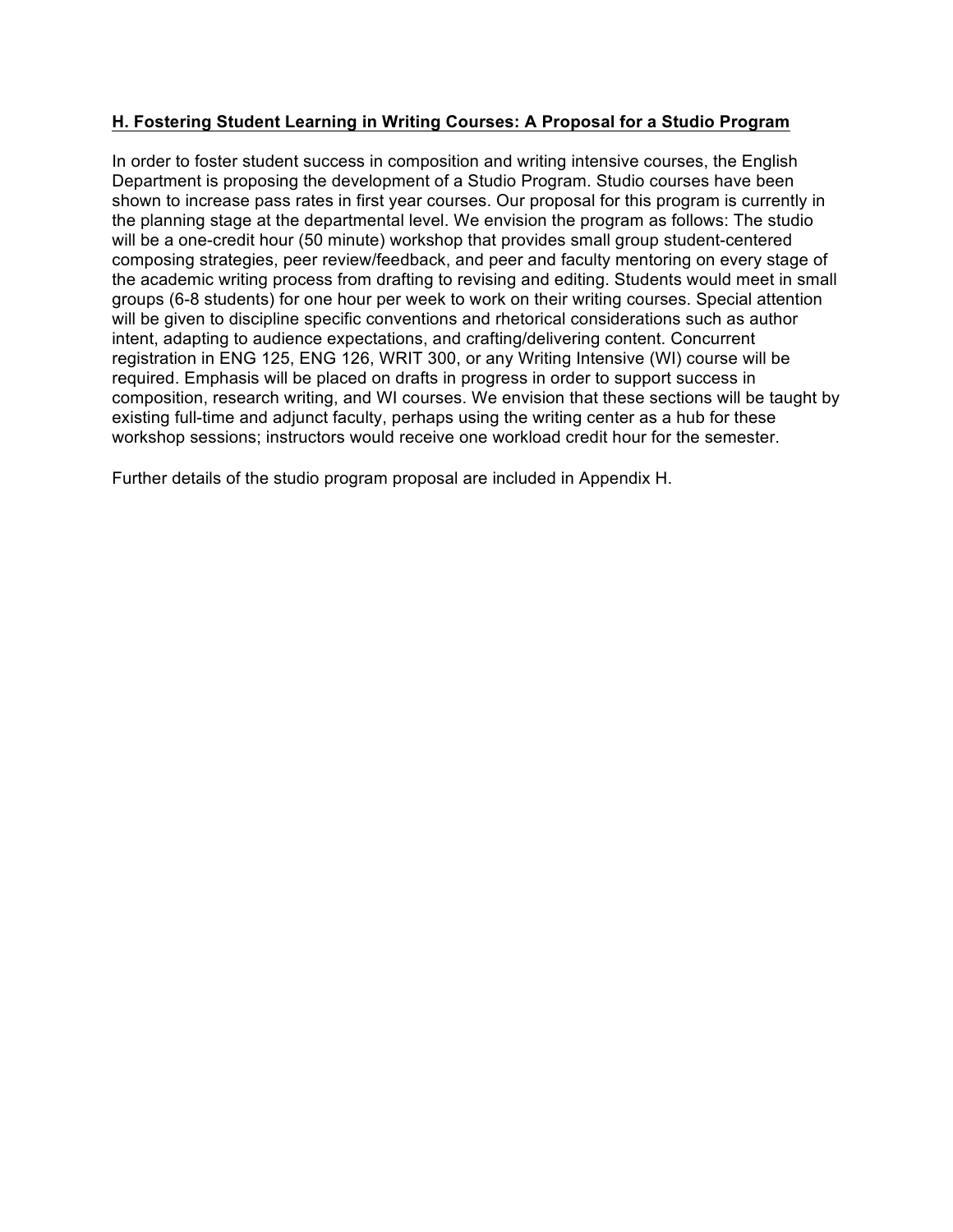**H. Fostering Student Learning in Writing Courses: A Proposal for a Studio Program**

In order to foster student success in composition and writing intensive courses, the English Department is proposing the development of a Studio Program. Studio courses have been shown to increase pass rates in first year courses. Our proposal for this program is currently in the planning stage at the departmental level. We envision the program as follows: The studio will be a one-credit hour (50 minute) workshop that provides small group student-centered composing strategies, peer review/feedback, and peer and faculty mentoring on every stage of the academic writing process from drafting to revising and editing. Students would meet in small groups (6-8 students) for one hour per week to work on their writing courses. Special attention will be given to discipline specific conventions and rhetorical considerations such as author intent, adapting to audience expectations, and crafting/delivering content. Concurrent registration in ENG 125, ENG 126, WRIT 300, or any Writing Intensive (WI) course will be required. Emphasis will be placed on drafts in progress in order to support success in composition, research writing, and WI courses. We envision that these sections will be taught by existing full-time and adjunct faculty, perhaps using the writing center as a hub for these workshop sessions; instructors would receive one workload credit hour for the semester.

Further details of the studio program proposal are included in Appendix H.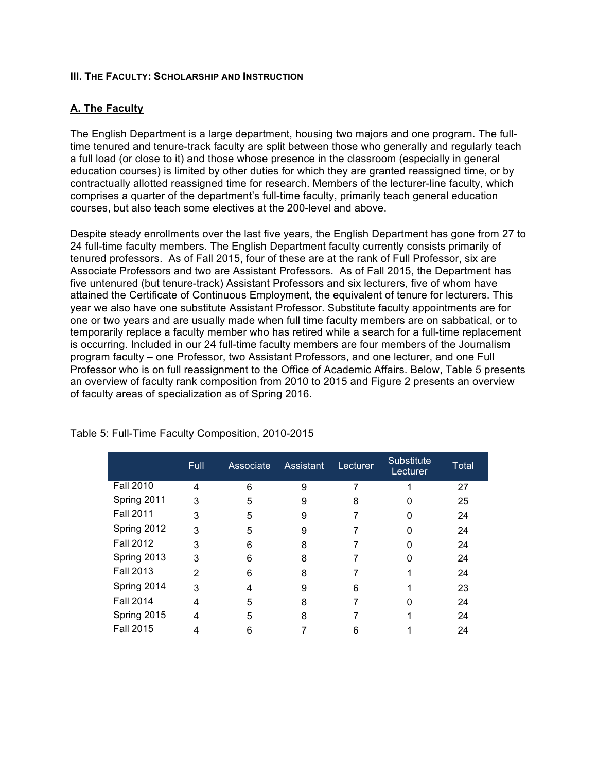### III. The Faculty: Scholarship and Instruction

#### A. The Faculty

The English Department is a large department, housing two majors and one program. The full-time tenured and tenure-track faculty are split between those who generally and regularly teach a full load (or close to it) and those whose presence in the classroom (especially in general education courses) is limited by other duties for which they are granted reassigned time, or by contractually allotted reassigned time for research. Members of the lecturer-line faculty, which comprises a quarter of the department's full-time faculty, primarily teach general education courses, but also teach some electives at the 200-level and above.

Despite steady enrollments over the last five years, the English Department has gone from 27 to 24 full-time faculty members. The English Department faculty currently consists primarily of tenured professors. As of Fall 2015, four of these are at the rank of Full Professor, six are Associate Professors and two are Assistant Professors. As of Fall 2015, the Department has five untenured (but tenure-track) Assistant Professors and six lecturers, five of whom have attained the Certificate of Continuous Employment, the equivalent of tenure for lecturers. This year we also have one substitute Assistant Professor. Substitute faculty appointments are for one or two years and are usually made when full time faculty members are on sabbatical, or to temporarily replace a faculty member who has retired while a search for a full-time replacement is occurring. Included in our 24 full-time faculty members are four members of the Journalism program faculty – one Professor, two Assistant Professors, and one lecturer, and one Full Professor who is on full reassignment to the Office of Academic Affairs. Below, Table 5 presents an overview of faculty rank composition from 2010 to 2015 and Figure 2 presents an overview of faculty areas of specialization as of Spring 2016.

Table 5: Full-Time Faculty Composition, 2010-2015

| | Full | Associate | Assistant | Lecturer | Substitute Lecturer | Total |
|---|---|---|---|---|---|---|
| Fall 2010 | 4 | 6 | 9 | 7 | 1 | 27 |
| Spring 2011 | 3 | 5 | 9 | 8 | 0 | 25 |
| Fall 2011 | 3 | 5 | 9 | 7 | 0 | 24 |
| Spring 2012 | 3 | 5 | 9 | 7 | 0 | 24 |
| Fall 2012 | 3 | 6 | 8 | 7 | 0 | 24 |
| Spring 2013 | 3 | 6 | 8 | 7 | 0 | 24 |
| Fall 2013 | 2 | 6 | 8 | 7 | 1 | 24 |
| Spring 2014 | 3 | 4 | 9 | 6 | 1 | 23 |
| Fall 2014 | 4 | 5 | 8 | 7 | 0 | 24 |
| Spring 2015 | 4 | 5 | 8 | 7 | 1 | 24 |
| Fall 2015 | 4 | 6 | 7 | 6 | 1 | 24 |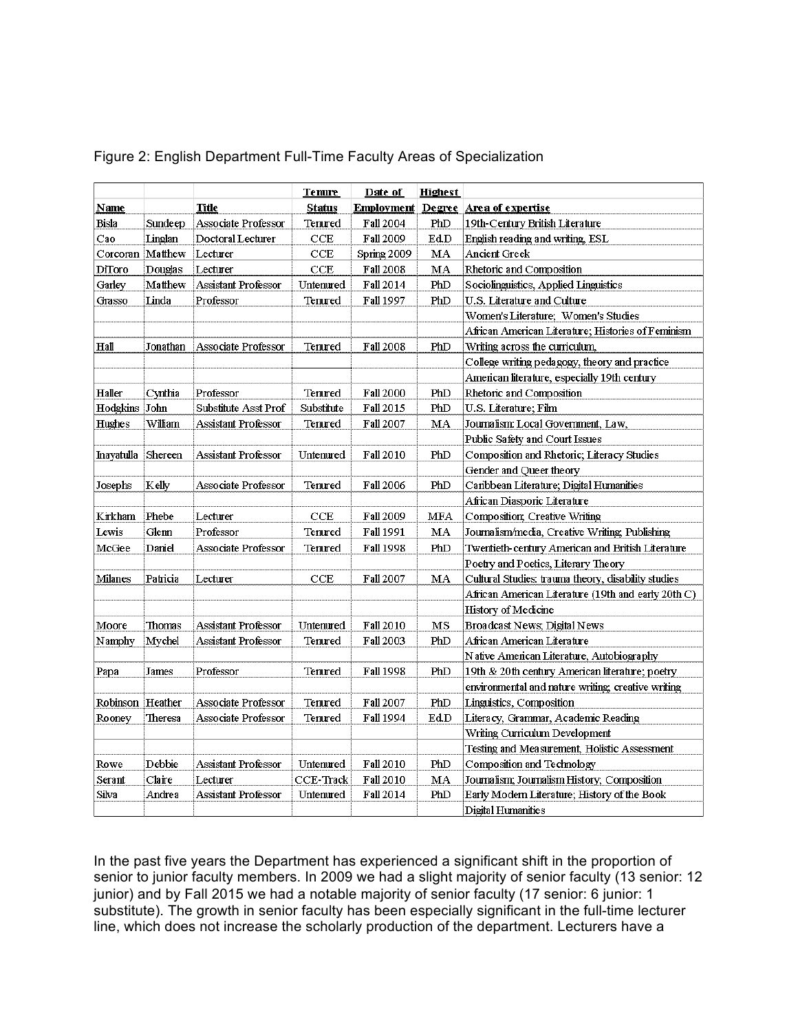Figure 2: English Department Full-Time Faculty Areas of Specialization

| Name | | Title | Tenure Status | Date of Employment | Highest Degree | Area of expertise |
|---|---|---|---|---|---|---|
| Bisla | Sundeep | Associate Professor | Tenured | Fall 2004 | PhD | 19th-Century British Literature |
| Cao | Linglan | Doctoral Lecturer | CCE | Fall 2009 | Ed.D | English reading and writing, ESL |
| Corcoran | Matthew | Lecturer | CCE | Spring 2009 | MA | Ancient Greek |
| DiToro | Douglas | Lecturer | CCE | Fall 2008 | MA | Rhetoric and Composition |
| Garley | Matthew | Assistant Professor | Untenured | Fall 2014 | PhD | Sociolinguistics, Applied Linguistics |
| Grasso | Linda | Professor | Tenured | Fall 1997 | PhD | U.S. Literature and Culture |
| | | | | | | Women's Literature; Women's Studies |
| | | | | | | African American Literature; Histories of Feminism |
| Hall | Jonathan | Associate Professor | Tenured | Fall 2008 | PhD | Writing across the curriculum, |
| | | | | | | College writing pedagogy, theory and practice |
| | | | | | | American literature, especially 19th century |
| Haller | Cynthia | Professor | Tenured | Fall 2000 | PhD | Rhetoric and Composition |
| Hodgkins | John | Substitute Asst Prof | Substitute | Fall 2015 | PhD | U.S. Literature; Film |
| Hughes | William | Assistant Professor | Tenured | Fall 2007 | MA | Journalism: Local Government, Law, |
| | | | | | | Public Safety and Court Issues |
| Inayatulla | Shereen | Assistant Professor | Untenured | Fall 2010 | PhD | Composition and Rhetoric; Literacy Studies |
| | | | | | | Gender and Queer theory |
| Josephs | Kelly | Associate Professor | Tenured | Fall 2006 | PhD | Caribbean Literature; Digital Humanities |
| | | | | | | African Diasporic Literature |
| Kirkham | Phebe | Lecturer | CCE | Fall 2009 | MFA | Composition; Creative Writing |
| Lewis | Glenn | Professor | Tenured | Fall 1991 | MA | Journalism/media, Creative Writing, Publishing |
| McGee | Daniel | Associate Professor | Tenured | Fall 1998 | PhD | Twentieth-century American and British Literature |
| | | | | | | Poetry and Poetics, Literary Theory |
| Milanes | Patricia | Lecturer | CCE | Fall 2007 | MA | Cultural Studies: trauma theory, disability studies |
| | | | | | | African American Literature (19th and early 20th C) |
| | | | | | | History of Medicine |
| Moore | Thomas | Assistant Professor | Untenured | Fall 2010 | MS | Broadcast News; Digital News |
| Namphy | Mychel | Assistant Professor | Tenured | Fall 2003 | PhD | African American Literature |
| | | | | | | Native American Literature, Autobiography |
| Papa | James | Professor | Tenured | Fall 1998 | PhD | 19th & 20th century American literature; poetry |
| | | | | | | environmental and nature writing; creative writing |
| Robinson | Heather | Associate Professor | Tenured | Fall 2007 | PhD | Linguistics, Composition |
| Rooney | Theresa | Associate Professor | Tenured | Fall 1994 | Ed.D | Literacy, Grammar, Academic Reading |
| | | | | | | Writing Curriculum Development |
| | | | | | | Testing and Measurement, Holistic Assessment |
| Rowe | Debbie | Assistant Professor | Untenured | Fall 2010 | PhD | Composition and Technology |
| Serant | Claire | Lecturer | CCE-Track | Fall 2010 | MA | Journalism; Journalism History; Composition |
| Silva | Andrea | Assistant Professor | Untenured | Fall 2014 | PhD | Early Modern Literature; History of the Book |
| | | | | | | Digital Humanities |

In the past five years the Department has experienced a significant shift in the proportion of senior to junior faculty members. In 2009 we had a slight majority of senior faculty (13 senior: 12 junior) and by Fall 2015 we had a notable majority of senior faculty (17 senior: 6 junior: 1 substitute). The growth in senior faculty has been especially significant in the full-time lecturer line, which does not increase the scholarly production of the department. Lecturers have a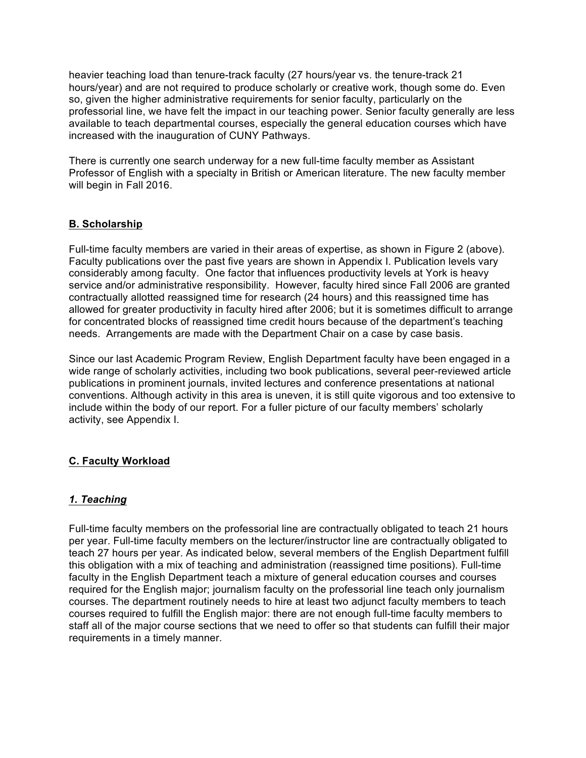heavier teaching load than tenure-track faculty (27 hours/year vs. the tenure-track 21 hours/year) and are not required to produce scholarly or creative work, though some do. Even so, given the higher administrative requirements for senior faculty, particularly on the professorial line, we have felt the impact in our teaching power. Senior faculty generally are less available to teach departmental courses, especially the general education courses which have increased with the inauguration of CUNY Pathways.

There is currently one search underway for a new full-time faculty member as Assistant Professor of English with a specialty in British or American literature. The new faculty member will begin in Fall 2016.

## B. Scholarship

Full-time faculty members are varied in their areas of expertise, as shown in Figure 2 (above). Faculty publications over the past five years are shown in Appendix I. Publication levels vary considerably among faculty. One factor that influences productivity levels at York is heavy service and/or administrative responsibility. However, faculty hired since Fall 2006 are granted contractually allotted reassigned time for research (24 hours) and this reassigned time has allowed for greater productivity in faculty hired after 2006; but it is sometimes difficult to arrange for concentrated blocks of reassigned time credit hours because of the department's teaching needs. Arrangements are made with the Department Chair on a case by case basis.

Since our last Academic Program Review, English Department faculty have been engaged in a wide range of scholarly activities, including two book publications, several peer-reviewed article publications in prominent journals, invited lectures and conference presentations at national conventions. Although activity in this area is uneven, it is still quite vigorous and too extensive to include within the body of our report. For a fuller picture of our faculty members' scholarly activity, see Appendix I.

## C. Faculty Workload

### *1. Teaching*

Full-time faculty members on the professorial line are contractually obligated to teach 21 hours per year. Full-time faculty members on the lecturer/instructor line are contractually obligated to teach 27 hours per year. As indicated below, several members of the English Department fulfill this obligation with a mix of teaching and administration (reassigned time positions). Full-time faculty in the English Department teach a mixture of general education courses and courses required for the English major; journalism faculty on the professorial line teach only journalism courses. The department routinely needs to hire at least two adjunct faculty members to teach courses required to fulfill the English major: there are not enough full-time faculty members to staff all of the major course sections that we need to offer so that students can fulfill their major requirements in a timely manner.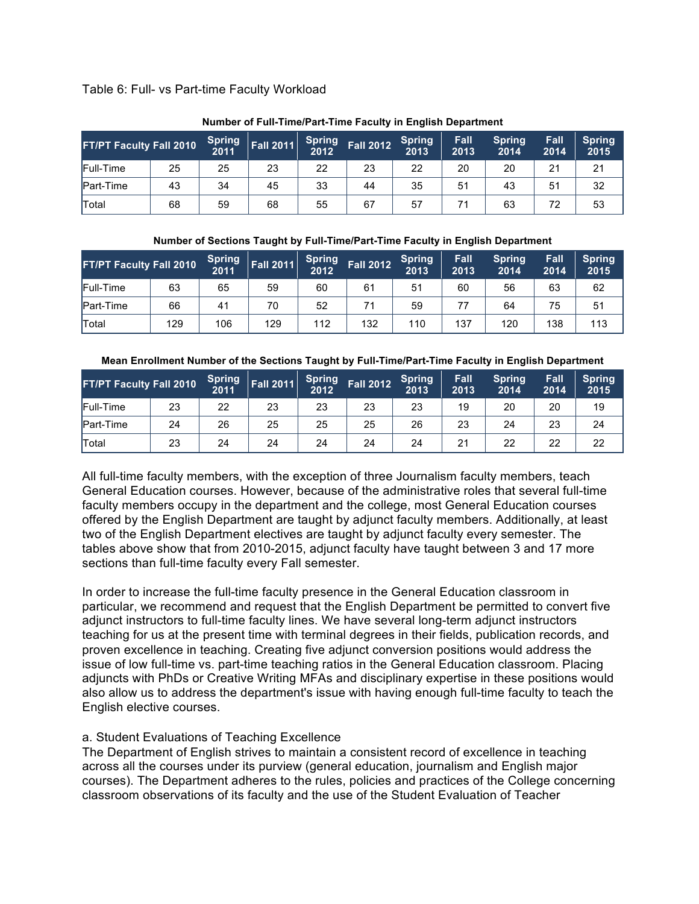Table 6: Full- vs Part-time Faculty Workload

**Number of Full-Time/Part-Time Faculty in English Department**

| FT/PT Faculty | Fall 2010 | Spring 2011 | Fall 2011 | Spring 2012 | Fall 2012 | Spring 2013 | Fall 2013 | Spring 2014 | Fall 2014 | Spring 2015 |
|---|---|---|---|---|---|---|---|---|---|---|
| Full-Time | 25 | 25 | 23 | 22 | 23 | 22 | 20 | 20 | 21 | 21 |
| Part-Time | 43 | 34 | 45 | 33 | 44 | 35 | 51 | 43 | 51 | 32 |
| Total | 68 | 59 | 68 | 55 | 67 | 57 | 71 | 63 | 72 | 53 |

**Number of Sections Taught by Full-Time/Part-Time Faculty in English Department**

| FT/PT Faculty | Fall 2010 | Spring 2011 | Fall 2011 | Spring 2012 | Fall 2012 | Spring 2013 | Fall 2013 | Spring 2014 | Fall 2014 | Spring 2015 |
|---|---|---|---|---|---|---|---|---|---|---|
| Full-Time | 63 | 65 | 59 | 60 | 61 | 51 | 60 | 56 | 63 | 62 |
| Part-Time | 66 | 41 | 70 | 52 | 71 | 59 | 77 | 64 | 75 | 51 |
| Total | 129 | 106 | 129 | 112 | 132 | 110 | 137 | 120 | 138 | 113 |

**Mean Enrollment Number of the Sections Taught by Full-Time/Part-Time Faculty in English Department**

| FT/PT Faculty | Fall 2010 | Spring 2011 | Fall 2011 | Spring 2012 | Fall 2012 | Spring 2013 | Fall 2013 | Spring 2014 | Fall 2014 | Spring 2015 |
|---|---|---|---|---|---|---|---|---|---|---|
| Full-Time | 23 | 22 | 23 | 23 | 23 | 23 | 19 | 20 | 20 | 19 |
| Part-Time | 24 | 26 | 25 | 25 | 25 | 26 | 23 | 24 | 23 | 24 |
| Total | 23 | 24 | 24 | 24 | 24 | 24 | 21 | 22 | 22 | 22 |

All full-time faculty members, with the exception of three Journalism faculty members, teach General Education courses. However, because of the administrative roles that several full-time faculty members occupy in the department and the college, most General Education courses offered by the English Department are taught by adjunct faculty members. Additionally, at least two of the English Department electives are taught by adjunct faculty every semester. The tables above show that from 2010-2015, adjunct faculty have taught between 3 and 17 more sections than full-time faculty every Fall semester.

In order to increase the full-time faculty presence in the General Education classroom in particular, we recommend and request that the English Department be permitted to convert five adjunct instructors to full-time faculty lines. We have several long-term adjunct instructors teaching for us at the present time with terminal degrees in their fields, publication records, and proven excellence in teaching. Creating five adjunct conversion positions would address the issue of low full-time vs. part-time teaching ratios in the General Education classroom. Placing adjuncts with PhDs or Creative Writing MFAs and disciplinary expertise in these positions would also allow us to address the department's issue with having enough full-time faculty to teach the English elective courses.

a. Student Evaluations of Teaching Excellence

The Department of English strives to maintain a consistent record of excellence in teaching across all the courses under its purview (general education, journalism and English major courses). The Department adheres to the rules, policies and practices of the College concerning classroom observations of its faculty and the use of the Student Evaluation of Teacher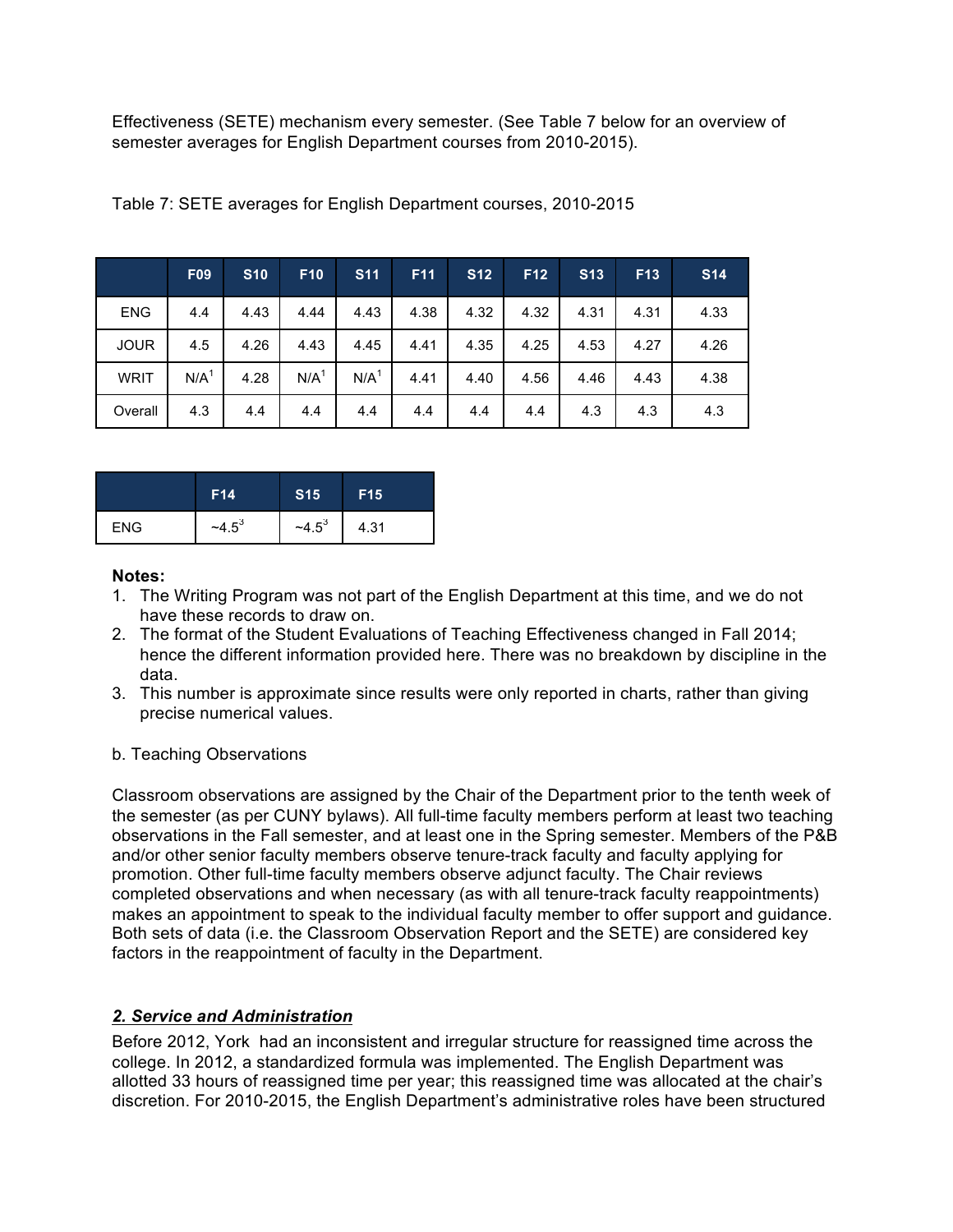Effectiveness (SETE) mechanism every semester. (See Table 7 below for an overview of semester averages for English Department courses from 2010-2015).

Table 7: SETE averages for English Department courses, 2010-2015

| | F09 | S10 | F10 | S11 | F11 | S12 | F12 | S13 | F13 | S14 |
|---|---|---|---|---|---|---|---|---|---|---|
| ENG | 4.4 | 4.43 | 4.44 | 4.43 | 4.38 | 4.32 | 4.32 | 4.31 | 4.31 | 4.33 |
| JOUR | 4.5 | 4.26 | 4.43 | 4.45 | 4.41 | 4.35 | 4.25 | 4.53 | 4.27 | 4.26 |
| WRIT | N/A[1] | 4.28 | N/A[1] | N/A[1] | 4.41 | 4.40 | 4.56 | 4.46 | 4.43 | 4.38 |
| Overall | 4.3 | 4.4 | 4.4 | 4.4 | 4.4 | 4.4 | 4.4 | 4.3 | 4.3 | 4.3 |

| | F14 | S15 | F15 |
|---|---|---|---|
| ENG | ~4.5[3] | ~4.5[3] | 4.31 |

**Notes:**

1. The Writing Program was not part of the English Department at this time, and we do not have these records to draw on.
2. The format of the Student Evaluations of Teaching Effectiveness changed in Fall 2014; hence the different information provided here. There was no breakdown by discipline in the data.
3. This number is approximate since results were only reported in charts, rather than giving precise numerical values.

b. Teaching Observations

Classroom observations are assigned by the Chair of the Department prior to the tenth week of the semester (as per CUNY bylaws). All full-time faculty members perform at least two teaching observations in the Fall semester, and at least one in the Spring semester. Members of the P&B and/or other senior faculty members observe tenure-track faculty and faculty applying for promotion. Other full-time faculty members observe adjunct faculty. The Chair reviews completed observations and when necessary (as with all tenure-track faculty reappointments) makes an appointment to speak to the individual faculty member to offer support and guidance. Both sets of data (i.e. the Classroom Observation Report and the SETE) are considered key factors in the reappointment of faculty in the Department.

## ***2. Service and Administration***

Before 2012, York had an inconsistent and irregular structure for reassigned time across the college. In 2012, a standardized formula was implemented. The English Department was allotted 33 hours of reassigned time per year; this reassigned time was allocated at the chair's discretion. For 2010-2015, the English Department's administrative roles have been structured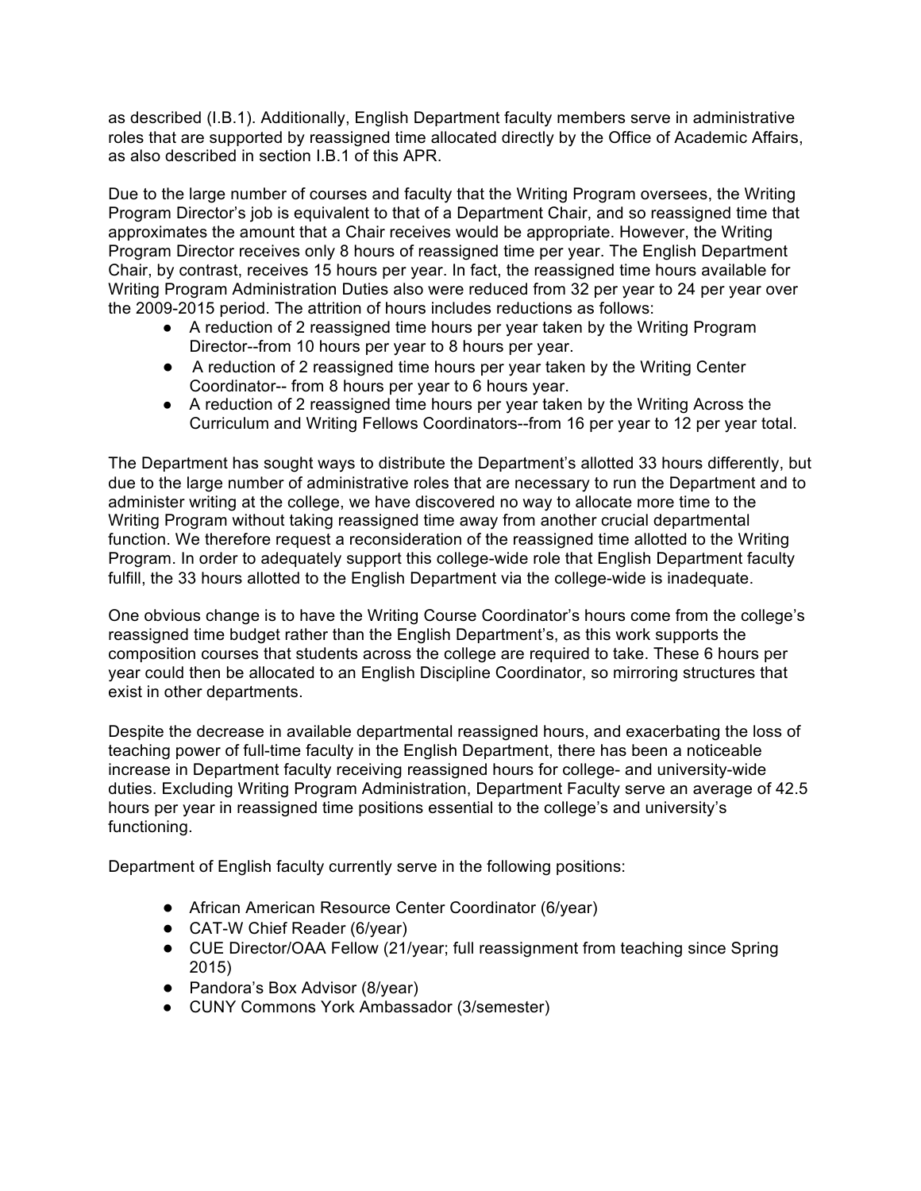as described (I.B.1). Additionally, English Department faculty members serve in administrative roles that are supported by reassigned time allocated directly by the Office of Academic Affairs, as also described in section I.B.1 of this APR.

Due to the large number of courses and faculty that the Writing Program oversees, the Writing Program Director's job is equivalent to that of a Department Chair, and so reassigned time that approximates the amount that a Chair receives would be appropriate. However, the Writing Program Director receives only 8 hours of reassigned time per year. The English Department Chair, by contrast, receives 15 hours per year. In fact, the reassigned time hours available for Writing Program Administration Duties also were reduced from 32 per year to 24 per year over the 2009-2015 period. The attrition of hours includes reductions as follows:

- A reduction of 2 reassigned time hours per year taken by the Writing Program Director--from 10 hours per year to 8 hours per year.
- A reduction of 2 reassigned time hours per year taken by the Writing Center Coordinator-- from 8 hours per year to 6 hours year.
- A reduction of 2 reassigned time hours per year taken by the Writing Across the Curriculum and Writing Fellows Coordinators--from 16 per year to 12 per year total.

The Department has sought ways to distribute the Department's allotted 33 hours differently, but due to the large number of administrative roles that are necessary to run the Department and to administer writing at the college, we have discovered no way to allocate more time to the Writing Program without taking reassigned time away from another crucial departmental function. We therefore request a reconsideration of the reassigned time allotted to the Writing Program. In order to adequately support this college-wide role that English Department faculty fulfill, the 33 hours allotted to the English Department via the college-wide is inadequate.

One obvious change is to have the Writing Course Coordinator's hours come from the college's reassigned time budget rather than the English Department's, as this work supports the composition courses that students across the college are required to take. These 6 hours per year could then be allocated to an English Discipline Coordinator, so mirroring structures that exist in other departments.

Despite the decrease in available departmental reassigned hours, and exacerbating the loss of teaching power of full-time faculty in the English Department, there has been a noticeable increase in Department faculty receiving reassigned hours for college- and university-wide duties. Excluding Writing Program Administration, Department Faculty serve an average of 42.5 hours per year in reassigned time positions essential to the college's and university's functioning.

Department of English faculty currently serve in the following positions:

- African American Resource Center Coordinator (6/year)
- CAT-W Chief Reader (6/year)
- CUE Director/OAA Fellow (21/year; full reassignment from teaching since Spring 2015)
- Pandora's Box Advisor (8/year)
- CUNY Commons York Ambassador (3/semester)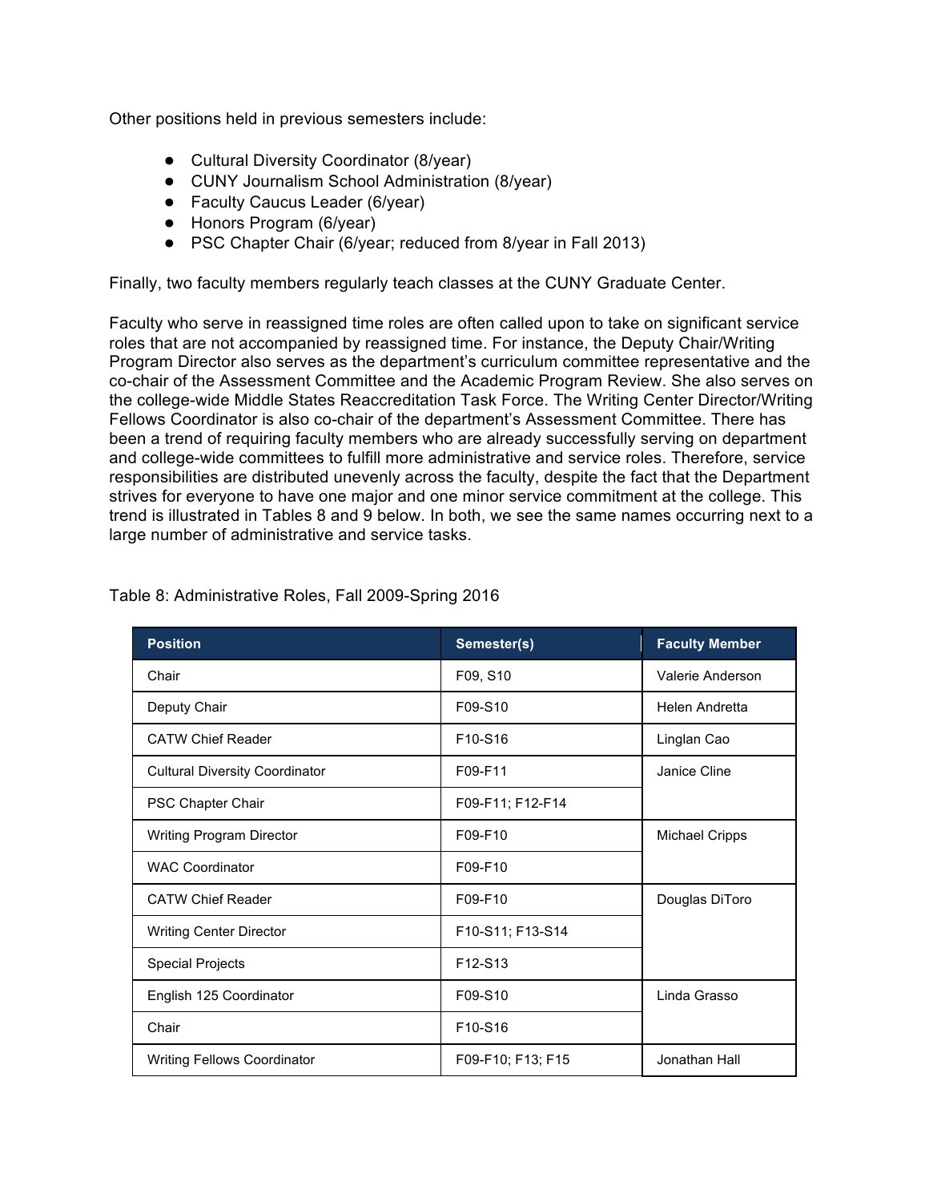Other positions held in previous semesters include:

- Cultural Diversity Coordinator (8/year)
- CUNY Journalism School Administration (8/year)
- Faculty Caucus Leader (6/year)
- Honors Program (6/year)
- PSC Chapter Chair (6/year; reduced from 8/year in Fall 2013)

Finally, two faculty members regularly teach classes at the CUNY Graduate Center.

Faculty who serve in reassigned time roles are often called upon to take on significant service roles that are not accompanied by reassigned time. For instance, the Deputy Chair/Writing Program Director also serves as the department's curriculum committee representative and the co-chair of the Assessment Committee and the Academic Program Review. She also serves on the college-wide Middle States Reaccreditation Task Force. The Writing Center Director/Writing Fellows Coordinator is also co-chair of the department's Assessment Committee. There has been a trend of requiring faculty members who are already successfully serving on department and college-wide committees to fulfill more administrative and service roles. Therefore, service responsibilities are distributed unevenly across the faculty, despite the fact that the Department strives for everyone to have one major and one minor service commitment at the college. This trend is illustrated in Tables 8 and 9 below. In both, we see the same names occurring next to a large number of administrative and service tasks.

Table 8: Administrative Roles, Fall 2009-Spring 2016

| Position | Semester(s) | Faculty Member |
|---|---|---|
| Chair | F09, S10 | Valerie Anderson |
| Deputy Chair | F09-S10 | Helen Andretta |
| CATW Chief Reader | F10-S16 | Linglan Cao |
| Cultural Diversity Coordinator | F09-F11 | Janice Cline |
| PSC Chapter Chair | F09-F11; F12-F14 | |
| Writing Program Director | F09-F10 | Michael Cripps |
| WAC Coordinator | F09-F10 | |
| CATW Chief Reader | F09-F10 | Douglas DiToro |
| Writing Center Director | F10-S11; F13-S14 | |
| Special Projects | F12-S13 | |
| English 125 Coordinator | F09-S10 | Linda Grasso |
| Chair | F10-S16 | |
| Writing Fellows Coordinator | F09-F10; F13; F15 | Jonathan Hall |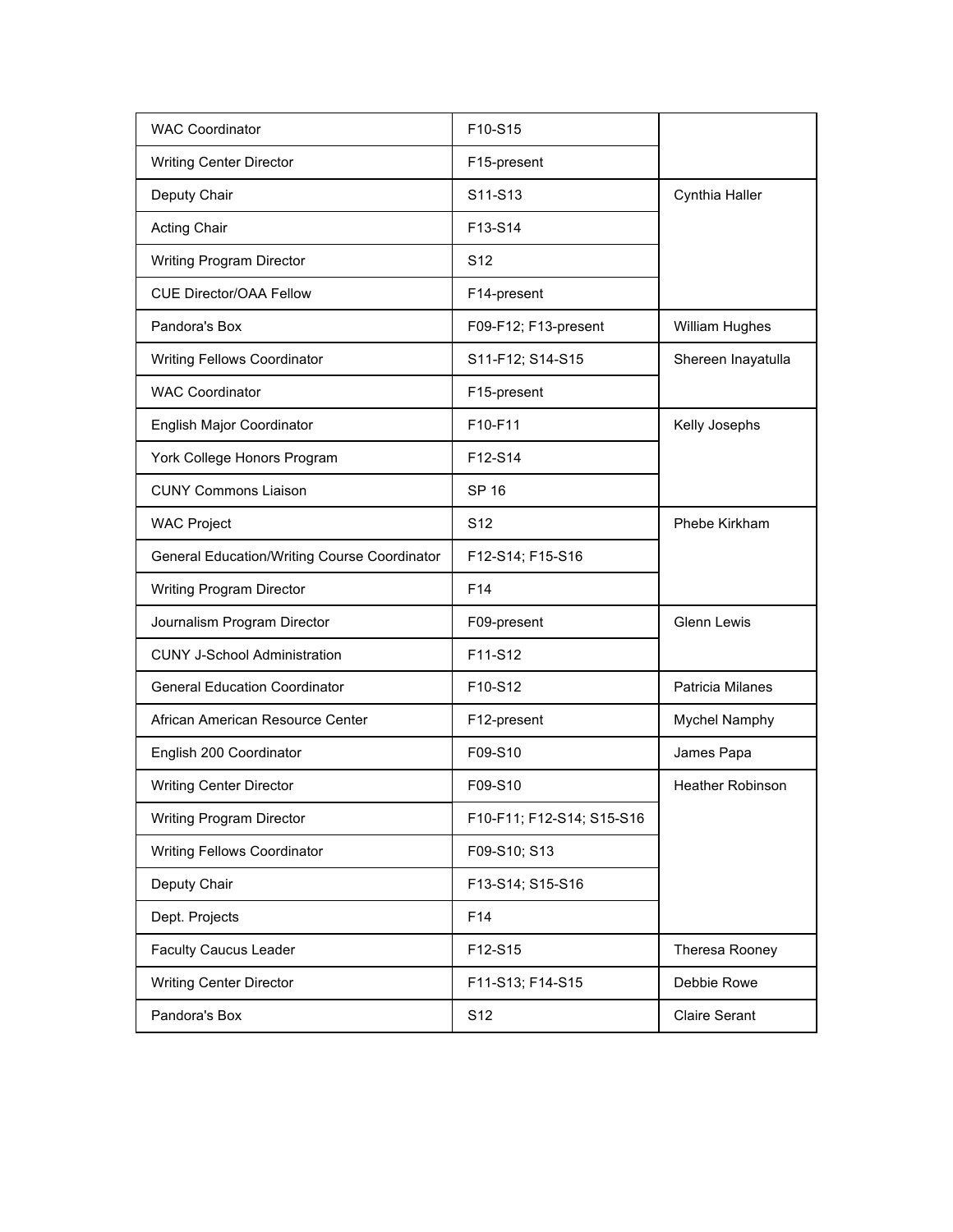| | | |
|---|---|---|
| WAC Coordinator | F10-S15 | |
| Writing Center Director | F15-present | |
| Deputy Chair | S11-S13 | Cynthia Haller |
| Acting Chair | F13-S14 | |
| Writing Program Director | S12 | |
| CUE Director/OAA Fellow | F14-present | |
| Pandora's Box | F09-F12; F13-present | William Hughes |
| Writing Fellows Coordinator | S11-F12; S14-S15 | Shereen Inayatulla |
| WAC Coordinator | F15-present | |
| English Major Coordinator | F10-F11 | Kelly Josephs |
| York College Honors Program | F12-S14 | |
| CUNY Commons Liaison | SP 16 | |
| WAC Project | S12 | Phebe Kirkham |
| General Education/Writing Course Coordinator | F12-S14; F15-S16 | |
| Writing Program Director | F14 | |
| Journalism Program Director | F09-present | Glenn Lewis |
| CUNY J-School Administration | F11-S12 | |
| General Education Coordinator | F10-S12 | Patricia Milanes |
| African American Resource Center | F12-present | Mychel Namphy |
| English 200 Coordinator | F09-S10 | James Papa |
| Writing Center Director | F09-S10 | Heather Robinson |
| Writing Program Director | F10-F11; F12-S14; S15-S16 | |
| Writing Fellows Coordinator | F09-S10; S13 | |
| Deputy Chair | F13-S14; S15-S16 | |
| Dept. Projects | F14 | |
| Faculty Caucus Leader | F12-S15 | Theresa Rooney |
| Writing Center Director | F11-S13; F14-S15 | Debbie Rowe |
| Pandora's Box | S12 | Claire Serant |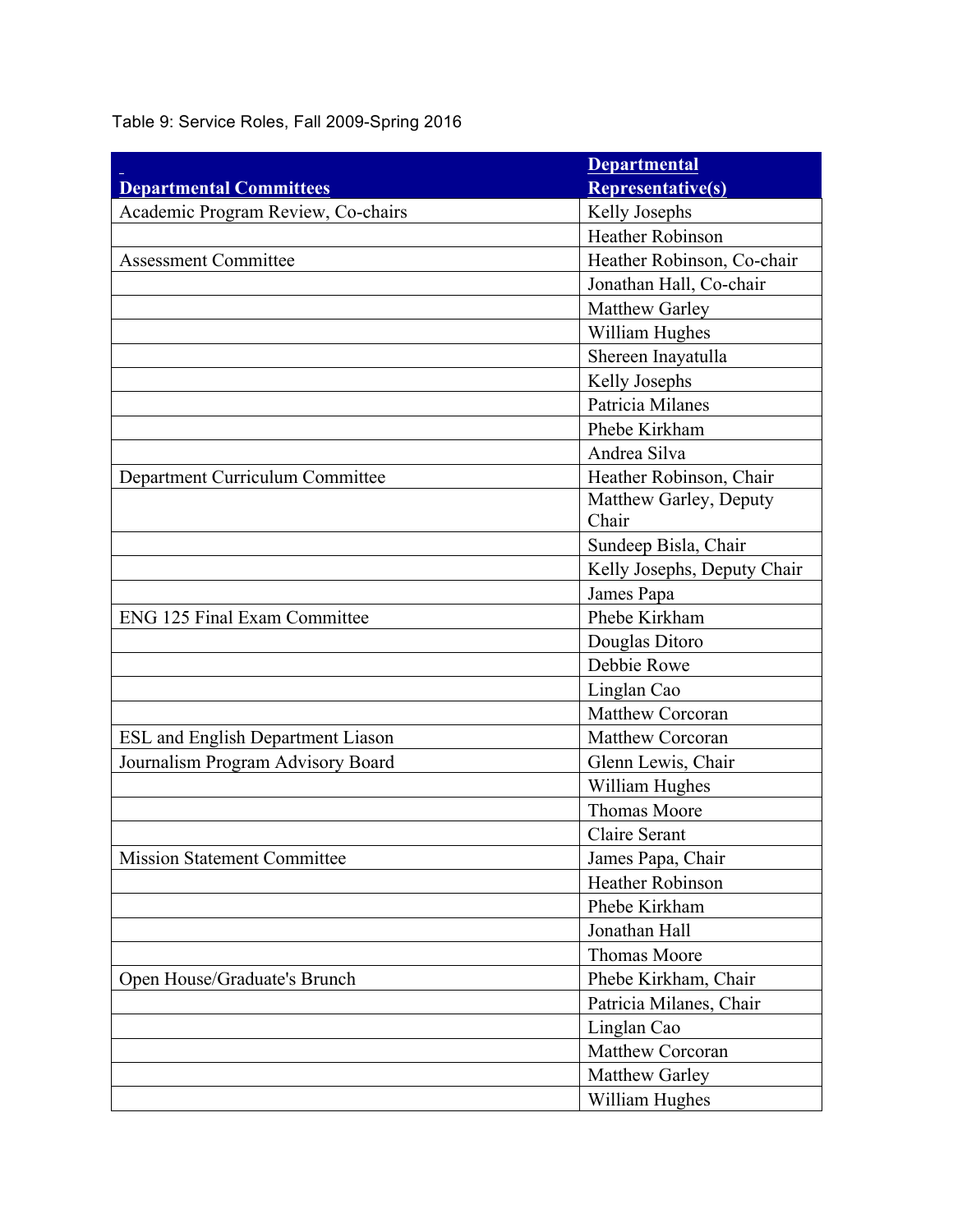Table 9: Service Roles, Fall 2009-Spring 2016

| Departmental Committees | Departmental Representative(s) |
|---|---|
| Academic Program Review, Co-chairs | Kelly Josephs |
| | Heather Robinson |
| Assessment Committee | Heather Robinson, Co-chair |
| | Jonathan Hall, Co-chair |
| | Matthew Garley |
| | William Hughes |
| | Shereen Inayatulla |
| | Kelly Josephs |
| | Patricia Milanes |
| | Phebe Kirkham |
| | Andrea Silva |
| Department Curriculum Committee | Heather Robinson, Chair |
| | Matthew Garley, Deputy Chair |
| | Sundeep Bisla, Chair |
| | Kelly Josephs, Deputy Chair |
| | James Papa |
| ENG 125 Final Exam Committee | Phebe Kirkham |
| | Douglas Ditoro |
| | Debbie Rowe |
| | Linglan Cao |
| | Matthew Corcoran |
| ESL and English Department Liason | Matthew Corcoran |
| Journalism Program Advisory Board | Glenn Lewis, Chair |
| | William Hughes |
| | Thomas Moore |
| | Claire Serant |
| Mission Statement Committee | James Papa, Chair |
| | Heather Robinson |
| | Phebe Kirkham |
| | Jonathan Hall |
| | Thomas Moore |
| Open House/Graduate's Brunch | Phebe Kirkham, Chair |
| | Patricia Milanes, Chair |
| | Linglan Cao |
| | Matthew Corcoran |
| | Matthew Garley |
| | William Hughes |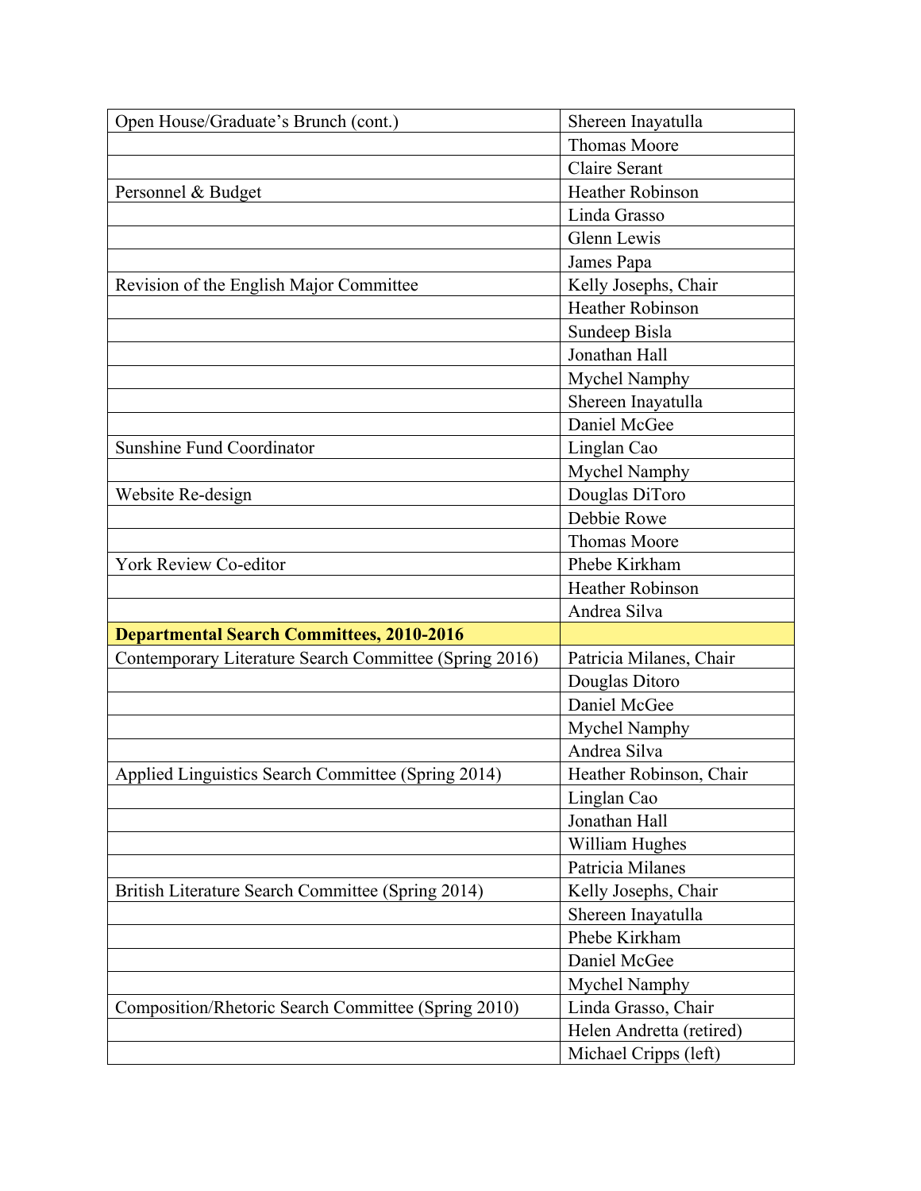| | |
|---|---|
| Open House/Graduate's Brunch (cont.) | Shereen Inayatulla |
| | Thomas Moore |
| | Claire Serant |
| Personnel & Budget | Heather Robinson |
| | Linda Grasso |
| | Glenn Lewis |
| | James Papa |
| Revision of the English Major Committee | Kelly Josephs, Chair |
| | Heather Robinson |
| | Sundeep Bisla |
| | Jonathan Hall |
| | Mychel Namphy |
| | Shereen Inayatulla |
| | Daniel McGee |
| Sunshine Fund Coordinator | Linglan Cao |
| | Mychel Namphy |
| Website Re-design | Douglas DiToro |
| | Debbie Rowe |
| | Thomas Moore |
| York Review Co-editor | Phebe Kirkham |
| | Heather Robinson |
| | Andrea Silva |
| **Departmental Search Committees, 2010-2016** | |
| Contemporary Literature Search Committee (Spring 2016) | Patricia Milanes, Chair |
| | Douglas Ditoro |
| | Daniel McGee |
| | Mychel Namphy |
| | Andrea Silva |
| Applied Linguistics Search Committee (Spring 2014) | Heather Robinson, Chair |
| | Linglan Cao |
| | Jonathan Hall |
| | William Hughes |
| | Patricia Milanes |
| British Literature Search Committee (Spring 2014) | Kelly Josephs, Chair |
| | Shereen Inayatulla |
| | Phebe Kirkham |
| | Daniel McGee |
| | Mychel Namphy |
| Composition/Rhetoric Search Committee (Spring 2010) | Linda Grasso, Chair |
| | Helen Andretta (retired) |
| | Michael Cripps (left) |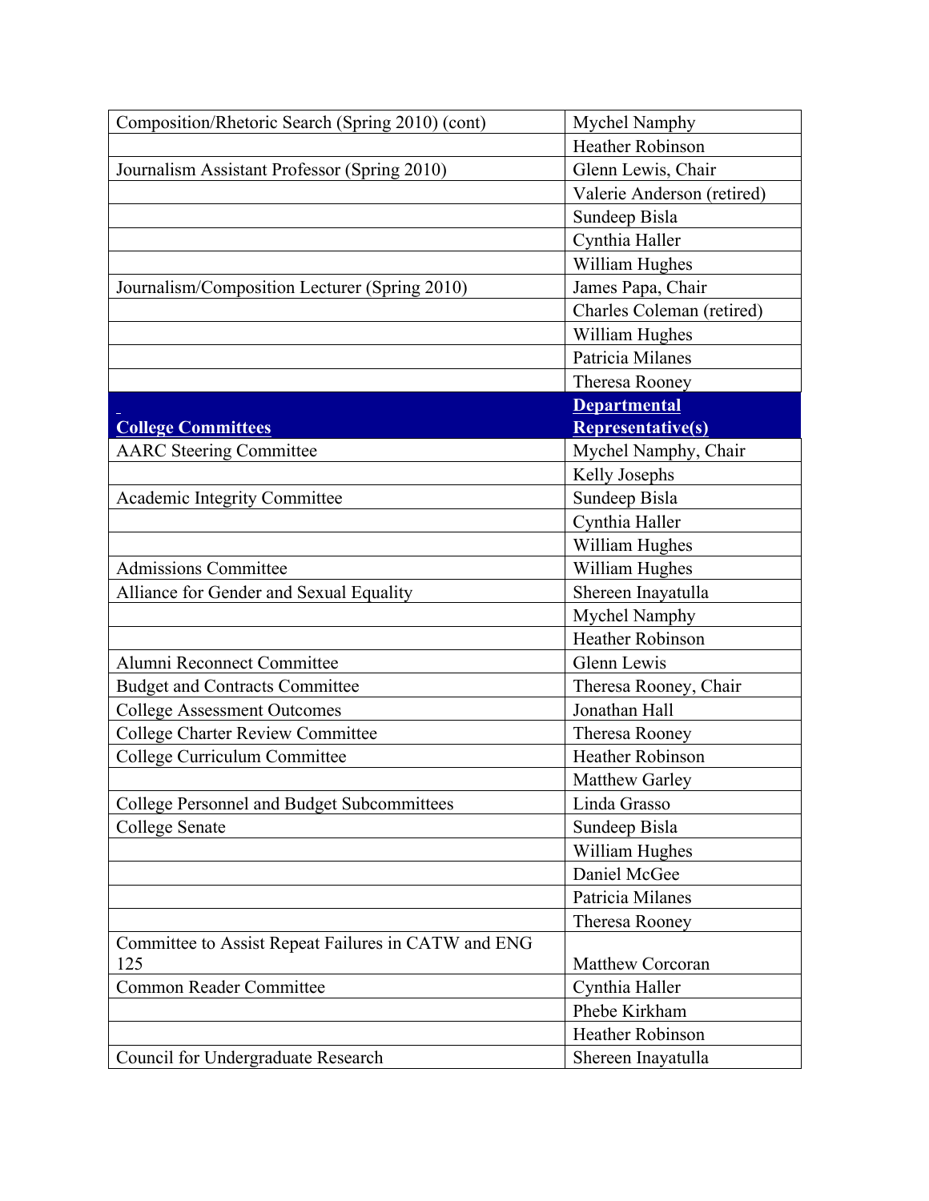| | |
|---|---|
| Composition/Rhetoric Search (Spring 2010) (cont) | Mychel Namphy |
| | Heather Robinson |
| Journalism Assistant Professor (Spring 2010) | Glenn Lewis, Chair |
| | Valerie Anderson (retired) |
| | Sundeep Bisla |
| | Cynthia Haller |
| | William Hughes |
| Journalism/Composition Lecturer (Spring 2010) | James Papa, Chair |
| | Charles Coleman (retired) |
| | William Hughes |
| | Patricia Milanes |
| | Theresa Rooney |
| **College Committees** | **Departmental Representative(s)** |
| AARC Steering Committee | Mychel Namphy, Chair |
| | Kelly Josephs |
| Academic Integrity Committee | Sundeep Bisla |
| | Cynthia Haller |
| | William Hughes |
| Admissions Committee | William Hughes |
| Alliance for Gender and Sexual Equality | Shereen Inayatulla |
| | Mychel Namphy |
| | Heather Robinson |
| Alumni Reconnect Committee | Glenn Lewis |
| Budget and Contracts Committee | Theresa Rooney, Chair |
| College Assessment Outcomes | Jonathan Hall |
| College Charter Review Committee | Theresa Rooney |
| College Curriculum Committee | Heather Robinson |
| | Matthew Garley |
| College Personnel and Budget Subcommittees | Linda Grasso |
| College Senate | Sundeep Bisla |
| | William Hughes |
| | Daniel McGee |
| | Patricia Milanes |
| | Theresa Rooney |
| Committee to Assist Repeat Failures in CATW and ENG 125 | Matthew Corcoran |
| Common Reader Committee | Cynthia Haller |
| | Phebe Kirkham |
| | Heather Robinson |
| Council for Undergraduate Research | Shereen Inayatulla |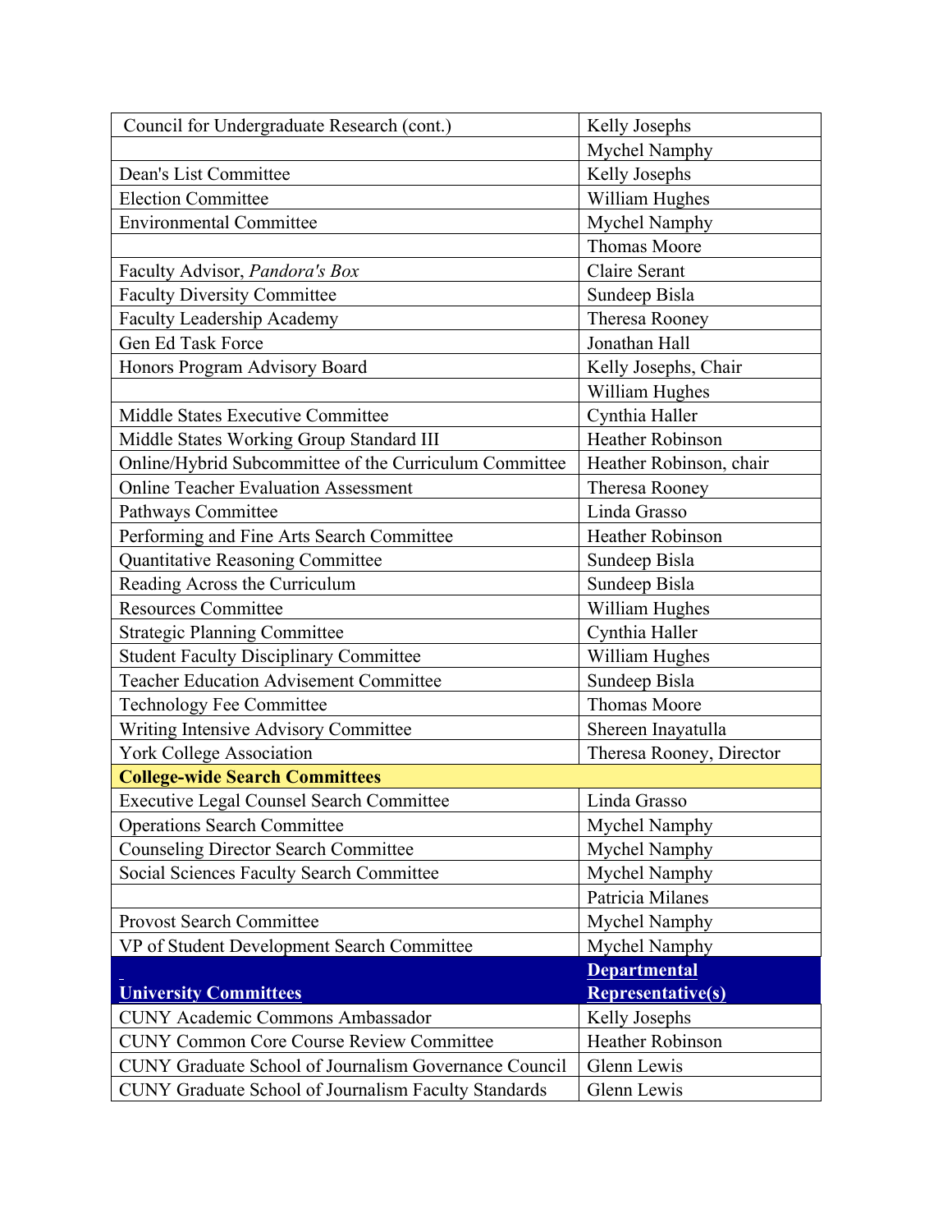| | |
|---|---|
| Council for Undergraduate Research (cont.) | Kelly Josephs |
| | Mychel Namphy |
| Dean's List Committee | Kelly Josephs |
| Election Committee | William Hughes |
| Environmental Committee | Mychel Namphy |
| | Thomas Moore |
| Faculty Advisor, *Pandora's Box* | Claire Serant |
| Faculty Diversity Committee | Sundeep Bisla |
| Faculty Leadership Academy | Theresa Rooney |
| Gen Ed Task Force | Jonathan Hall |
| Honors Program Advisory Board | Kelly Josephs, Chair |
| | William Hughes |
| Middle States Executive Committee | Cynthia Haller |
| Middle States Working Group Standard III | Heather Robinson |
| Online/Hybrid Subcommittee of the Curriculum Committee | Heather Robinson, chair |
| Online Teacher Evaluation Assessment | Theresa Rooney |
| Pathways Committee | Linda Grasso |
| Performing and Fine Arts Search Committee | Heather Robinson |
| Quantitative Reasoning Committee | Sundeep Bisla |
| Reading Across the Curriculum | Sundeep Bisla |
| Resources Committee | William Hughes |
| Strategic Planning Committee | Cynthia Haller |
| Student Faculty Disciplinary Committee | William Hughes |
| Teacher Education Advisement Committee | Sundeep Bisla |
| Technology Fee Committee | Thomas Moore |
| Writing Intensive Advisory Committee | Shereen Inayatulla |
| York College Association | Theresa Rooney, Director |
| **College-wide Search Committees** | |
| Executive Legal Counsel Search Committee | Linda Grasso |
| Operations Search Committee | Mychel Namphy |
| Counseling Director Search Committee | Mychel Namphy |
| Social Sciences Faculty Search Committee | Mychel Namphy |
| | Patricia Milanes |
| Provost Search Committee | Mychel Namphy |
| VP of Student Development Search Committee | Mychel Namphy |
| **University Committees** | **Departmental Representative(s)** |
| CUNY Academic Commons Ambassador | Kelly Josephs |
| CUNY Common Core Course Review Committee | Heather Robinson |
| CUNY Graduate School of Journalism Governance Council | Glenn Lewis |
| CUNY Graduate School of Journalism Faculty Standards | Glenn Lewis |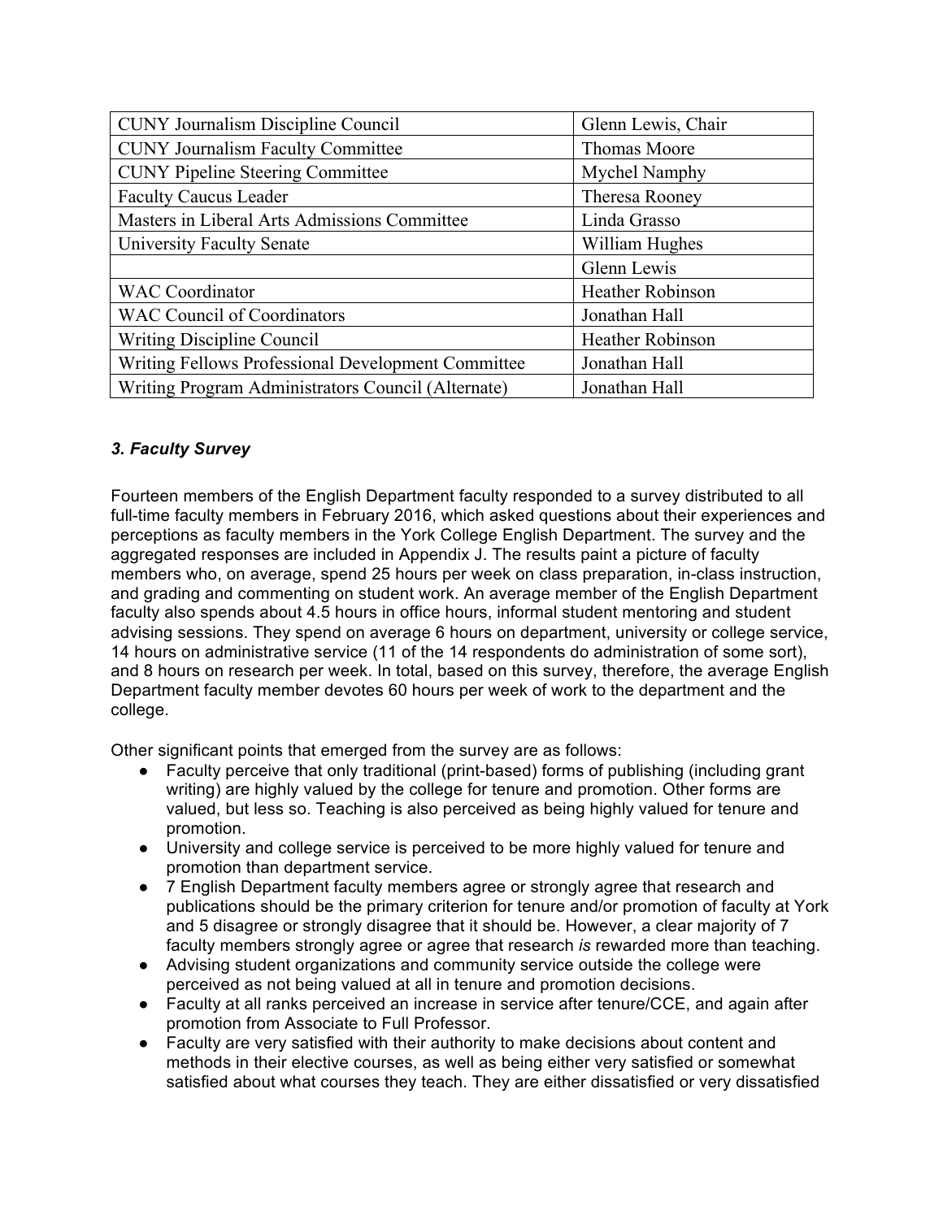| | |
|---|---|
| CUNY Journalism Discipline Council | Glenn Lewis, Chair |
| CUNY Journalism Faculty Committee | Thomas Moore |
| CUNY Pipeline Steering Committee | Mychel Namphy |
| Faculty Caucus Leader | Theresa Rooney |
| Masters in Liberal Arts Admissions Committee | Linda Grasso |
| University Faculty Senate | William Hughes |
| | Glenn Lewis |
| WAC Coordinator | Heather Robinson |
| WAC Council of Coordinators | Jonathan Hall |
| Writing Discipline Council | Heather Robinson |
| Writing Fellows Professional Development Committee | Jonathan Hall |
| Writing Program Administrators Council (Alternate) | Jonathan Hall |

### *3. Faculty Survey*

Fourteen members of the English Department faculty responded to a survey distributed to all full-time faculty members in February 2016, which asked questions about their experiences and perceptions as faculty members in the York College English Department. The survey and the aggregated responses are included in Appendix J. The results paint a picture of faculty members who, on average, spend 25 hours per week on class preparation, in-class instruction, and grading and commenting on student work. An average member of the English Department faculty also spends about 4.5 hours in office hours, informal student mentoring and student advising sessions. They spend on average 6 hours on department, university or college service, 14 hours on administrative service (11 of the 14 respondents do administration of some sort), and 8 hours on research per week. In total, based on this survey, therefore, the average English Department faculty member devotes 60 hours per week of work to the department and the college.

Other significant points that emerged from the survey are as follows:

- Faculty perceive that only traditional (print-based) forms of publishing (including grant writing) are highly valued by the college for tenure and promotion. Other forms are valued, but less so. Teaching is also perceived as being highly valued for tenure and promotion.
- University and college service is perceived to be more highly valued for tenure and promotion than department service.
- 7 English Department faculty members agree or strongly agree that research and publications should be the primary criterion for tenure and/or promotion of faculty at York and 5 disagree or strongly disagree that it should be. However, a clear majority of 7 faculty members strongly agree or agree that research *is* rewarded more than teaching.
- Advising student organizations and community service outside the college were perceived as not being valued at all in tenure and promotion decisions.
- Faculty at all ranks perceived an increase in service after tenure/CCE, and again after promotion from Associate to Full Professor.
- Faculty are very satisfied with their authority to make decisions about content and methods in their elective courses, as well as being either very satisfied or somewhat satisfied about what courses they teach. They are either dissatisfied or very dissatisfied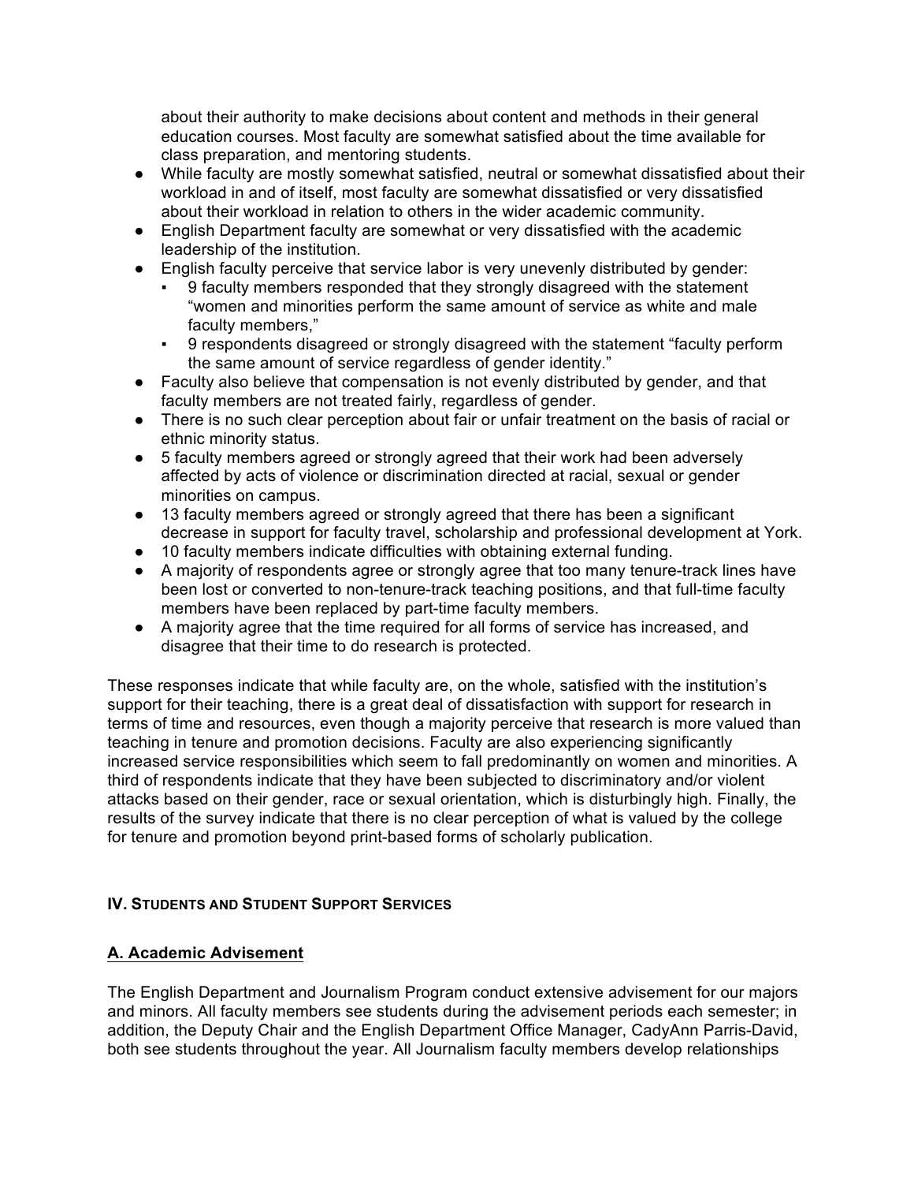about their authority to make decisions about content and methods in their general education courses. Most faculty are somewhat satisfied about the time available for class preparation, and mentoring students.

- While faculty are mostly somewhat satisfied, neutral or somewhat dissatisfied about their workload in and of itself, most faculty are somewhat dissatisfied or very dissatisfied about their workload in relation to others in the wider academic community.
- English Department faculty are somewhat or very dissatisfied with the academic leadership of the institution.
- English faculty perceive that service labor is very unevenly distributed by gender:
  - 9 faculty members responded that they strongly disagreed with the statement "women and minorities perform the same amount of service as white and male faculty members,"
  - 9 respondents disagreed or strongly disagreed with the statement "faculty perform the same amount of service regardless of gender identity."
- Faculty also believe that compensation is not evenly distributed by gender, and that faculty members are not treated fairly, regardless of gender.
- There is no such clear perception about fair or unfair treatment on the basis of racial or ethnic minority status.
- 5 faculty members agreed or strongly agreed that their work had been adversely affected by acts of violence or discrimination directed at racial, sexual or gender minorities on campus.
- 13 faculty members agreed or strongly agreed that there has been a significant decrease in support for faculty travel, scholarship and professional development at York.
- 10 faculty members indicate difficulties with obtaining external funding.
- A majority of respondents agree or strongly agree that too many tenure-track lines have been lost or converted to non-tenure-track teaching positions, and that full-time faculty members have been replaced by part-time faculty members.
- A majority agree that the time required for all forms of service has increased, and disagree that their time to do research is protected.

These responses indicate that while faculty are, on the whole, satisfied with the institution's support for their teaching, there is a great deal of dissatisfaction with support for research in terms of time and resources, even though a majority perceive that research is more valued than teaching in tenure and promotion decisions. Faculty are also experiencing significantly increased service responsibilities which seem to fall predominantly on women and minorities. A third of respondents indicate that they have been subjected to discriminatory and/or violent attacks based on their gender, race or sexual orientation, which is disturbingly high. Finally, the results of the survey indicate that there is no clear perception of what is valued by the college for tenure and promotion beyond print-based forms of scholarly publication.

## IV. Students and Student Support Services

### A. Academic Advisement

The English Department and Journalism Program conduct extensive advisement for our majors and minors. All faculty members see students during the advisement periods each semester; in addition, the Deputy Chair and the English Department Office Manager, CadyAnn Parris-David, both see students throughout the year. All Journalism faculty members develop relationships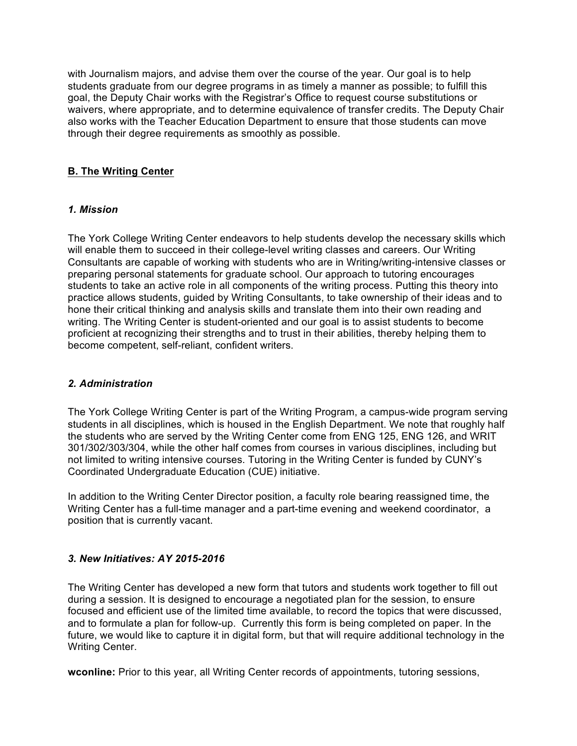with Journalism majors, and advise them over the course of the year. Our goal is to help students graduate from our degree programs in as timely a manner as possible; to fulfill this goal, the Deputy Chair works with the Registrar's Office to request course substitutions or waivers, where appropriate, and to determine equivalence of transfer credits. The Deputy Chair also works with the Teacher Education Department to ensure that those students can move through their degree requirements as smoothly as possible.

## B. The Writing Center

### *1. Mission*

The York College Writing Center endeavors to help students develop the necessary skills which will enable them to succeed in their college-level writing classes and careers. Our Writing Consultants are capable of working with students who are in Writing/writing-intensive classes or preparing personal statements for graduate school. Our approach to tutoring encourages students to take an active role in all components of the writing process. Putting this theory into practice allows students, guided by Writing Consultants, to take ownership of their ideas and to hone their critical thinking and analysis skills and translate them into their own reading and writing. The Writing Center is student-oriented and our goal is to assist students to become proficient at recognizing their strengths and to trust in their abilities, thereby helping them to become competent, self-reliant, confident writers.

### *2. Administration*

The York College Writing Center is part of the Writing Program, a campus-wide program serving students in all disciplines, which is housed in the English Department. We note that roughly half the students who are served by the Writing Center come from ENG 125, ENG 126, and WRIT 301/302/303/304, while the other half comes from courses in various disciplines, including but not limited to writing intensive courses. Tutoring in the Writing Center is funded by CUNY's Coordinated Undergraduate Education (CUE) initiative.

In addition to the Writing Center Director position, a faculty role bearing reassigned time, the Writing Center has a full-time manager and a part-time evening and weekend coordinator, a position that is currently vacant.

### *3. New Initiatives: AY 2015-2016*

The Writing Center has developed a new form that tutors and students work together to fill out during a session. It is designed to encourage a negotiated plan for the session, to ensure focused and efficient use of the limited time available, to record the topics that were discussed, and to formulate a plan for follow-up. Currently this form is being completed on paper. In the future, we would like to capture it in digital form, but that will require additional technology in the Writing Center.

**wconline:** Prior to this year, all Writing Center records of appointments, tutoring sessions,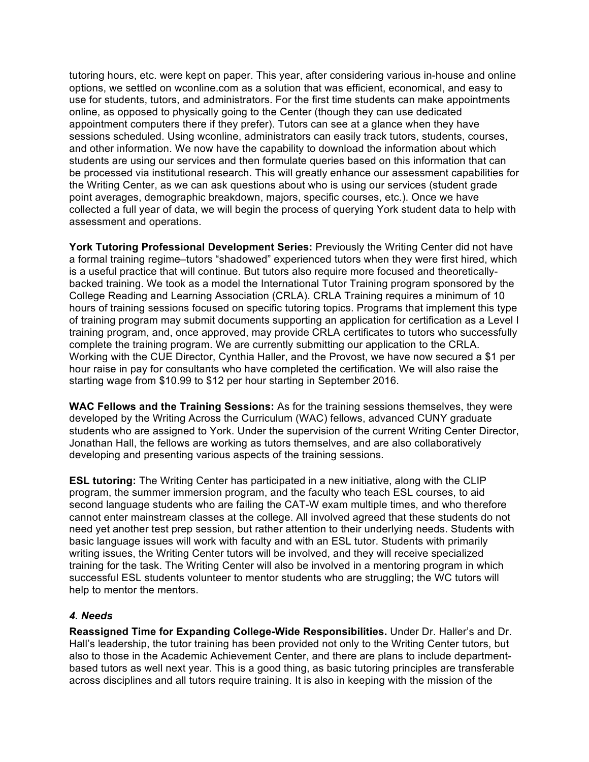tutoring hours, etc. were kept on paper. This year, after considering various in-house and online options, we settled on wconline.com as a solution that was efficient, economical, and easy to use for students, tutors, and administrators. For the first time students can make appointments online, as opposed to physically going to the Center (though they can use dedicated appointment computers there if they prefer). Tutors can see at a glance when they have sessions scheduled. Using wconline, administrators can easily track tutors, students, courses, and other information. We now have the capability to download the information about which students are using our services and then formulate queries based on this information that can be processed via institutional research. This will greatly enhance our assessment capabilities for the Writing Center, as we can ask questions about who is using our services (student grade point averages, demographic breakdown, majors, specific courses, etc.). Once we have collected a full year of data, we will begin the process of querying York student data to help with assessment and operations.

**York Tutoring Professional Development Series:** Previously the Writing Center did not have a formal training regime–tutors "shadowed" experienced tutors when they were first hired, which is a useful practice that will continue. But tutors also require more focused and theoretically-backed training. We took as a model the International Tutor Training program sponsored by the College Reading and Learning Association (CRLA). CRLA Training requires a minimum of 10 hours of training sessions focused on specific tutoring topics. Programs that implement this type of training program may submit documents supporting an application for certification as a Level I training program, and, once approved, may provide CRLA certificates to tutors who successfully complete the training program. We are currently submitting our application to the CRLA. Working with the CUE Director, Cynthia Haller, and the Provost, we have now secured a $1 per hour raise in pay for consultants who have completed the certification. We will also raise the starting wage from $10.99 to $12 per hour starting in September 2016.

**WAC Fellows and the Training Sessions:** As for the training sessions themselves, they were developed by the Writing Across the Curriculum (WAC) fellows, advanced CUNY graduate students who are assigned to York. Under the supervision of the current Writing Center Director, Jonathan Hall, the fellows are working as tutors themselves, and are also collaboratively developing and presenting various aspects of the training sessions.

**ESL tutoring:** The Writing Center has participated in a new initiative, along with the CLIP program, the summer immersion program, and the faculty who teach ESL courses, to aid second language students who are failing the CAT-W exam multiple times, and who therefore cannot enter mainstream classes at the college. All involved agreed that these students do not need yet another test prep session, but rather attention to their underlying needs. Students with basic language issues will work with faculty and with an ESL tutor. Students with primarily writing issues, the Writing Center tutors will be involved, and they will receive specialized training for the task. The Writing Center will also be involved in a mentoring program in which successful ESL students volunteer to mentor students who are struggling; the WC tutors will help to mentor the mentors.

### *4. Needs*

**Reassigned Time for Expanding College-Wide Responsibilities.** Under Dr. Haller's and Dr. Hall's leadership, the tutor training has been provided not only to the Writing Center tutors, but also to those in the Academic Achievement Center, and there are plans to include department-based tutors as well next year. This is a good thing, as basic tutoring principles are transferable across disciplines and all tutors require training. It is also in keeping with the mission of the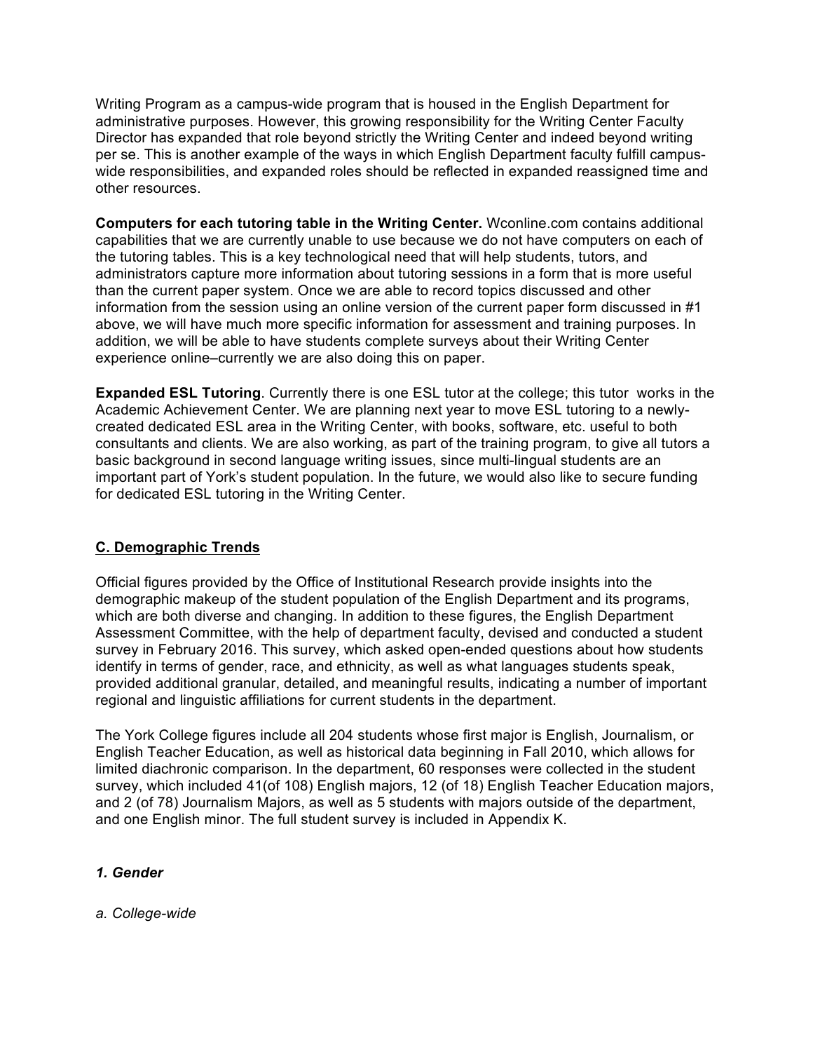Writing Program as a campus-wide program that is housed in the English Department for administrative purposes. However, this growing responsibility for the Writing Center Faculty Director has expanded that role beyond strictly the Writing Center and indeed beyond writing per se. This is another example of the ways in which English Department faculty fulfill campus-wide responsibilities, and expanded roles should be reflected in expanded reassigned time and other resources.

**Computers for each tutoring table in the Writing Center.** Wconline.com contains additional capabilities that we are currently unable to use because we do not have computers on each of the tutoring tables. This is a key technological need that will help students, tutors, and administrators capture more information about tutoring sessions in a form that is more useful than the current paper system. Once we are able to record topics discussed and other information from the session using an online version of the current paper form discussed in #1 above, we will have much more specific information for assessment and training purposes. In addition, we will be able to have students complete surveys about their Writing Center experience online–currently we are also doing this on paper.

**Expanded ESL Tutoring**. Currently there is one ESL tutor at the college; this tutor works in the Academic Achievement Center. We are planning next year to move ESL tutoring to a newly-created dedicated ESL area in the Writing Center, with books, software, etc. useful to both consultants and clients. We are also working, as part of the training program, to give all tutors a basic background in second language writing issues, since multi-lingual students are an important part of York's student population. In the future, we would also like to secure funding for dedicated ESL tutoring in the Writing Center.

## C. Demographic Trends

Official figures provided by the Office of Institutional Research provide insights into the demographic makeup of the student population of the English Department and its programs, which are both diverse and changing. In addition to these figures, the English Department Assessment Committee, with the help of department faculty, devised and conducted a student survey in February 2016. This survey, which asked open-ended questions about how students identify in terms of gender, race, and ethnicity, as well as what languages students speak, provided additional granular, detailed, and meaningful results, indicating a number of important regional and linguistic affiliations for current students in the department.

The York College figures include all 204 students whose first major is English, Journalism, or English Teacher Education, as well as historical data beginning in Fall 2010, which allows for limited diachronic comparison. In the department, 60 responses were collected in the student survey, which included 41(of 108) English majors, 12 (of 18) English Teacher Education majors, and 2 (of 78) Journalism Majors, as well as 5 students with majors outside of the department, and one English minor. The full student survey is included in Appendix K.

### *1. Gender*

*a. College-wide*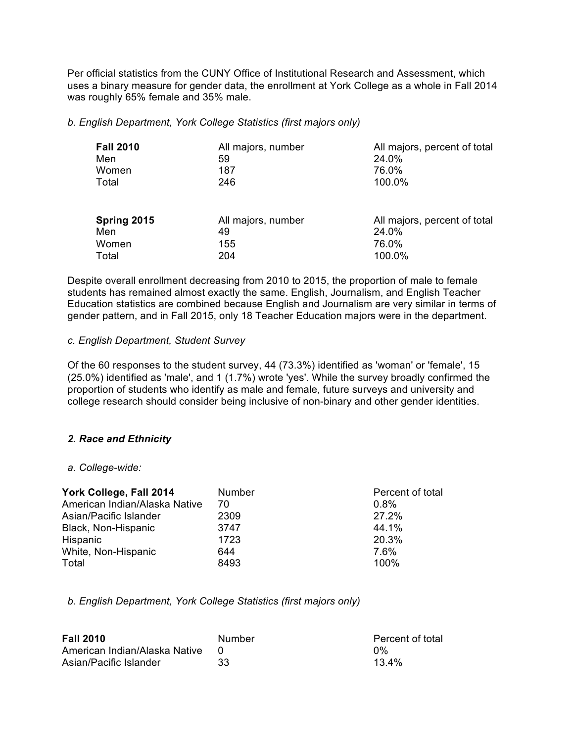Per official statistics from the CUNY Office of Institutional Research and Assessment, which uses a binary measure for gender data, the enrollment at York College as a whole in Fall 2014 was roughly 65% female and 35% male.

*b. English Department, York College Statistics (first majors only)*

| **Fall 2010** | All majors, number | All majors, percent of total |
|---|---|---|
| Men | 59 | 24.0% |
| Women | 187 | 76.0% |
| Total | 246 | 100.0% |

| **Spring 2015** | All majors, number | All majors, percent of total |
|---|---|---|
| Men | 49 | 24.0% |
| Women | 155 | 76.0% |
| Total | 204 | 100.0% |

Despite overall enrollment decreasing from 2010 to 2015, the proportion of male to female students has remained almost exactly the same. English, Journalism, and English Teacher Education statistics are combined because English and Journalism are very similar in terms of gender pattern, and in Fall 2015, only 18 Teacher Education majors were in the department.

*c. English Department, Student Survey*

Of the 60 responses to the student survey, 44 (73.3%) identified as 'woman' or 'female', 15 (25.0%) identified as 'male', and 1 (1.7%) wrote 'yes'. While the survey broadly confirmed the proportion of students who identify as male and female, future surveys and university and college research should consider being inclusive of non-binary and other gender identities.

### *2. Race and Ethnicity*

*a. College-wide:*

| **York College, Fall 2014** | Number | Percent of total |
|---|---|---|
| American Indian/Alaska Native | 70 | 0.8% |
| Asian/Pacific Islander | 2309 | 27.2% |
| Black, Non-Hispanic | 3747 | 44.1% |
| Hispanic | 1723 | 20.3% |
| White, Non-Hispanic | 644 | 7.6% |
| Total | 8493 | 100% |

*b. English Department, York College Statistics (first majors only)*

| **Fall 2010** | Number | Percent of total |
|---|---|---|
| American Indian/Alaska Native | 0 | 0% |
| Asian/Pacific Islander | 33 | 13.4% |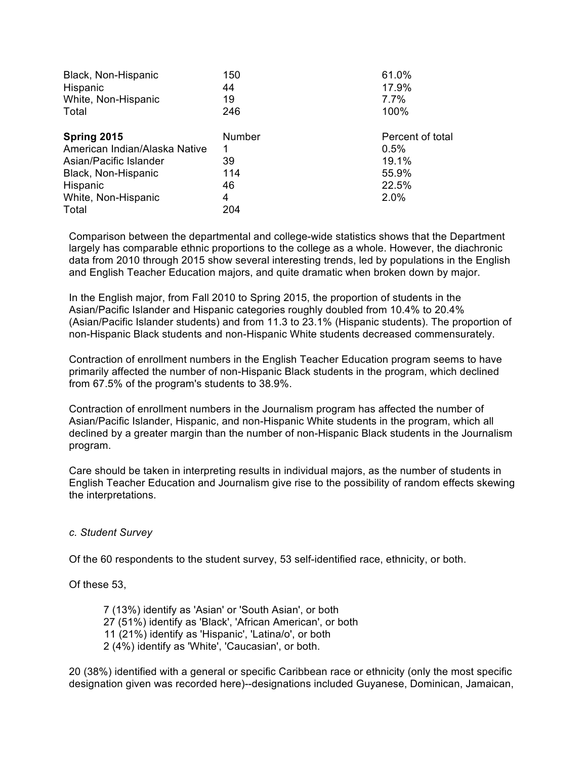| | | |
|---|---|---|
| Black, Non-Hispanic | 150 | 61.0% |
| Hispanic | 44 | 17.9% |
| White, Non-Hispanic | 19 | 7.7% |
| Total | 246 | 100% |

| **Spring 2015** | Number | Percent of total |
|---|---|---|
| American Indian/Alaska Native | 1 | 0.5% |
| Asian/Pacific Islander | 39 | 19.1% |
| Black, Non-Hispanic | 114 | 55.9% |
| Hispanic | 46 | 22.5% |
| White, Non-Hispanic | 4 | 2.0% |
| Total | 204 | |

Comparison between the departmental and college-wide statistics shows that the Department largely has comparable ethnic proportions to the college as a whole. However, the diachronic data from 2010 through 2015 show several interesting trends, led by populations in the English and English Teacher Education majors, and quite dramatic when broken down by major.

In the English major, from Fall 2010 to Spring 2015, the proportion of students in the Asian/Pacific Islander and Hispanic categories roughly doubled from 10.4% to 20.4% (Asian/Pacific Islander students) and from 11.3 to 23.1% (Hispanic students). The proportion of non-Hispanic Black students and non-Hispanic White students decreased commensurately.

Contraction of enrollment numbers in the English Teacher Education program seems to have primarily affected the number of non-Hispanic Black students in the program, which declined from 67.5% of the program's students to 38.9%.

Contraction of enrollment numbers in the Journalism program has affected the number of Asian/Pacific Islander, Hispanic, and non-Hispanic White students in the program, which all declined by a greater margin than the number of non-Hispanic Black students in the Journalism program.

Care should be taken in interpreting results in individual majors, as the number of students in English Teacher Education and Journalism give rise to the possibility of random effects skewing the interpretations.

*c. Student Survey*

Of the 60 respondents to the student survey, 53 self-identified race, ethnicity, or both.

Of these 53,

- 7 (13%) identify as 'Asian' or 'South Asian', or both
- 27 (51%) identify as 'Black', 'African American', or both
- 11 (21%) identify as 'Hispanic', 'Latina/o', or both
- 2 (4%) identify as 'White', 'Caucasian', or both.

20 (38%) identified with a general or specific Caribbean race or ethnicity (only the most specific designation given was recorded here)--designations included Guyanese, Dominican, Jamaican,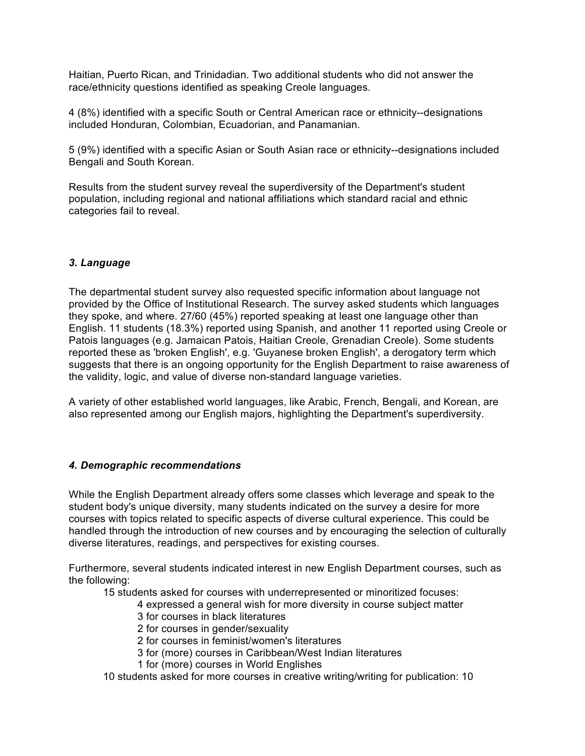Haitian, Puerto Rican, and Trinidadian. Two additional students who did not answer the race/ethnicity questions identified as speaking Creole languages.

4 (8%) identified with a specific South or Central American race or ethnicity--designations included Honduran, Colombian, Ecuadorian, and Panamanian.

5 (9%) identified with a specific Asian or South Asian race or ethnicity--designations included Bengali and South Korean.

Results from the student survey reveal the superdiversity of the Department's student population, including regional and national affiliations which standard racial and ethnic categories fail to reveal.

### *3. Language*

The departmental student survey also requested specific information about language not provided by the Office of Institutional Research. The survey asked students which languages they spoke, and where. 27/60 (45%) reported speaking at least one language other than English. 11 students (18.3%) reported using Spanish, and another 11 reported using Creole or Patois languages (e.g. Jamaican Patois, Haitian Creole, Grenadian Creole). Some students reported these as 'broken English', e.g. 'Guyanese broken English', a derogatory term which suggests that there is an ongoing opportunity for the English Department to raise awareness of the validity, logic, and value of diverse non-standard language varieties.

A variety of other established world languages, like Arabic, French, Bengali, and Korean, are also represented among our English majors, highlighting the Department's superdiversity.

### *4. Demographic recommendations*

While the English Department already offers some classes which leverage and speak to the student body's unique diversity, many students indicated on the survey a desire for more courses with topics related to specific aspects of diverse cultural experience. This could be handled through the introduction of new courses and by encouraging the selection of culturally diverse literatures, readings, and perspectives for existing courses.

Furthermore, several students indicated interest in new English Department courses, such as the following:

- 15 students asked for courses with underrepresented or minoritized focuses:
  - 4 expressed a general wish for more diversity in course subject matter
  - 3 for courses in black literatures
  - 2 for courses in gender/sexuality
  - 2 for courses in feminist/women's literatures
  - 3 for (more) courses in Caribbean/West Indian literatures
  - 1 for (more) courses in World Englishes
- 10 students asked for more courses in creative writing/writing for publication: 10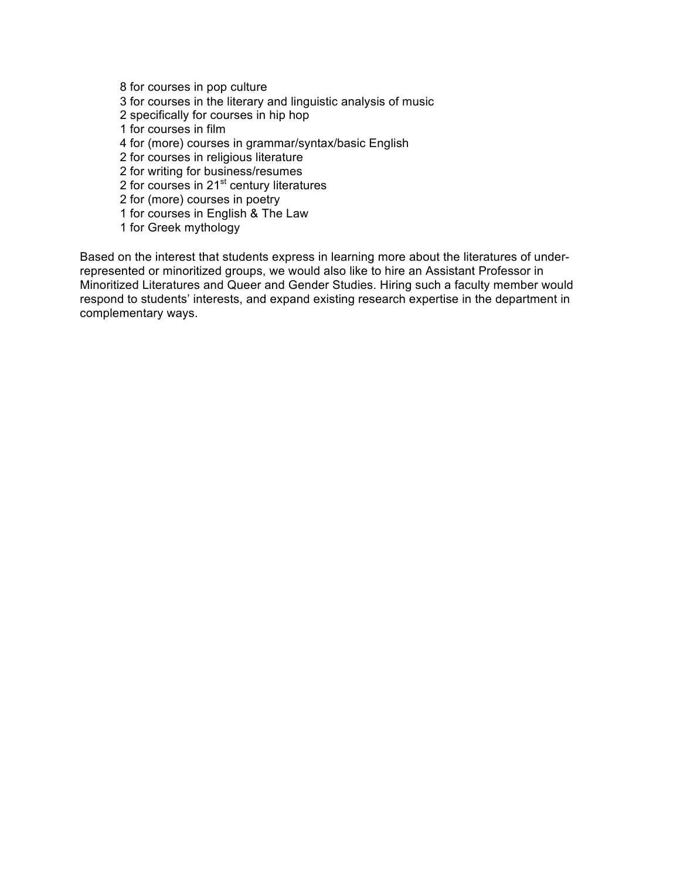- 8 for courses in pop culture
- 3 for courses in the literary and linguistic analysis of music
- 2 specifically for courses in hip hop
- 1 for courses in film
- 4 for (more) courses in grammar/syntax/basic English
- 2 for courses in religious literature
- 2 for writing for business/resumes
- 2 for courses in 21st century literatures
- 2 for (more) courses in poetry
- 1 for courses in English & The Law
- 1 for Greek mythology

Based on the interest that students express in learning more about the literatures of under-represented or minoritized groups, we would also like to hire an Assistant Professor in Minoritized Literatures and Queer and Gender Studies. Hiring such a faculty member would respond to students' interests, and expand existing research expertise in the department in complementary ways.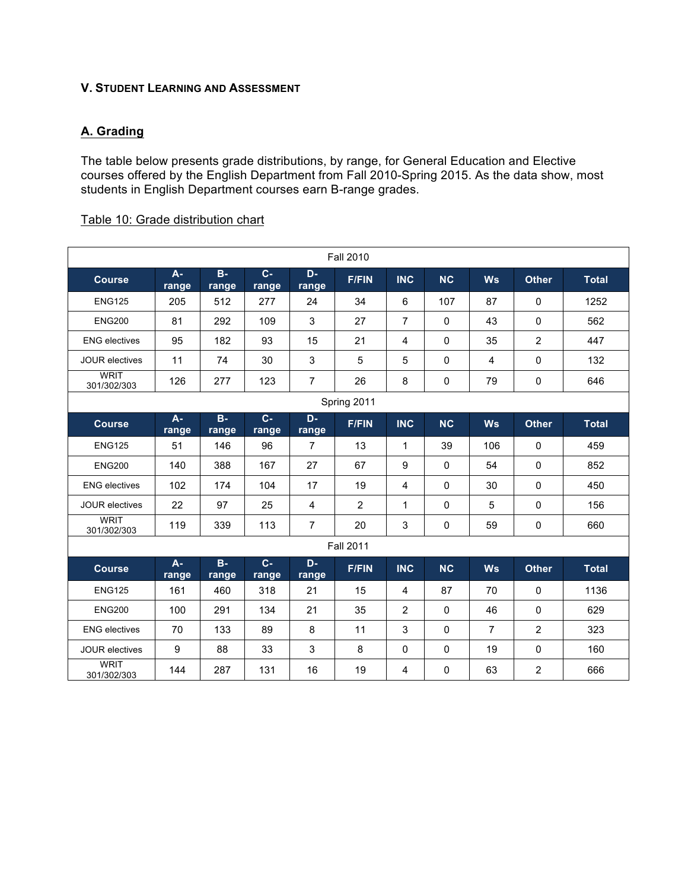## V. Student Learning and Assessment

### A. Grading

The table below presents grade distributions, by range, for General Education and Elective courses offered by the English Department from Fall 2010-Spring 2015. As the data show, most students in English Department courses earn B-range grades.

Table 10: Grade distribution chart

| Fall 2010 | | | | | | | | | | |
|---|---|---|---|---|---|---|---|---|---|---|
| **Course** | **A-range** | **B-range** | **C-range** | **D-range** | **F/FIN** | **INC** | **NC** | **Ws** | **Other** | **Total** |
| ENG125 | 205 | 512 | 277 | 24 | 34 | 6 | 107 | 87 | 0 | 1252 |
| ENG200 | 81 | 292 | 109 | 3 | 27 | 7 | 0 | 43 | 0 | 562 |
| ENG electives | 95 | 182 | 93 | 15 | 21 | 4 | 0 | 35 | 2 | 447 |
| JOUR electives | 11 | 74 | 30 | 3 | 5 | 5 | 0 | 4 | 0 | 132 |
| WRIT 301/302/303 | 126 | 277 | 123 | 7 | 26 | 8 | 0 | 79 | 0 | 646 |
| **Spring 2011** | | | | | | | | | | |
| **Course** | **A-range** | **B-range** | **C-range** | **D-range** | **F/FIN** | **INC** | **NC** | **Ws** | **Other** | **Total** |
| ENG125 | 51 | 146 | 96 | 7 | 13 | 1 | 39 | 106 | 0 | 459 |
| ENG200 | 140 | 388 | 167 | 27 | 67 | 9 | 0 | 54 | 0 | 852 |
| ENG electives | 102 | 174 | 104 | 17 | 19 | 4 | 0 | 30 | 0 | 450 |
| JOUR electives | 22 | 97 | 25 | 4 | 2 | 1 | 0 | 5 | 0 | 156 |
| WRIT 301/302/303 | 119 | 339 | 113 | 7 | 20 | 3 | 0 | 59 | 0 | 660 |
| **Fall 2011** | | | | | | | | | | |
| **Course** | **A-range** | **B-range** | **C-range** | **D-range** | **F/FIN** | **INC** | **NC** | **Ws** | **Other** | **Total** |
| ENG125 | 161 | 460 | 318 | 21 | 15 | 4 | 87 | 70 | 0 | 1136 |
| ENG200 | 100 | 291 | 134 | 21 | 35 | 2 | 0 | 46 | 0 | 629 |
| ENG electives | 70 | 133 | 89 | 8 | 11 | 3 | 0 | 7 | 2 | 323 |
| JOUR electives | 9 | 88 | 33 | 3 | 8 | 0 | 0 | 19 | 0 | 160 |
| WRIT 301/302/303 | 144 | 287 | 131 | 16 | 19 | 4 | 0 | 63 | 2 | 666 |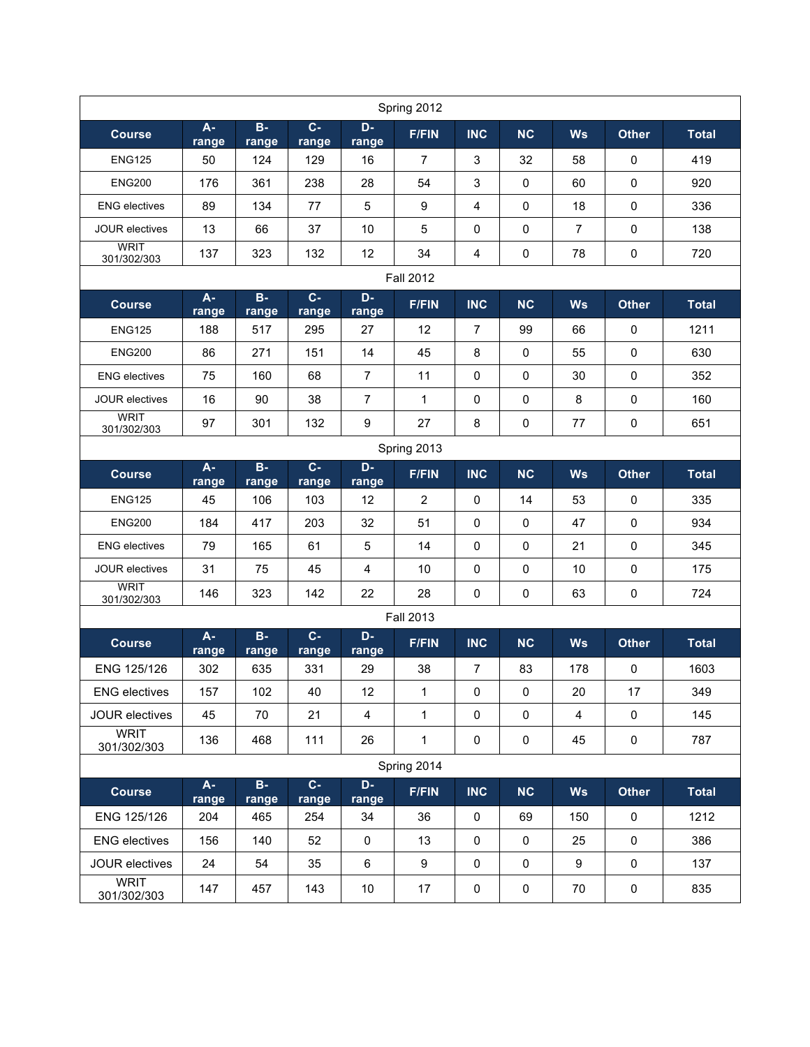| Spring 2012 | | | | | | | | | |
|---|---|---|---|---|---|---|---|---|---|
| **Course** | **A-range** | **B-range** | **C-range** | **D-range** | **F/FIN** | **INC** | **NC** | **Ws** | **Other** | **Total** |
| ENG125 | 50 | 124 | 129 | 16 | 7 | 3 | 32 | 58 | 0 | 419 |
| ENG200 | 176 | 361 | 238 | 28 | 54 | 3 | 0 | 60 | 0 | 920 |
| ENG electives | 89 | 134 | 77 | 5 | 9 | 4 | 0 | 18 | 0 | 336 |
| JOUR electives | 13 | 66 | 37 | 10 | 5 | 0 | 0 | 7 | 0 | 138 |
| WRIT 301/302/303 | 137 | 323 | 132 | 12 | 34 | 4 | 0 | 78 | 0 | 720 |

| Fall 2012 | | | | | | | | | | |
|---|---|---|---|---|---|---|---|---|---|---|
| **Course** | **A-range** | **B-range** | **C-range** | **D-range** | **F/FIN** | **INC** | **NC** | **Ws** | **Other** | **Total** |
| ENG125 | 188 | 517 | 295 | 27 | 12 | 7 | 99 | 66 | 0 | 1211 |
| ENG200 | 86 | 271 | 151 | 14 | 45 | 8 | 0 | 55 | 0 | 630 |
| ENG electives | 75 | 160 | 68 | 7 | 11 | 0 | 0 | 30 | 0 | 352 |
| JOUR electives | 16 | 90 | 38 | 7 | 1 | 0 | 0 | 8 | 0 | 160 |
| WRIT 301/302/303 | 97 | 301 | 132 | 9 | 27 | 8 | 0 | 77 | 0 | 651 |

| Spring 2013 | | | | | | | | | | |
|---|---|---|---|---|---|---|---|---|---|---|
| **Course** | **A-range** | **B-range** | **C-range** | **D-range** | **F/FIN** | **INC** | **NC** | **Ws** | **Other** | **Total** |
| ENG125 | 45 | 106 | 103 | 12 | 2 | 0 | 14 | 53 | 0 | 335 |
| ENG200 | 184 | 417 | 203 | 32 | 51 | 0 | 0 | 47 | 0 | 934 |
| ENG electives | 79 | 165 | 61 | 5 | 14 | 0 | 0 | 21 | 0 | 345 |
| JOUR electives | 31 | 75 | 45 | 4 | 10 | 0 | 0 | 10 | 0 | 175 |
| WRIT 301/302/303 | 146 | 323 | 142 | 22 | 28 | 0 | 0 | 63 | 0 | 724 |

| Fall 2013 | | | | | | | | | | |
|---|---|---|---|---|---|---|---|---|---|---|
| **Course** | **A-range** | **B-range** | **C-range** | **D-range** | **F/FIN** | **INC** | **NC** | **Ws** | **Other** | **Total** |
| ENG 125/126 | 302 | 635 | 331 | 29 | 38 | 7 | 83 | 178 | 0 | 1603 |
| ENG electives | 157 | 102 | 40 | 12 | 1 | 0 | 0 | 20 | 17 | 349 |
| JOUR electives | 45 | 70 | 21 | 4 | 1 | 0 | 0 | 4 | 0 | 145 |
| WRIT 301/302/303 | 136 | 468 | 111 | 26 | 1 | 0 | 0 | 45 | 0 | 787 |

| Spring 2014 | | | | | | | | | | |
|---|---|---|---|---|---|---|---|---|---|---|
| **Course** | **A-range** | **B-range** | **C-range** | **D-range** | **F/FIN** | **INC** | **NC** | **Ws** | **Other** | **Total** |
| ENG 125/126 | 204 | 465 | 254 | 34 | 36 | 0 | 69 | 150 | 0 | 1212 |
| ENG electives | 156 | 140 | 52 | 0 | 13 | 0 | 0 | 25 | 0 | 386 |
| JOUR electives | 24 | 54 | 35 | 6 | 9 | 0 | 0 | 9 | 0 | 137 |
| WRIT 301/302/303 | 147 | 457 | 143 | 10 | 17 | 0 | 0 | 70 | 0 | 835 |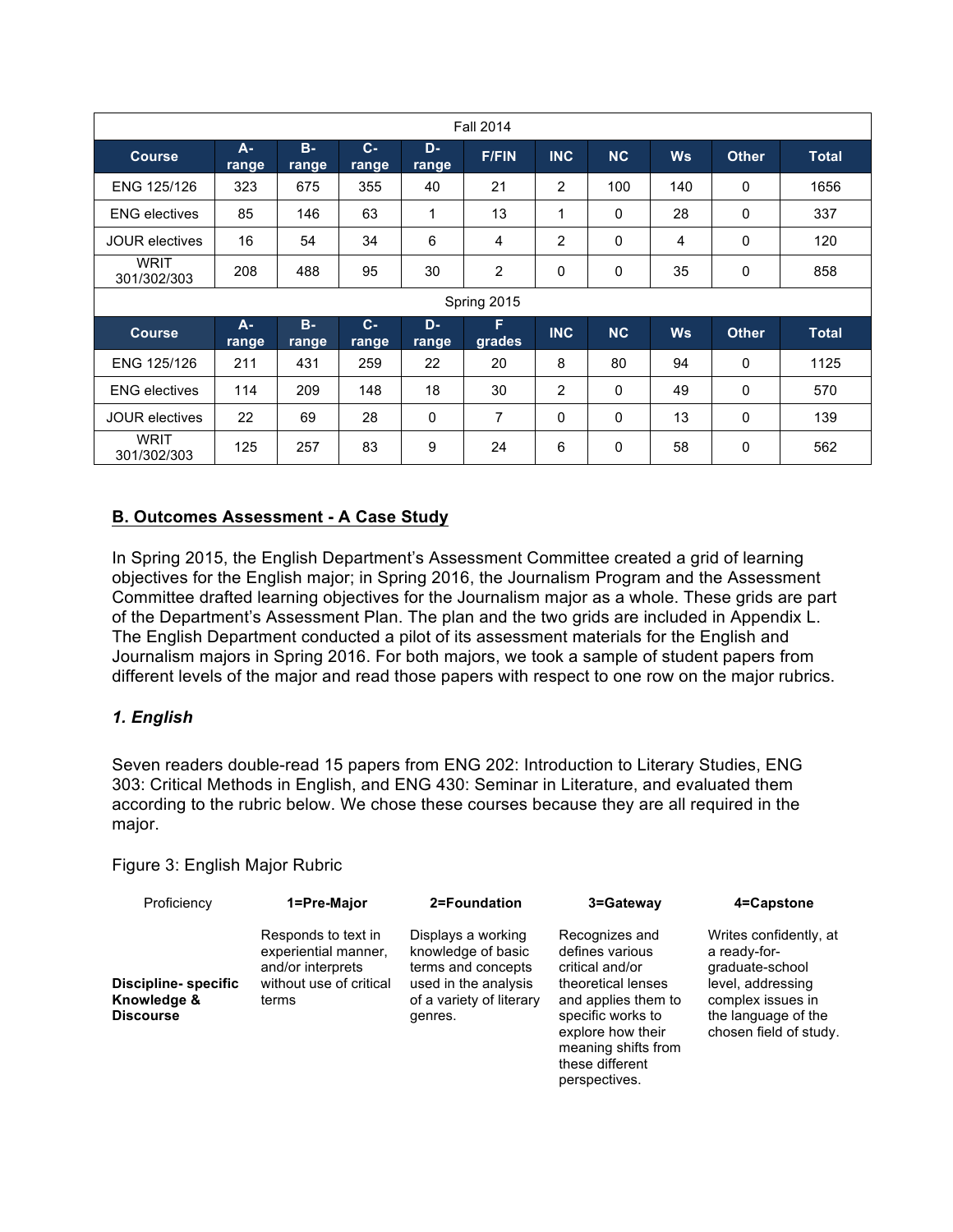| Fall 2014 | | | | | | | | | | |
|---|---|---|---|---|---|---|---|---|---|---|
| **Course** | **A-range** | **B-range** | **C-range** | **D-range** | **F/FIN** | **INC** | **NC** | **Ws** | **Other** | **Total** |
| ENG 125/126 | 323 | 675 | 355 | 40 | 21 | 2 | 100 | 140 | 0 | 1656 |
| ENG electives | 85 | 146 | 63 | 1 | 13 | 1 | 0 | 28 | 0 | 337 |
| JOUR electives | 16 | 54 | 34 | 6 | 4 | 2 | 0 | 4 | 0 | 120 |
| WRIT 301/302/303 | 208 | 488 | 95 | 30 | 2 | 0 | 0 | 35 | 0 | 858 |
| Spring 2015 | | | | | | | | | | |
| **Course** | **A-range** | **B-range** | **C-range** | **D-range** | **F grades** | **INC** | **NC** | **Ws** | **Other** | **Total** |
| ENG 125/126 | 211 | 431 | 259 | 22 | 20 | 8 | 80 | 94 | 0 | 1125 |
| ENG electives | 114 | 209 | 148 | 18 | 30 | 2 | 0 | 49 | 0 | 570 |
| JOUR electives | 22 | 69 | 28 | 0 | 7 | 0 | 0 | 13 | 0 | 139 |
| WRIT 301/302/303 | 125 | 257 | 83 | 9 | 24 | 6 | 0 | 58 | 0 | 562 |

## B. Outcomes Assessment - A Case Study

In Spring 2015, the English Department's Assessment Committee created a grid of learning objectives for the English major; in Spring 2016, the Journalism Program and the Assessment Committee drafted learning objectives for the Journalism major as a whole. These grids are part of the Department's Assessment Plan. The plan and the two grids are included in Appendix L. The English Department conducted a pilot of its assessment materials for the English and Journalism majors in Spring 2016. For both majors, we took a sample of student papers from different levels of the major and read those papers with respect to one row on the major rubrics.

### *1. English*

Seven readers double-read 15 papers from ENG 202: Introduction to Literary Studies, ENG 303: Critical Methods in English, and ENG 430: Seminar in Literature, and evaluated them according to the rubric below. We chose these courses because they are all required in the major.

Figure 3: English Major Rubric

| Proficiency | **1=Pre-Major** | **2=Foundation** | **3=Gateway** | **4=Capstone** |
|---|---|---|---|---|
| **Discipline- specific Knowledge & Discourse** | Responds to text in experiential manner, and/or interprets without use of critical terms | Displays a working knowledge of basic terms and concepts used in the analysis of a variety of literary genres. | Recognizes and defines various critical and/or theoretical lenses and applies them to specific works to explore how their meaning shifts from these different perspectives. | Writes confidently, at a ready-for-graduate-school level, addressing complex issues in the language of the chosen field of study. |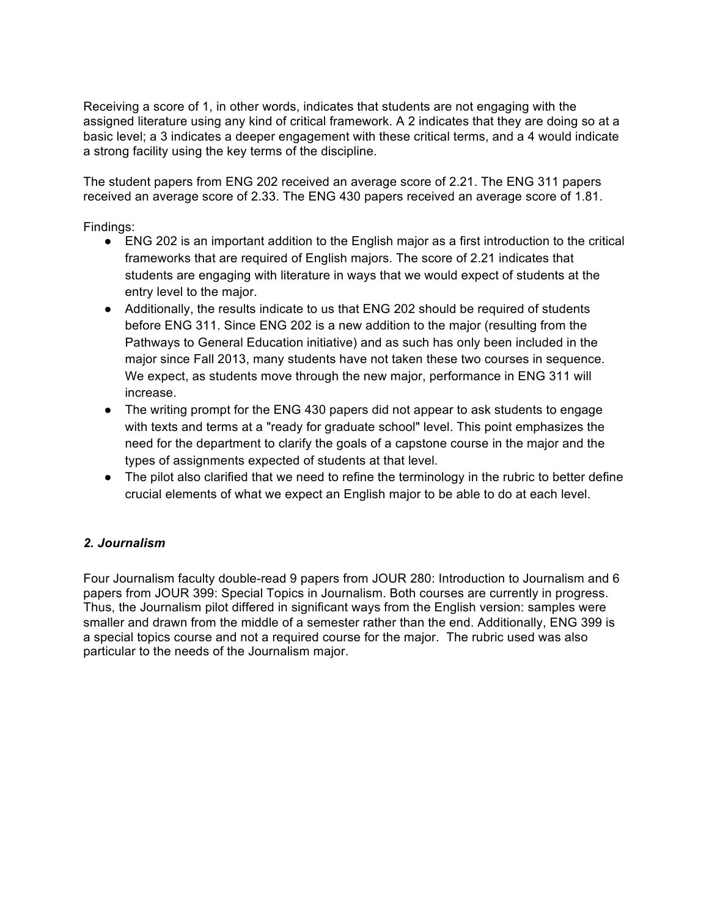Receiving a score of 1, in other words, indicates that students are not engaging with the assigned literature using any kind of critical framework. A 2 indicates that they are doing so at a basic level; a 3 indicates a deeper engagement with these critical terms, and a 4 would indicate a strong facility using the key terms of the discipline.

The student papers from ENG 202 received an average score of 2.21. The ENG 311 papers received an average score of 2.33. The ENG 430 papers received an average score of 1.81.

Findings:

- ENG 202 is an important addition to the English major as a first introduction to the critical frameworks that are required of English majors. The score of 2.21 indicates that students are engaging with literature in ways that we would expect of students at the entry level to the major.
- Additionally, the results indicate to us that ENG 202 should be required of students before ENG 311. Since ENG 202 is a new addition to the major (resulting from the Pathways to General Education initiative) and as such has only been included in the major since Fall 2013, many students have not taken these two courses in sequence. We expect, as students move through the new major, performance in ENG 311 will increase.
- The writing prompt for the ENG 430 papers did not appear to ask students to engage with texts and terms at a "ready for graduate school" level. This point emphasizes the need for the department to clarify the goals of a capstone course in the major and the types of assignments expected of students at that level.
- The pilot also clarified that we need to refine the terminology in the rubric to better define crucial elements of what we expect an English major to be able to do at each level.

### *2. Journalism*

Four Journalism faculty double-read 9 papers from JOUR 280: Introduction to Journalism and 6 papers from JOUR 399: Special Topics in Journalism. Both courses are currently in progress. Thus, the Journalism pilot differed in significant ways from the English version: samples were smaller and drawn from the middle of a semester rather than the end. Additionally, ENG 399 is a special topics course and not a required course for the major. The rubric used was also particular to the needs of the Journalism major.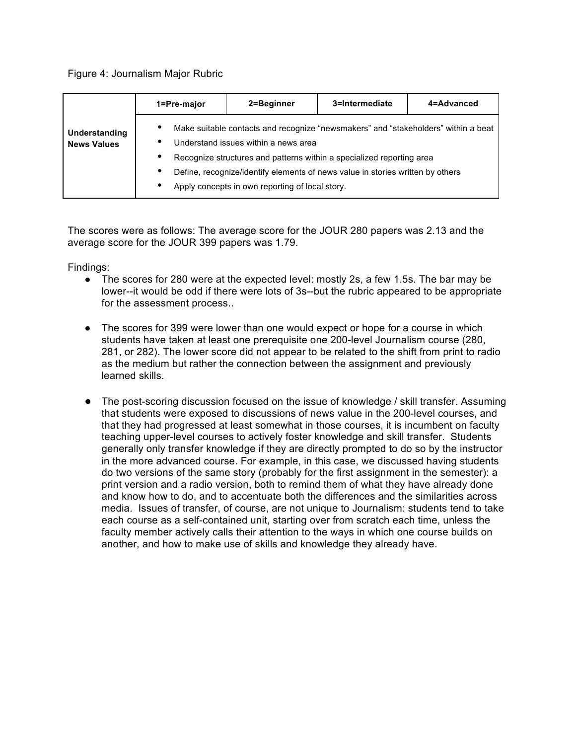Figure 4: Journalism Major Rubric

| | 1=Pre-major | 2=Beginner | 3=Intermediate | 4=Advanced |
|---|---|---|---|---|
| **Understanding News Values** | • Make suitable contacts and recognize "newsmakers" and "stakeholders" within a beat<br>• Understand issues within a news area<br>• Recognize structures and patterns within a specialized reporting area<br>• Define, recognize/identify elements of news value in stories written by others<br>• Apply concepts in own reporting of local story. | | | |

The scores were as follows: The average score for the JOUR 280 papers was 2.13 and the average score for the JOUR 399 papers was 1.79.

Findings:

- The scores for 280 were at the expected level: mostly 2s, a few 1.5s. The bar may be lower--it would be odd if there were lots of 3s--but the rubric appeared to be appropriate for the assessment process..

- The scores for 399 were lower than one would expect or hope for a course in which students have taken at least one prerequisite one 200-level Journalism course (280, 281, or 282). The lower score did not appear to be related to the shift from print to radio as the medium but rather the connection between the assignment and previously learned skills.

- The post-scoring discussion focused on the issue of knowledge / skill transfer. Assuming that students were exposed to discussions of news value in the 200-level courses, and that they had progressed at least somewhat in those courses, it is incumbent on faculty teaching upper-level courses to actively foster knowledge and skill transfer. Students generally only transfer knowledge if they are directly prompted to do so by the instructor in the more advanced course. For example, in this case, we discussed having students do two versions of the same story (probably for the first assignment in the semester): a print version and a radio version, both to remind them of what they have already done and know how to do, and to accentuate both the differences and the similarities across media. Issues of transfer, of course, are not unique to Journalism: students tend to take each course as a self-contained unit, starting over from scratch each time, unless the faculty member actively calls their attention to the ways in which one course builds on another, and how to make use of skills and knowledge they already have.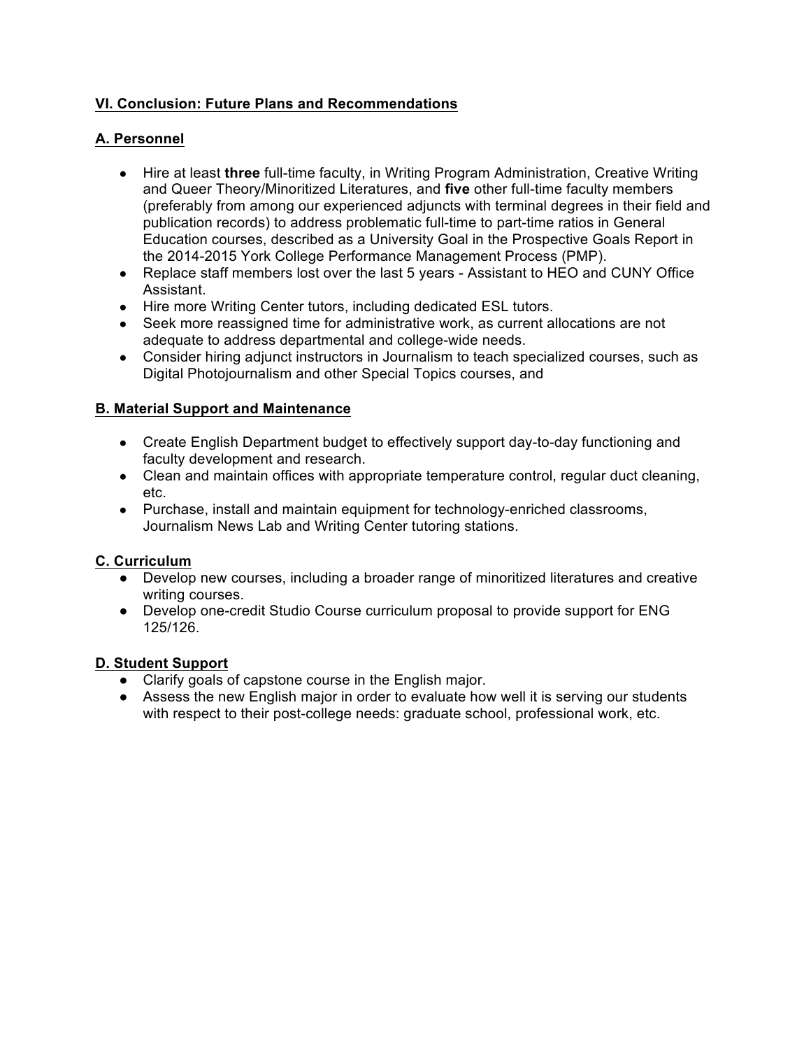## VI. Conclusion: Future Plans and Recommendations

### A. Personnel

- Hire at least **three** full-time faculty, in Writing Program Administration, Creative Writing and Queer Theory/Minoritized Literatures, and **five** other full-time faculty members (preferably from among our experienced adjuncts with terminal degrees in their field and publication records) to address problematic full-time to part-time ratios in General Education courses, described as a University Goal in the Prospective Goals Report in the 2014-2015 York College Performance Management Process (PMP).
- Replace staff members lost over the last 5 years - Assistant to HEO and CUNY Office Assistant.
- Hire more Writing Center tutors, including dedicated ESL tutors.
- Seek more reassigned time for administrative work, as current allocations are not adequate to address departmental and college-wide needs.
- Consider hiring adjunct instructors in Journalism to teach specialized courses, such as Digital Photojournalism and other Special Topics courses, and

### B. Material Support and Maintenance

- Create English Department budget to effectively support day-to-day functioning and faculty development and research.
- Clean and maintain offices with appropriate temperature control, regular duct cleaning, etc.
- Purchase, install and maintain equipment for technology-enriched classrooms, Journalism News Lab and Writing Center tutoring stations.

### C. Curriculum

- Develop new courses, including a broader range of minoritized literatures and creative writing courses.
- Develop one-credit Studio Course curriculum proposal to provide support for ENG 125/126.

### D. Student Support

- Clarify goals of capstone course in the English major.
- Assess the new English major in order to evaluate how well it is serving our students with respect to their post-college needs: graduate school, professional work, etc.